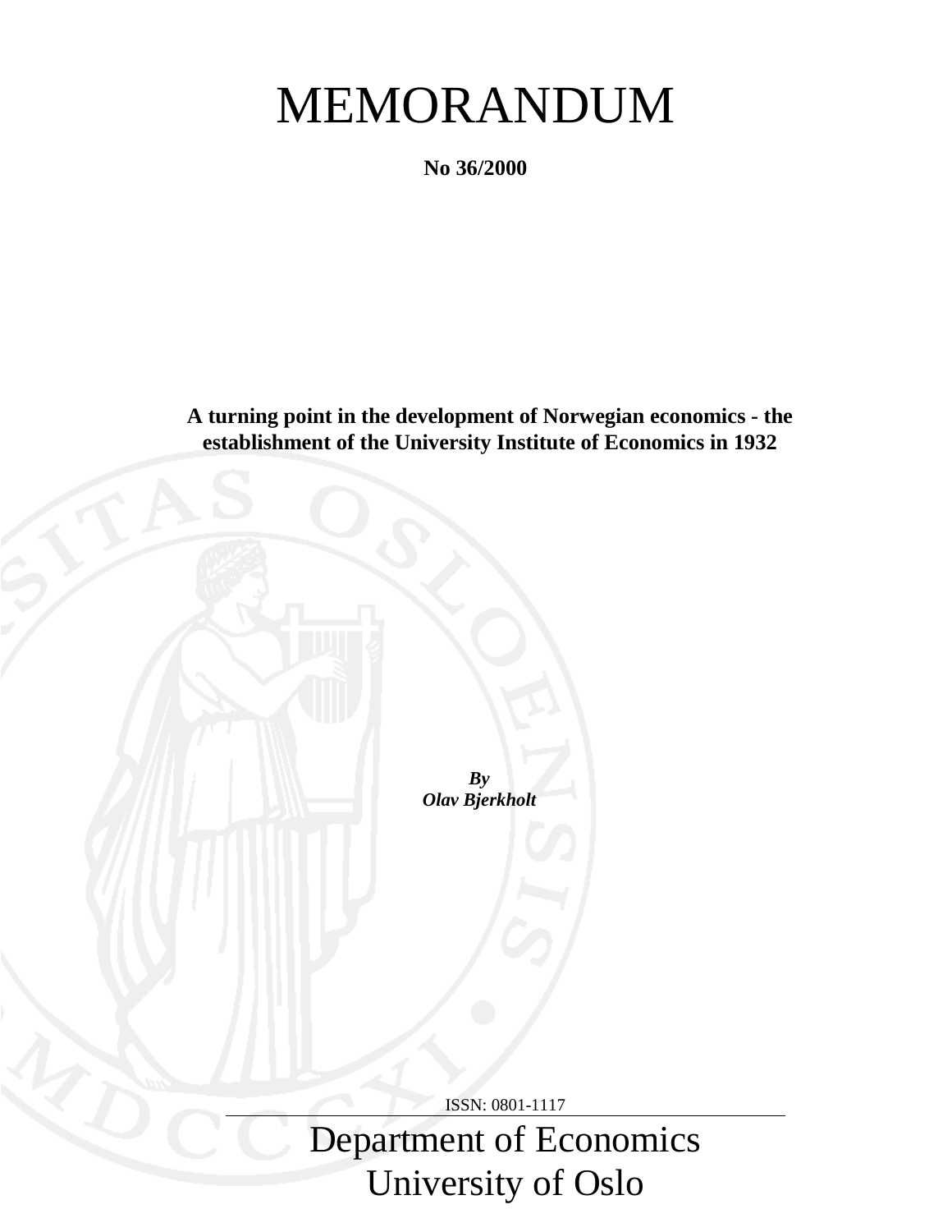# MEMORANDUM

**No 36/2000**

**A turning point in the development of Norwegian economics - the establishment of the University Institute of Economics in 1932**

***By***
***Olav Bjerkholt***

ISSN: 0801-1117

Department of Economics
University of Oslo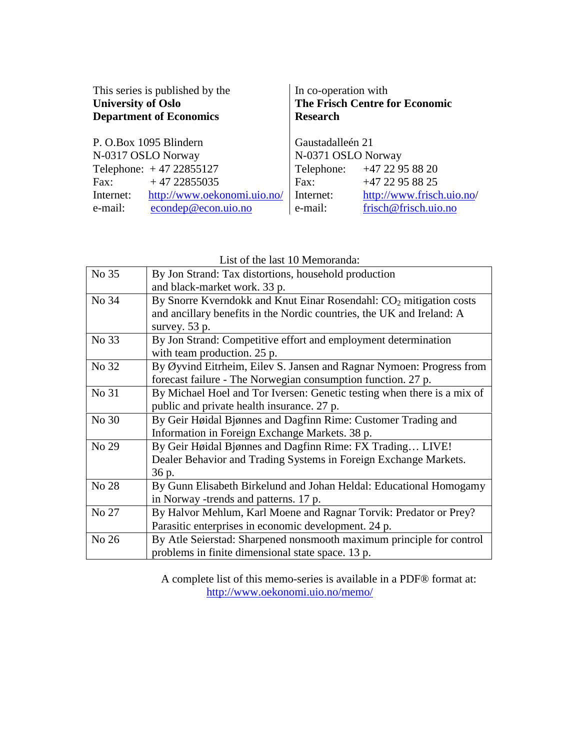This series is published by the
**University of Oslo**
**Department of Economics**

P. O.Box 1095 Blindern
N-0317 OSLO Norway
Telephone: + 47 22855127
Fax: + 47 22855035
Internet: http://www.oekonomi.uio.no/
e-mail: econdep@econ.uio.no

In co-operation with
**The Frisch Centre for Economic Research**

Gaustadalleén 21
N-0371 OSLO Norway
Telephone: +47 22 95 88 20
Fax: +47 22 95 88 25
Internet: http://www.frisch.uio.no/
e-mail: frisch@frisch.uio.no

List of the last 10 Memoranda:

| | |
|---|---|
| No 35 | By Jon Strand: Tax distortions, household production and black-market work. 33 p. |
| No 34 | By Snorre Kverndokk and Knut Einar Rosendahl: $CO_2$ mitigation costs and ancillary benefits in the Nordic countries, the UK and Ireland: A survey. 53 p. |
| No 33 | By Jon Strand: Competitive effort and employment determination with team production. 25 p. |
| No 32 | By Øyvind Eitrheim, Eilev S. Jansen and Ragnar Nymoen: Progress from forecast failure - The Norwegian consumption function. 27 p. |
| No 31 | By Michael Hoel and Tor Iversen: Genetic testing when there is a mix of public and private health insurance. 27 p. |
| No 30 | By Geir Høidal Bjønnes and Dagfinn Rime: Customer Trading and Information in Foreign Exchange Markets. 38 p. |
| No 29 | By Geir Høidal Bjønnes and Dagfinn Rime: FX Trading… LIVE! Dealer Behavior and Trading Systems in Foreign Exchange Markets. 36 p. |
| No 28 | By Gunn Elisabeth Birkelund and Johan Heldal: Educational Homogamy in Norway -trends and patterns. 17 p. |
| No 27 | By Halvor Mehlum, Karl Moene and Ragnar Torvik: Predator or Prey? Parasitic enterprises in economic development. 24 p. |
| No 26 | By Atle Seierstad: Sharpened nonsmooth maximum principle for control problems in finite dimensional state space. 13 p. |

A complete list of this memo-series is available in a PDF® format at:
http://www.oekonomi.uio.no/memo/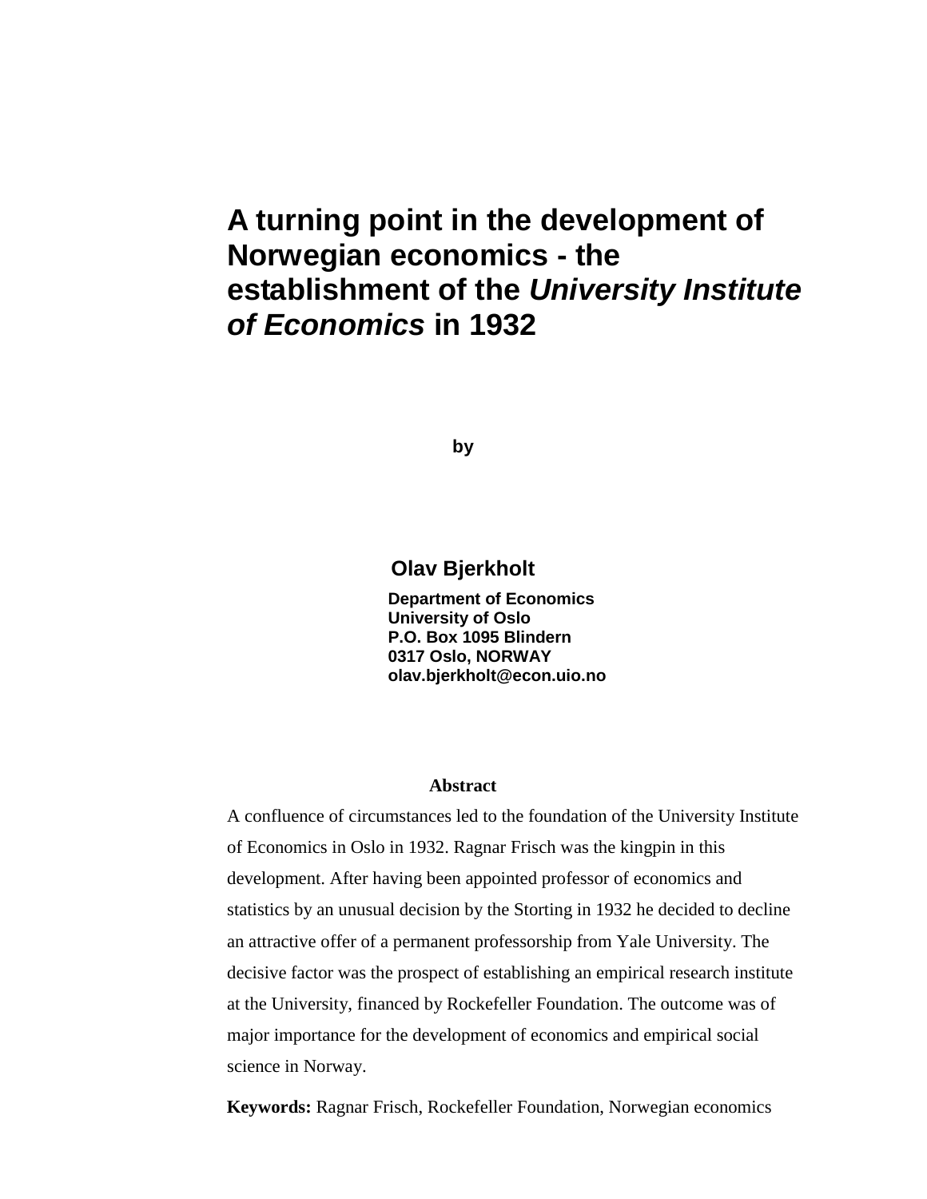# A turning point in the development of Norwegian economics - the establishment of the *University Institute of Economics* in 1932

**by**

**Olav Bjerkholt**

**Department of Economics**
**University of Oslo**
**P.O. Box 1095 Blindern**
**0317 Oslo, NORWAY**
**olav.bjerkholt@econ.uio.no**

**Abstract**

A confluence of circumstances led to the foundation of the University Institute of Economics in Oslo in 1932. Ragnar Frisch was the kingpin in this development. After having been appointed professor of economics and statistics by an unusual decision by the Storting in 1932 he decided to decline an attractive offer of a permanent professorship from Yale University. The decisive factor was the prospect of establishing an empirical research institute at the University, financed by Rockefeller Foundation. The outcome was of major importance for the development of economics and empirical social science in Norway.

**Keywords:** Ragnar Frisch, Rockefeller Foundation, Norwegian economics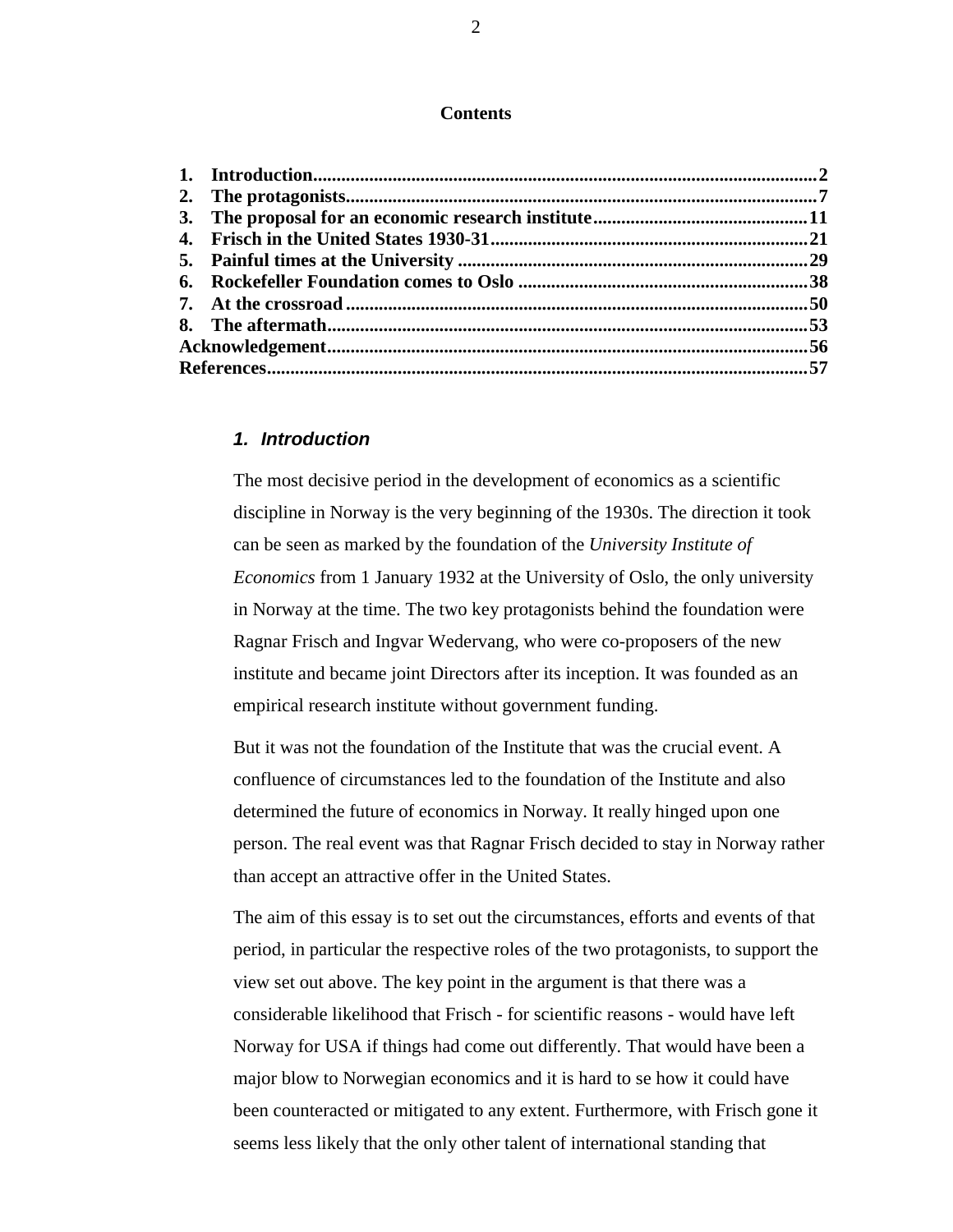## Contents

1. Introduction .......... 2
2. The protagonists .......... 7
3. The proposal for an economic research institute .......... 11
4. Frisch in the United States 1930-31 .......... 21
5. Painful times at the University .......... 29
6. Rockefeller Foundation comes to Oslo .......... 38
7. At the crossroad .......... 50
8. The aftermath .......... 53

Acknowledgement .......... 56

References .......... 57

### *1. Introduction*

The most decisive period in the development of economics as a scientific discipline in Norway is the very beginning of the 1930s. The direction it took can be seen as marked by the foundation of the *University Institute of Economics* from 1 January 1932 at the University of Oslo, the only university in Norway at the time. The two key protagonists behind the foundation were Ragnar Frisch and Ingvar Wedervang, who were co-proposers of the new institute and became joint Directors after its inception. It was founded as an empirical research institute without government funding.

But it was not the foundation of the Institute that was the crucial event. A confluence of circumstances led to the foundation of the Institute and also determined the future of economics in Norway. It really hinged upon one person. The real event was that Ragnar Frisch decided to stay in Norway rather than accept an attractive offer in the United States.

The aim of this essay is to set out the circumstances, efforts and events of that period, in particular the respective roles of the two protagonists, to support the view set out above. The key point in the argument is that there was a considerable likelihood that Frisch - for scientific reasons - would have left Norway for USA if things had come out differently. That would have been a major blow to Norwegian economics and it is hard to se how it could have been counteracted or mitigated to any extent. Furthermore, with Frisch gone it seems less likely that the only other talent of international standing that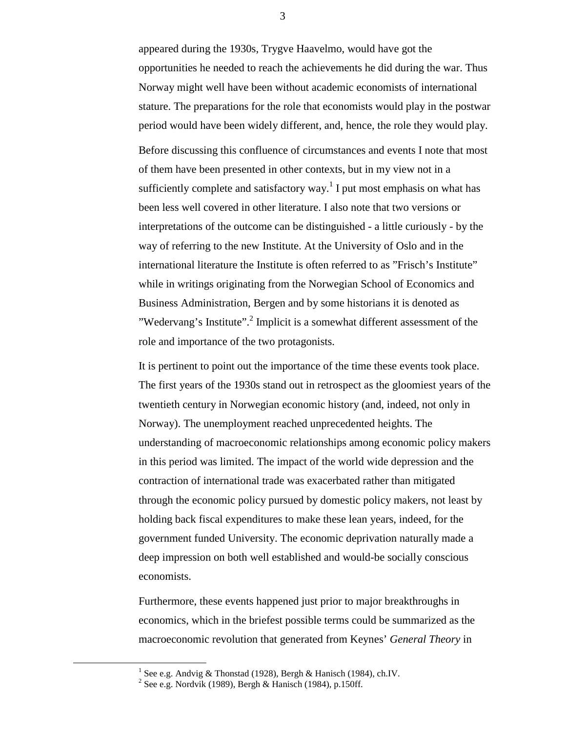appeared during the 1930s, Trygve Haavelmo, would have got the opportunities he needed to reach the achievements he did during the war. Thus Norway might well have been without academic economists of international stature. The preparations for the role that economists would play in the postwar period would have been widely different, and, hence, the role they would play.

Before discussing this confluence of circumstances and events I note that most of them have been presented in other contexts, but in my view not in a sufficiently complete and satisfactory way.[1] I put most emphasis on what has been less well covered in other literature. I also note that two versions or interpretations of the outcome can be distinguished - a little curiously - by the way of referring to the new Institute. At the University of Oslo and in the international literature the Institute is often referred to as ”Frisch’s Institute” while in writings originating from the Norwegian School of Economics and Business Administration, Bergen and by some historians it is denoted as ”Wedervang’s Institute”.[2] Implicit is a somewhat different assessment of the role and importance of the two protagonists.

It is pertinent to point out the importance of the time these events took place. The first years of the 1930s stand out in retrospect as the gloomiest years of the twentieth century in Norwegian economic history (and, indeed, not only in Norway). The unemployment reached unprecedented heights. The understanding of macroeconomic relationships among economic policy makers in this period was limited. The impact of the world wide depression and the contraction of international trade was exacerbated rather than mitigated through the economic policy pursued by domestic policy makers, not least by holding back fiscal expenditures to make these lean years, indeed, for the government funded University. The economic deprivation naturally made a deep impression on both well established and would-be socially conscious economists.

Furthermore, these events happened just prior to major breakthroughs in economics, which in the briefest possible terms could be summarized as the macroeconomic revolution that generated from Keynes’ *General Theory* in

[1] See e.g. Andvig & Thonstad (1928), Bergh & Hanisch (1984), ch.IV.
[2] See e.g. Nordvik (1989), Bergh & Hanisch (1984), p.150ff.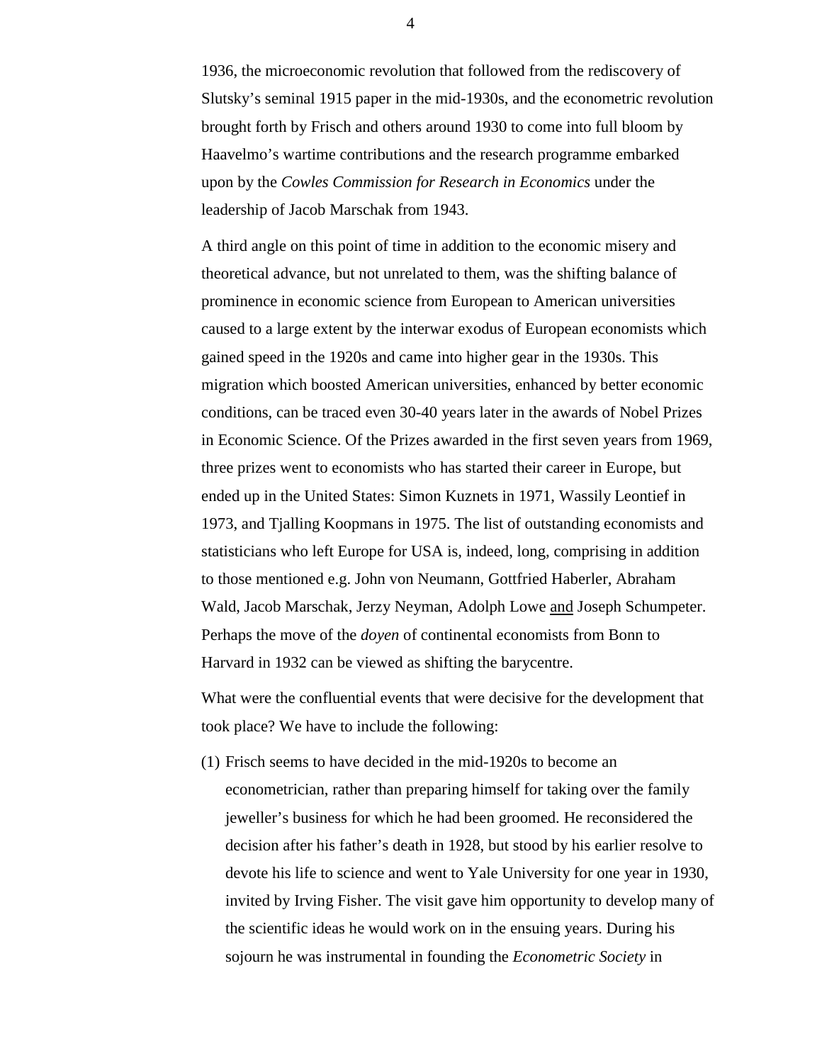1936, the microeconomic revolution that followed from the rediscovery of Slutsky's seminal 1915 paper in the mid-1930s, and the econometric revolution brought forth by Frisch and others around 1930 to come into full bloom by Haavelmo's wartime contributions and the research programme embarked upon by the *Cowles Commission for Research in Economics* under the leadership of Jacob Marschak from 1943.

A third angle on this point of time in addition to the economic misery and theoretical advance, but not unrelated to them, was the shifting balance of prominence in economic science from European to American universities caused to a large extent by the interwar exodus of European economists which gained speed in the 1920s and came into higher gear in the 1930s. This migration which boosted American universities, enhanced by better economic conditions, can be traced even 30-40 years later in the awards of Nobel Prizes in Economic Science. Of the Prizes awarded in the first seven years from 1969, three prizes went to economists who has started their career in Europe, but ended up in the United States: Simon Kuznets in 1971, Wassily Leontief in 1973, and Tjalling Koopmans in 1975. The list of outstanding economists and statisticians who left Europe for USA is, indeed, long, comprising in addition to those mentioned e.g. John von Neumann, Gottfried Haberler, Abraham Wald, Jacob Marschak, Jerzy Neyman, Adolph Lowe and Joseph Schumpeter. Perhaps the move of the *doyen* of continental economists from Bonn to Harvard in 1932 can be viewed as shifting the barycentre.

What were the confluential events that were decisive for the development that took place? We have to include the following:

(1) Frisch seems to have decided in the mid-1920s to become an econometrician, rather than preparing himself for taking over the family jeweller's business for which he had been groomed. He reconsidered the decision after his father's death in 1928, but stood by his earlier resolve to devote his life to science and went to Yale University for one year in 1930, invited by Irving Fisher. The visit gave him opportunity to develop many of the scientific ideas he would work on in the ensuing years. During his sojourn he was instrumental in founding the *Econometric Society* in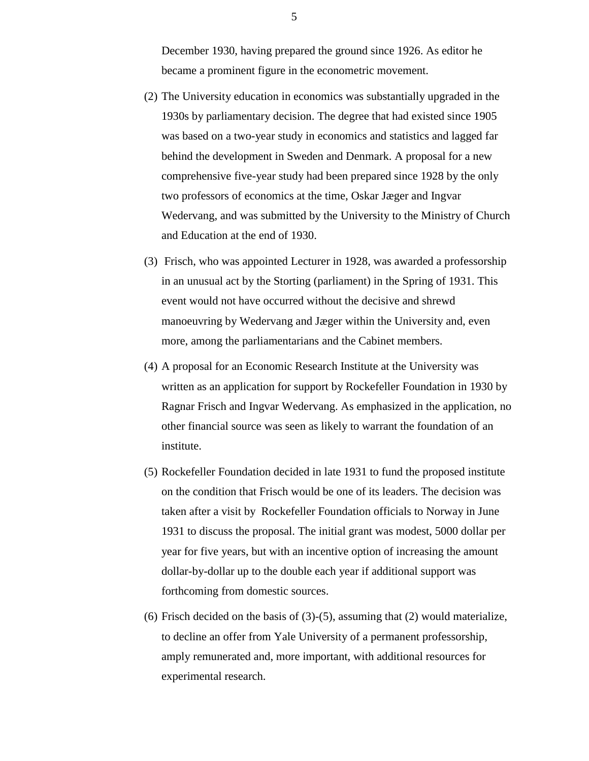December 1930, having prepared the ground since 1926. As editor he became a prominent figure in the econometric movement.

(2) The University education in economics was substantially upgraded in the 1930s by parliamentary decision. The degree that had existed since 1905 was based on a two-year study in economics and statistics and lagged far behind the development in Sweden and Denmark. A proposal for a new comprehensive five-year study had been prepared since 1928 by the only two professors of economics at the time, Oskar Jæger and Ingvar Wedervang, and was submitted by the University to the Ministry of Church and Education at the end of 1930.

(3) Frisch, who was appointed Lecturer in 1928, was awarded a professorship in an unusual act by the Storting (parliament) in the Spring of 1931. This event would not have occurred without the decisive and shrewd manoeuvring by Wedervang and Jæger within the University and, even more, among the parliamentarians and the Cabinet members.

(4) A proposal for an Economic Research Institute at the University was written as an application for support by Rockefeller Foundation in 1930 by Ragnar Frisch and Ingvar Wedervang. As emphasized in the application, no other financial source was seen as likely to warrant the foundation of an institute.

(5) Rockefeller Foundation decided in late 1931 to fund the proposed institute on the condition that Frisch would be one of its leaders. The decision was taken after a visit by Rockefeller Foundation officials to Norway in June 1931 to discuss the proposal. The initial grant was modest, 5000 dollar per year for five years, but with an incentive option of increasing the amount dollar-by-dollar up to the double each year if additional support was forthcoming from domestic sources.

(6) Frisch decided on the basis of (3)-(5), assuming that (2) would materialize, to decline an offer from Yale University of a permanent professorship, amply remunerated and, more important, with additional resources for experimental research.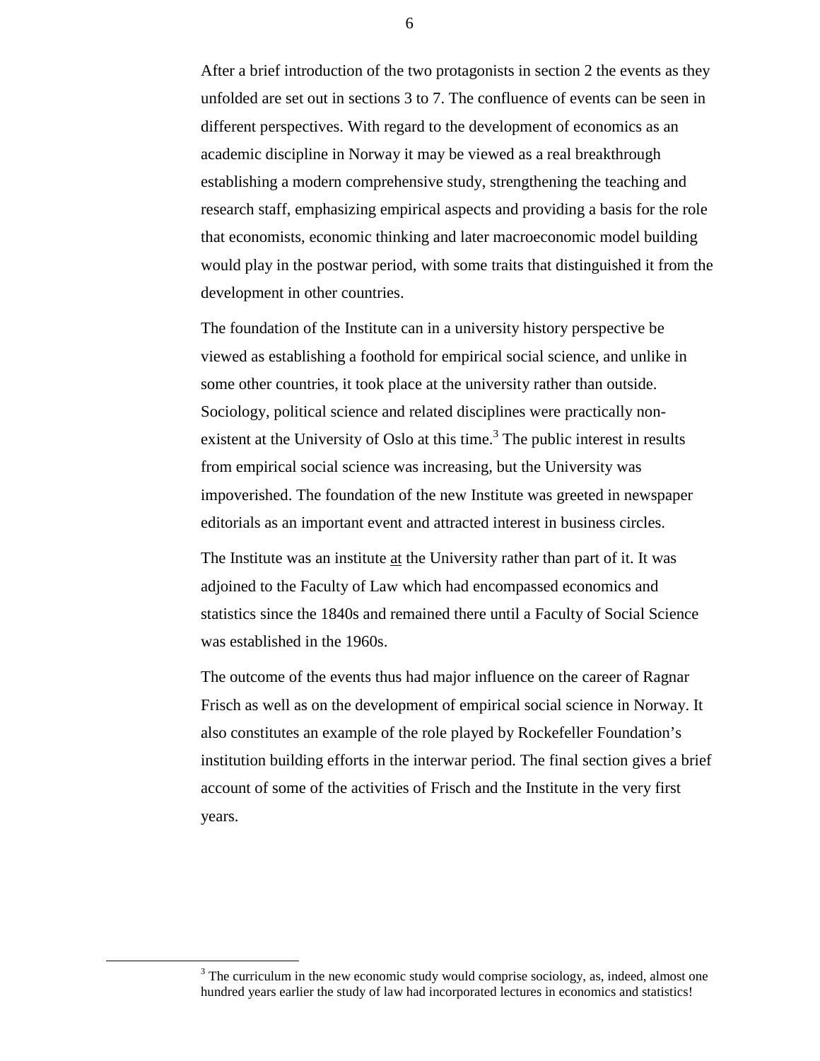After a brief introduction of the two protagonists in section 2 the events as they unfolded are set out in sections 3 to 7. The confluence of events can be seen in different perspectives. With regard to the development of economics as an academic discipline in Norway it may be viewed as a real breakthrough establishing a modern comprehensive study, strengthening the teaching and research staff, emphasizing empirical aspects and providing a basis for the role that economists, economic thinking and later macroeconomic model building would play in the postwar period, with some traits that distinguished it from the development in other countries.

The foundation of the Institute can in a university history perspective be viewed as establishing a foothold for empirical social science, and unlike in some other countries, it took place at the university rather than outside. Sociology, political science and related disciplines were practically non-existent at the University of Oslo at this time.[3] The public interest in results from empirical social science was increasing, but the University was impoverished. The foundation of the new Institute was greeted in newspaper editorials as an important event and attracted interest in business circles.

The Institute was an institute <u>at</u> the University rather than part of it. It was adjoined to the Faculty of Law which had encompassed economics and statistics since the 1840s and remained there until a Faculty of Social Science was established in the 1960s.

The outcome of the events thus had major influence on the career of Ragnar Frisch as well as on the development of empirical social science in Norway. It also constitutes an example of the role played by Rockefeller Foundation's institution building efforts in the interwar period. The final section gives a brief account of some of the activities of Frisch and the Institute in the very first years.

[3] The curriculum in the new economic study would comprise sociology, as, indeed, almost one hundred years earlier the study of law had incorporated lectures in economics and statistics!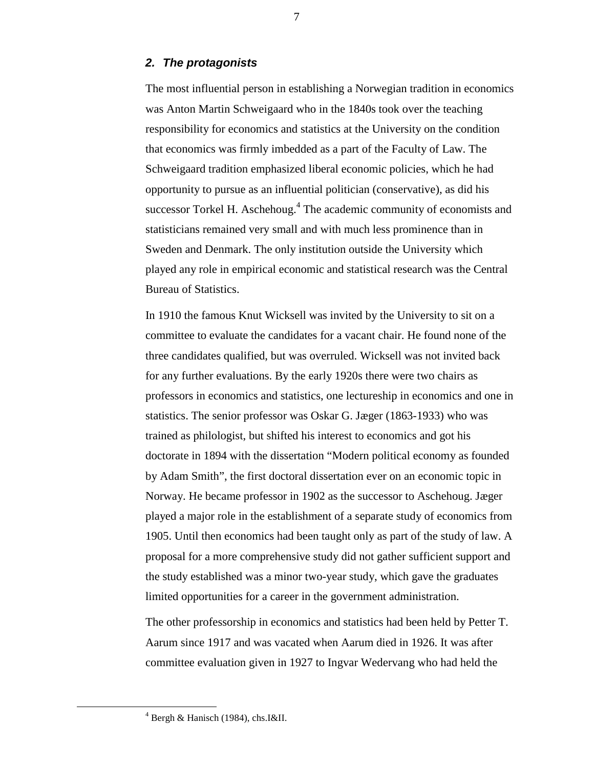### *2. The protagonists*

The most influential person in establishing a Norwegian tradition in economics was Anton Martin Schweigaard who in the 1840s took over the teaching responsibility for economics and statistics at the University on the condition that economics was firmly imbedded as a part of the Faculty of Law. The Schweigaard tradition emphasized liberal economic policies, which he had opportunity to pursue as an influential politician (conservative), as did his successor Torkel H. Aschehoug.[4] The academic community of economists and statisticians remained very small and with much less prominence than in Sweden and Denmark. The only institution outside the University which played any role in empirical economic and statistical research was the Central Bureau of Statistics.

In 1910 the famous Knut Wicksell was invited by the University to sit on a committee to evaluate the candidates for a vacant chair. He found none of the three candidates qualified, but was overruled. Wicksell was not invited back for any further evaluations. By the early 1920s there were two chairs as professors in economics and statistics, one lectureship in economics and one in statistics. The senior professor was Oskar G. Jæger (1863-1933) who was trained as philologist, but shifted his interest to economics and got his doctorate in 1894 with the dissertation "Modern political economy as founded by Adam Smith", the first doctoral dissertation ever on an economic topic in Norway. He became professor in 1902 as the successor to Aschehoug. Jæger played a major role in the establishment of a separate study of economics from 1905. Until then economics had been taught only as part of the study of law. A proposal for a more comprehensive study did not gather sufficient support and the study established was a minor two-year study, which gave the graduates limited opportunities for a career in the government administration.

The other professorship in economics and statistics had been held by Petter T. Aarum since 1917 and was vacated when Aarum died in 1926. It was after committee evaluation given in 1927 to Ingvar Wedervang who had held the

[4] Bergh & Hanisch (1984), chs.I&II.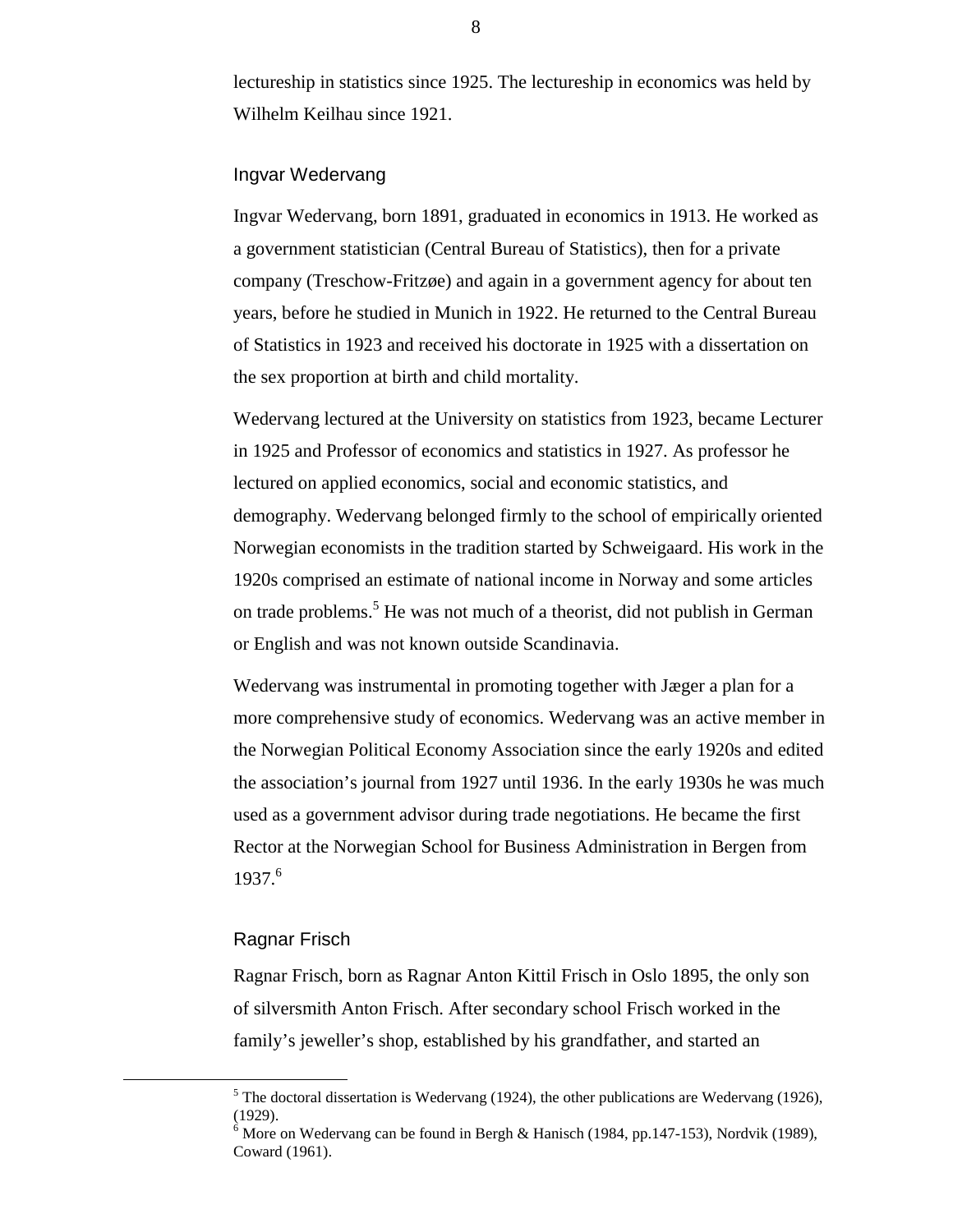lectureship in statistics since 1925. The lectureship in economics was held by Wilhelm Keilhau since 1921.

### Ingvar Wedervang

Ingvar Wedervang, born 1891, graduated in economics in 1913. He worked as a government statistician (Central Bureau of Statistics), then for a private company (Treschow-Fritzøe) and again in a government agency for about ten years, before he studied in Munich in 1922. He returned to the Central Bureau of Statistics in 1923 and received his doctorate in 1925 with a dissertation on the sex proportion at birth and child mortality.

Wedervang lectured at the University on statistics from 1923, became Lecturer in 1925 and Professor of economics and statistics in 1927. As professor he lectured on applied economics, social and economic statistics, and demography. Wedervang belonged firmly to the school of empirically oriented Norwegian economists in the tradition started by Schweigaard. His work in the 1920s comprised an estimate of national income in Norway and some articles on trade problems.[5] He was not much of a theorist, did not publish in German or English and was not known outside Scandinavia.

Wedervang was instrumental in promoting together with Jæger a plan for a more comprehensive study of economics. Wedervang was an active member in the Norwegian Political Economy Association since the early 1920s and edited the association's journal from 1927 until 1936. In the early 1930s he was much used as a government advisor during trade negotiations. He became the first Rector at the Norwegian School for Business Administration in Bergen from 1937.[6]

### Ragnar Frisch

Ragnar Frisch, born as Ragnar Anton Kittil Frisch in Oslo 1895, the only son of silversmith Anton Frisch. After secondary school Frisch worked in the family's jeweller's shop, established by his grandfather, and started an

---

[5] The doctoral dissertation is Wedervang (1924), the other publications are Wedervang (1926), (1929).

[6] More on Wedervang can be found in Bergh & Hanisch (1984, pp.147-153), Nordvik (1989), Coward (1961).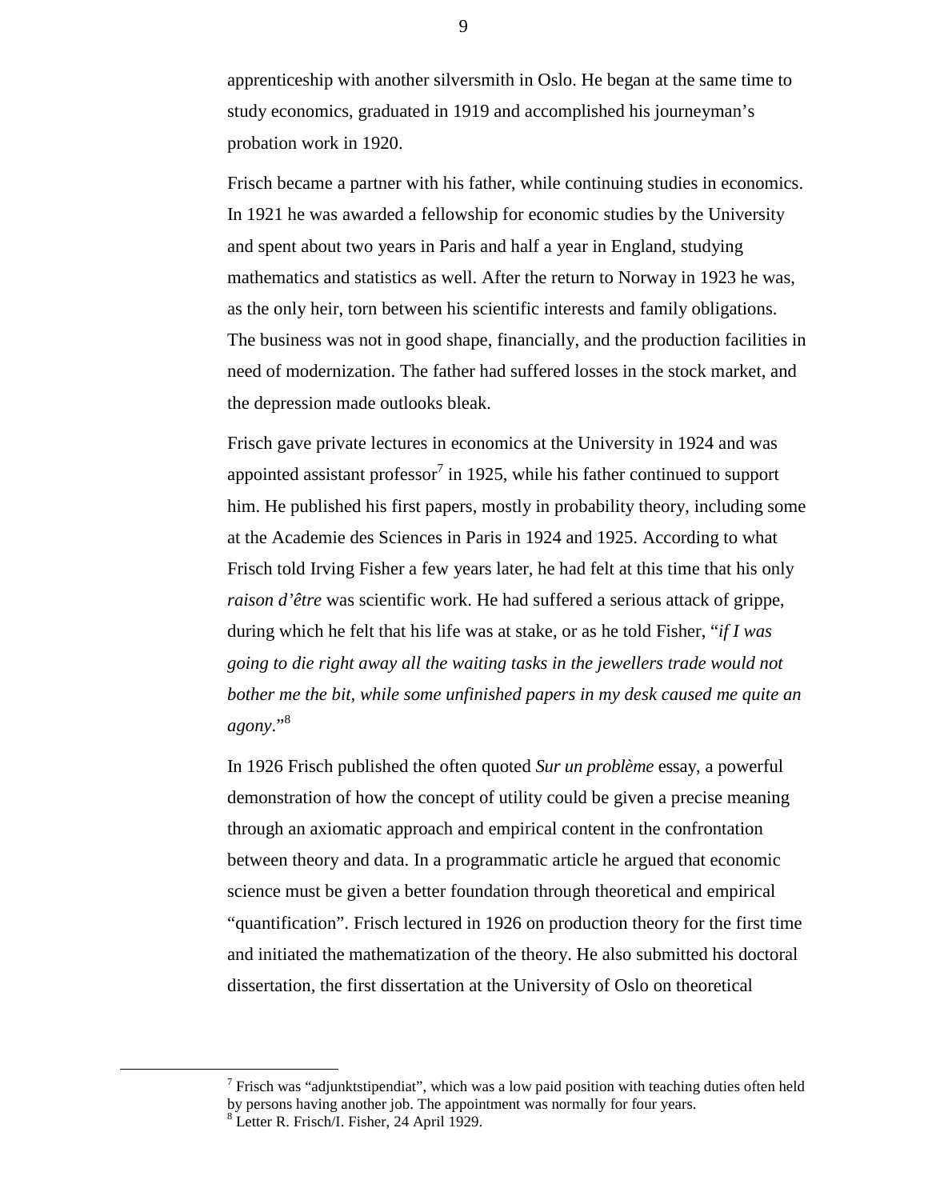apprenticeship with another silversmith in Oslo. He began at the same time to study economics, graduated in 1919 and accomplished his journeyman's probation work in 1920.

Frisch became a partner with his father, while continuing studies in economics. In 1921 he was awarded a fellowship for economic studies by the University and spent about two years in Paris and half a year in England, studying mathematics and statistics as well. After the return to Norway in 1923 he was, as the only heir, torn between his scientific interests and family obligations. The business was not in good shape, financially, and the production facilities in need of modernization. The father had suffered losses in the stock market, and the depression made outlooks bleak.

Frisch gave private lectures in economics at the University in 1924 and was appointed assistant professor[7] in 1925, while his father continued to support him. He published his first papers, mostly in probability theory, including some at the Academie des Sciences in Paris in 1924 and 1925. According to what Frisch told Irving Fisher a few years later, he had felt at this time that his only *raison d'être* was scientific work. He had suffered a serious attack of grippe, during which he felt that his life was at stake, or as he told Fisher, "*if I was going to die right away all the waiting tasks in the jewellers trade would not bother me the bit, while some unfinished papers in my desk caused me quite an agony*."[8]

In 1926 Frisch published the often quoted *Sur un problème* essay, a powerful demonstration of how the concept of utility could be given a precise meaning through an axiomatic approach and empirical content in the confrontation between theory and data. In a programmatic article he argued that economic science must be given a better foundation through theoretical and empirical "quantification". Frisch lectured in 1926 on production theory for the first time and initiated the mathematization of the theory. He also submitted his doctoral dissertation, the first dissertation at the University of Oslo on theoretical

---

[7] Frisch was "adjunktstipendiat", which was a low paid position with teaching duties often held by persons having another job. The appointment was normally for four years.

[8] Letter R. Frisch/I. Fisher, 24 April 1929.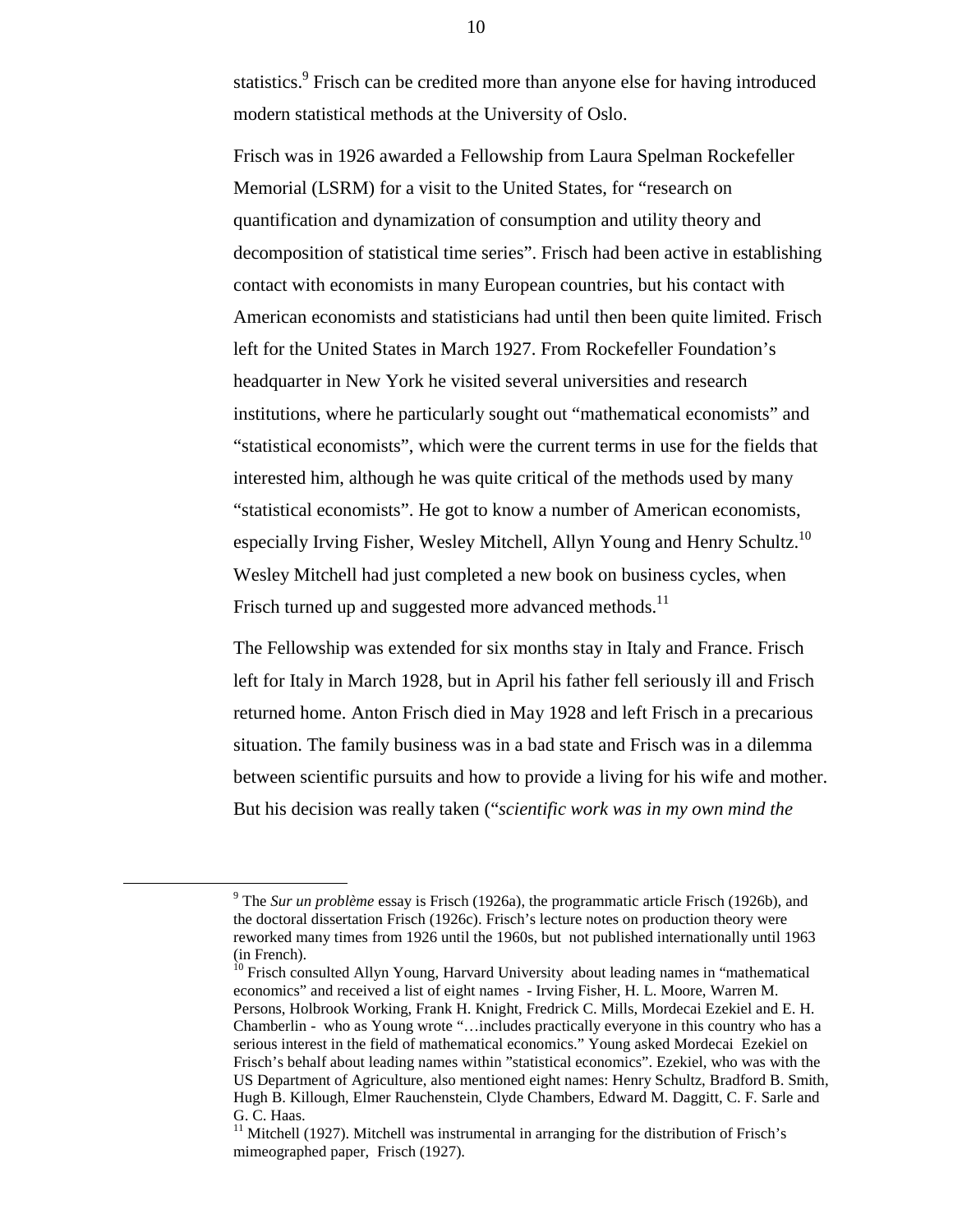statistics.[9] Frisch can be credited more than anyone else for having introduced modern statistical methods at the University of Oslo.

Frisch was in 1926 awarded a Fellowship from Laura Spelman Rockefeller Memorial (LSRM) for a visit to the United States, for "research on quantification and dynamization of consumption and utility theory and decomposition of statistical time series". Frisch had been active in establishing contact with economists in many European countries, but his contact with American economists and statisticians had until then been quite limited. Frisch left for the United States in March 1927. From Rockefeller Foundation's headquarter in New York he visited several universities and research institutions, where he particularly sought out "mathematical economists" and "statistical economists", which were the current terms in use for the fields that interested him, although he was quite critical of the methods used by many "statistical economists". He got to know a number of American economists, especially Irving Fisher, Wesley Mitchell, Allyn Young and Henry Schultz.[10] Wesley Mitchell had just completed a new book on business cycles, when Frisch turned up and suggested more advanced methods.[11]

The Fellowship was extended for six months stay in Italy and France. Frisch left for Italy in March 1928, but in April his father fell seriously ill and Frisch returned home. Anton Frisch died in May 1928 and left Frisch in a precarious situation. The family business was in a bad state and Frisch was in a dilemma between scientific pursuits and how to provide a living for his wife and mother. But his decision was really taken ("*scientific work was in my own mind the*

---

[9] The *Sur un problème* essay is Frisch (1926a), the programmatic article Frisch (1926b), and the doctoral dissertation Frisch (1926c). Frisch's lecture notes on production theory were reworked many times from 1926 until the 1960s, but not published internationally until 1963 (in French).

[10] Frisch consulted Allyn Young, Harvard University about leading names in "mathematical economics" and received a list of eight names - Irving Fisher, H. L. Moore, Warren M. Persons, Holbrook Working, Frank H. Knight, Fredrick C. Mills, Mordecai Ezekiel and E. H. Chamberlin - who as Young wrote "…includes practically everyone in this country who has a serious interest in the field of mathematical economics." Young asked Mordecai Ezekiel on Frisch's behalf about leading names within "statistical economics". Ezekiel, who was with the US Department of Agriculture, also mentioned eight names: Henry Schultz, Bradford B. Smith, Hugh B. Killough, Elmer Rauchenstein, Clyde Chambers, Edward M. Daggitt, C. F. Sarle and G. C. Haas.

[11] Mitchell (1927). Mitchell was instrumental in arranging for the distribution of Frisch's mimeographed paper, Frisch (1927).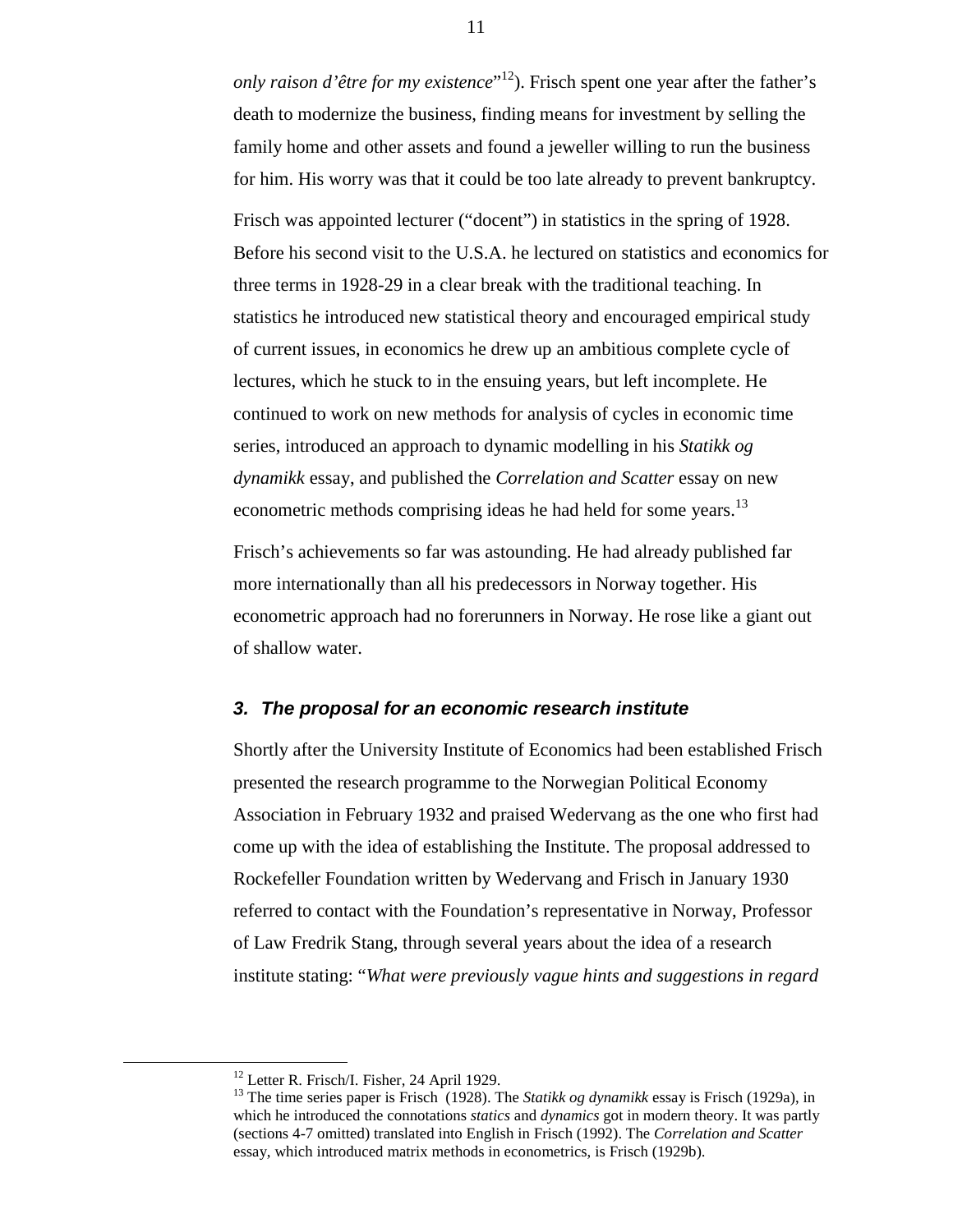*only raison d'être for my existence*"[12]). Frisch spent one year after the father's death to modernize the business, finding means for investment by selling the family home and other assets and found a jeweller willing to run the business for him. His worry was that it could be too late already to prevent bankruptcy.

Frisch was appointed lecturer ("docent") in statistics in the spring of 1928. Before his second visit to the U.S.A. he lectured on statistics and economics for three terms in 1928-29 in a clear break with the traditional teaching. In statistics he introduced new statistical theory and encouraged empirical study of current issues, in economics he drew up an ambitious complete cycle of lectures, which he stuck to in the ensuing years, but left incomplete. He continued to work on new methods for analysis of cycles in economic time series, introduced an approach to dynamic modelling in his *Statikk og dynamikk* essay, and published the *Correlation and Scatter* essay on new econometric methods comprising ideas he had held for some years.[13]

Frisch's achievements so far was astounding. He had already published far more internationally than all his predecessors in Norway together. His econometric approach had no forerunners in Norway. He rose like a giant out of shallow water.

## *3. The proposal for an economic research institute*

Shortly after the University Institute of Economics had been established Frisch presented the research programme to the Norwegian Political Economy Association in February 1932 and praised Wedervang as the one who first had come up with the idea of establishing the Institute. The proposal addressed to Rockefeller Foundation written by Wedervang and Frisch in January 1930 referred to contact with the Foundation's representative in Norway, Professor of Law Fredrik Stang, through several years about the idea of a research institute stating: "*What were previously vague hints and suggestions in regard*

---

[12] Letter R. Frisch/I. Fisher, 24 April 1929.

[13] The time series paper is Frisch (1928). The *Statikk og dynamikk* essay is Frisch (1929a), in which he introduced the connotations *statics* and *dynamics* got in modern theory. It was partly (sections 4-7 omitted) translated into English in Frisch (1992). The *Correlation and Scatter* essay, which introduced matrix methods in econometrics, is Frisch (1929b).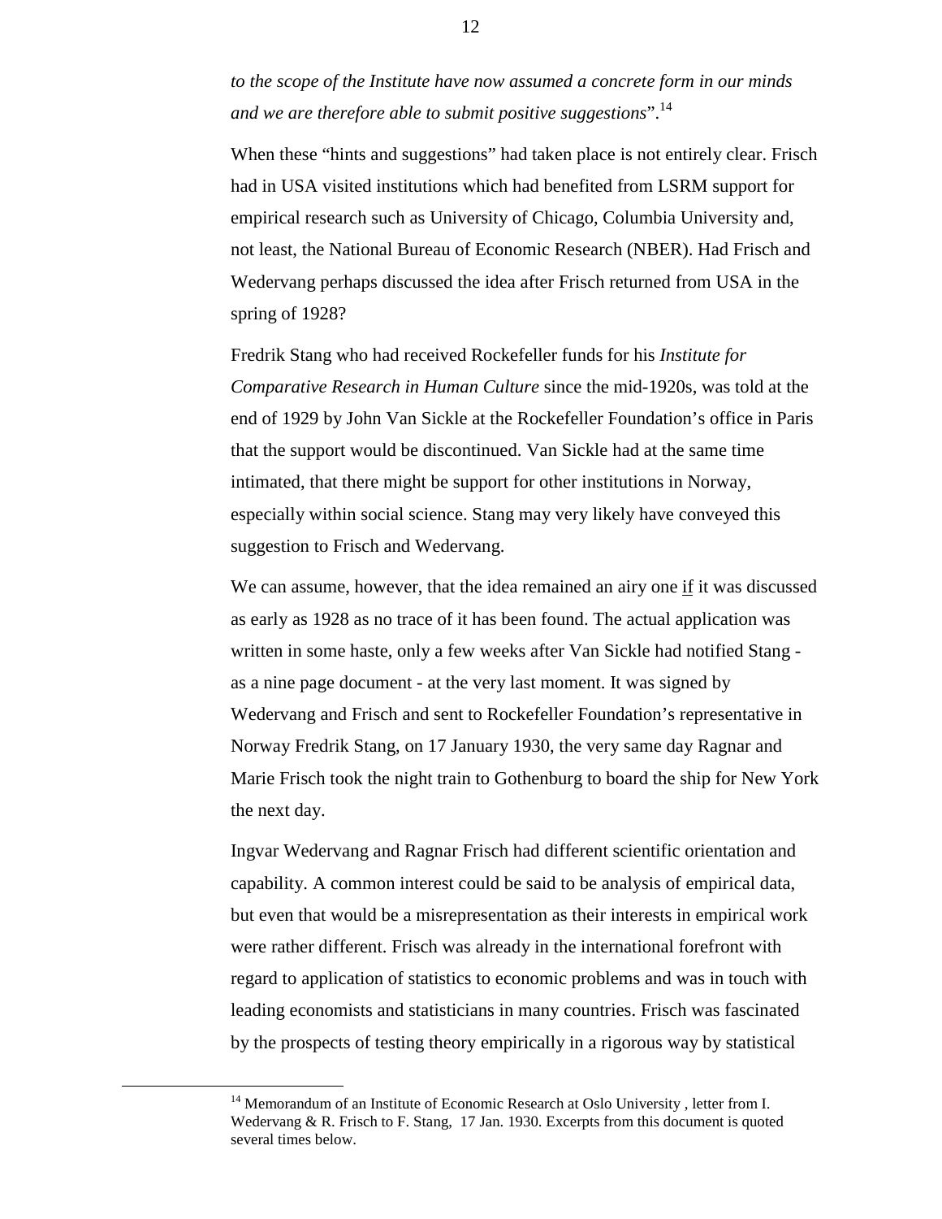*to the scope of the Institute have now assumed a concrete form in our minds and we are therefore able to submit positive suggestions*".[14]

When these "hints and suggestions" had taken place is not entirely clear. Frisch had in USA visited institutions which had benefited from LSRM support for empirical research such as University of Chicago, Columbia University and, not least, the National Bureau of Economic Research (NBER). Had Frisch and Wedervang perhaps discussed the idea after Frisch returned from USA in the spring of 1928?

Fredrik Stang who had received Rockefeller funds for his *Institute for Comparative Research in Human Culture* since the mid-1920s, was told at the end of 1929 by John Van Sickle at the Rockefeller Foundation's office in Paris that the support would be discontinued. Van Sickle had at the same time intimated, that there might be support for other institutions in Norway, especially within social science. Stang may very likely have conveyed this suggestion to Frisch and Wedervang.

We can assume, however, that the idea remained an airy one <u>if</u> it was discussed as early as 1928 as no trace of it has been found. The actual application was written in some haste, only a few weeks after Van Sickle had notified Stang - as a nine page document - at the very last moment. It was signed by Wedervang and Frisch and sent to Rockefeller Foundation's representative in Norway Fredrik Stang, on 17 January 1930, the very same day Ragnar and Marie Frisch took the night train to Gothenburg to board the ship for New York the next day.

Ingvar Wedervang and Ragnar Frisch had different scientific orientation and capability. A common interest could be said to be analysis of empirical data, but even that would be a misrepresentation as their interests in empirical work were rather different. Frisch was already in the international forefront with regard to application of statistics to economic problems and was in touch with leading economists and statisticians in many countries. Frisch was fascinated by the prospects of testing theory empirically in a rigorous way by statistical

---

[14] Memorandum of an Institute of Economic Research at Oslo University , letter from I. Wedervang & R. Frisch to F. Stang, 17 Jan. 1930. Excerpts from this document is quoted several times below.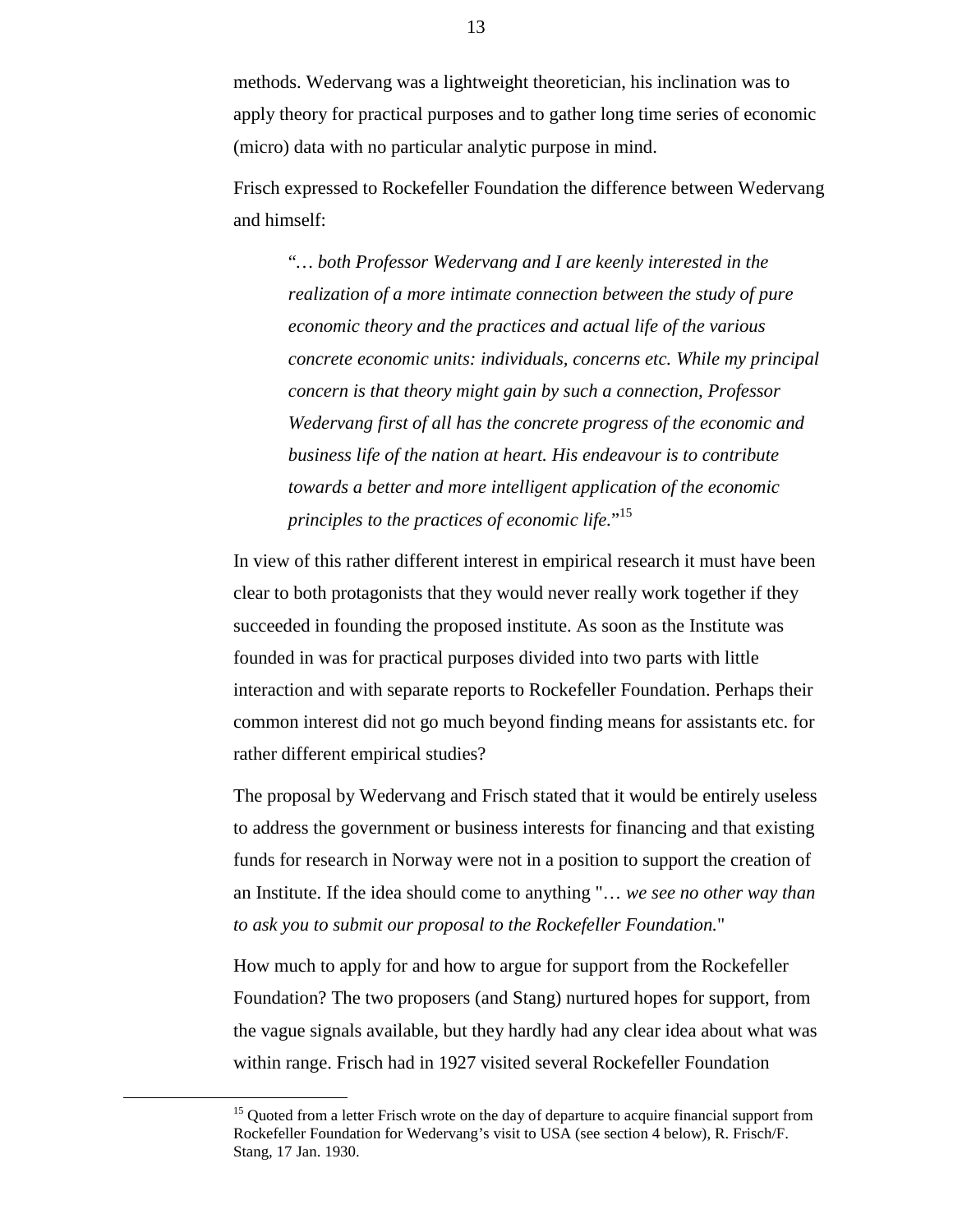methods. Wedervang was a lightweight theoretician, his inclination was to apply theory for practical purposes and to gather long time series of economic (micro) data with no particular analytic purpose in mind.

Frisch expressed to Rockefeller Foundation the difference between Wedervang and himself:

> "*… both Professor Wedervang and I are keenly interested in the realization of a more intimate connection between the study of pure economic theory and the practices and actual life of the various concrete economic units: individuals, concerns etc. While my principal concern is that theory might gain by such a connection, Professor Wedervang first of all has the concrete progress of the economic and business life of the nation at heart. His endeavour is to contribute towards a better and more intelligent application of the economic principles to the practices of economic life.*"[15]

In view of this rather different interest in empirical research it must have been clear to both protagonists that they would never really work together if they succeeded in founding the proposed institute. As soon as the Institute was founded in was for practical purposes divided into two parts with little interaction and with separate reports to Rockefeller Foundation. Perhaps their common interest did not go much beyond finding means for assistants etc. for rather different empirical studies?

The proposal by Wedervang and Frisch stated that it would be entirely useless to address the government or business interests for financing and that existing funds for research in Norway were not in a position to support the creation of an Institute. If the idea should come to anything "… *we see no other way than to ask you to submit our proposal to the Rockefeller Foundation.*"

How much to apply for and how to argue for support from the Rockefeller Foundation? The two proposers (and Stang) nurtured hopes for support, from the vague signals available, but they hardly had any clear idea about what was within range. Frisch had in 1927 visited several Rockefeller Foundation

[15] Quoted from a letter Frisch wrote on the day of departure to acquire financial support from Rockefeller Foundation for Wedervang's visit to USA (see section 4 below), R. Frisch/F. Stang, 17 Jan. 1930.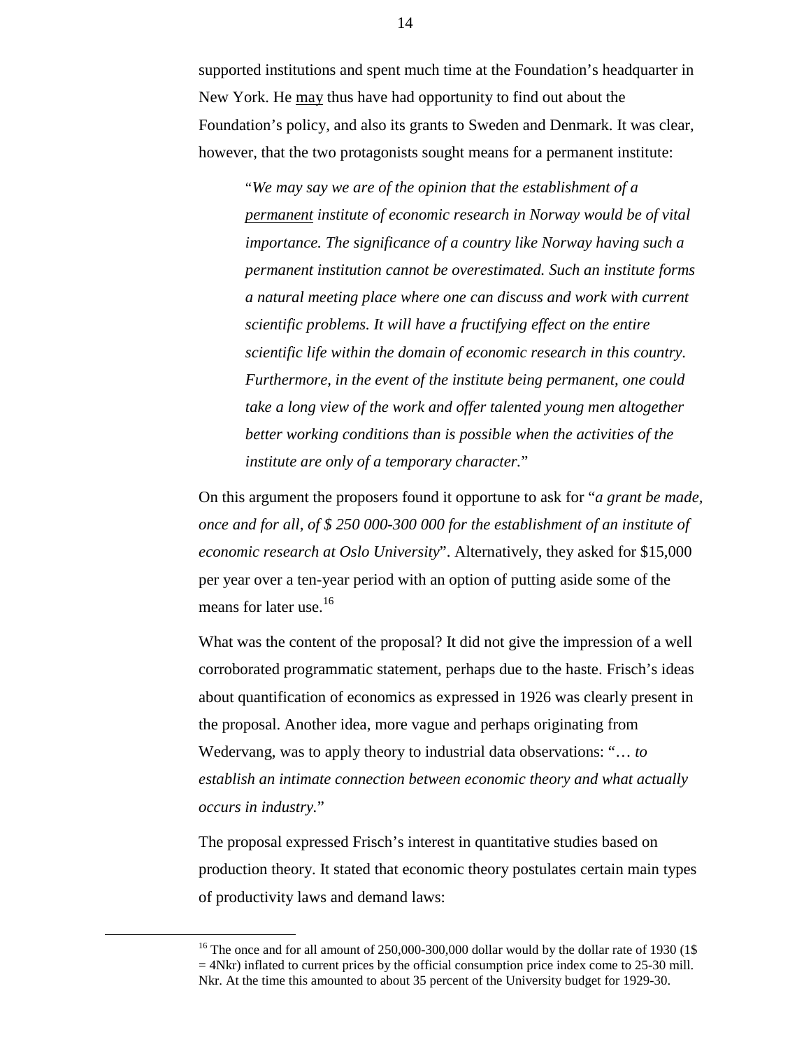supported institutions and spent much time at the Foundation's headquarter in New York. He may thus have had opportunity to find out about the Foundation's policy, and also its grants to Sweden and Denmark. It was clear, however, that the two protagonists sought means for a permanent institute:

> "*We may say we are of the opinion that the establishment of a permanent institute of economic research in Norway would be of vital importance. The significance of a country like Norway having such a permanent institution cannot be overestimated. Such an institute forms a natural meeting place where one can discuss and work with current scientific problems. It will have a fructifying effect on the entire scientific life within the domain of economic research in this country. Furthermore, in the event of the institute being permanent, one could take a long view of the work and offer talented young men altogether better working conditions than is possible when the activities of the institute are only of a temporary character.*"

On this argument the proposers found it opportune to ask for "*a grant be made, once and for all, of $ 250 000-300 000 for the establishment of an institute of economic research at Oslo University*". Alternatively, they asked for $15,000 per year over a ten-year period with an option of putting aside some of the means for later use.[16]

What was the content of the proposal? It did not give the impression of a well corroborated programmatic statement, perhaps due to the haste. Frisch's ideas about quantification of economics as expressed in 1926 was clearly present in the proposal. Another idea, more vague and perhaps originating from Wedervang, was to apply theory to industrial data observations: "… *to establish an intimate connection between economic theory and what actually occurs in industry.*"

The proposal expressed Frisch's interest in quantitative studies based on production theory. It stated that economic theory postulates certain main types of productivity laws and demand laws:

---

[16] The once and for all amount of 250,000-300,000 dollar would by the dollar rate of 1930 (1$ = 4Nkr) inflated to current prices by the official consumption price index come to 25-30 mill. Nkr. At the time this amounted to about 35 percent of the University budget for 1929-30.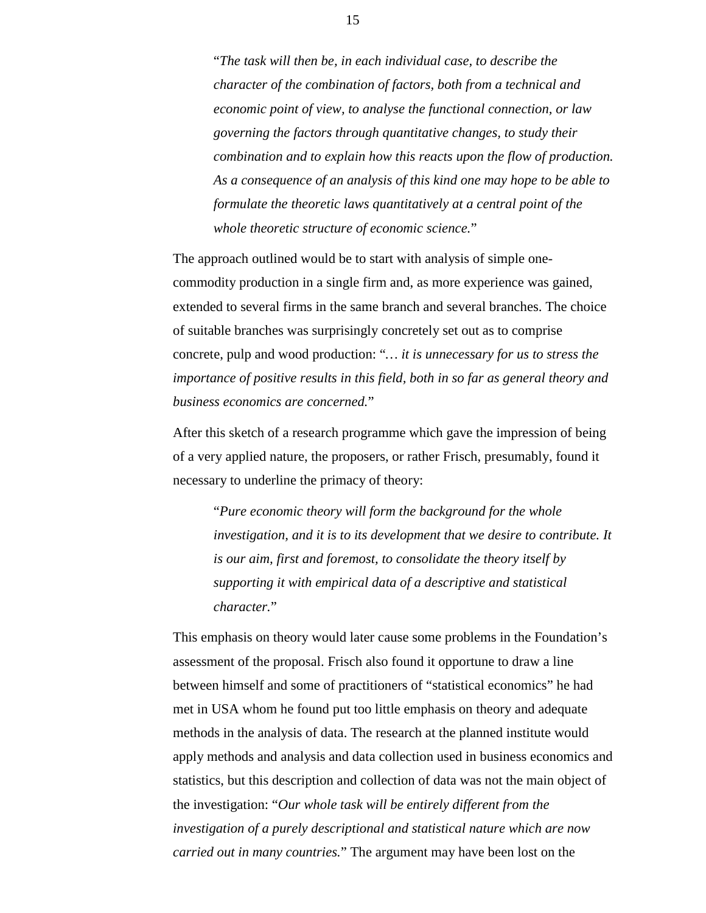> "*The task will then be, in each individual case, to describe the character of the combination of factors, both from a technical and economic point of view, to analyse the functional connection, or law governing the factors through quantitative changes, to study their combination and to explain how this reacts upon the flow of production. As a consequence of an analysis of this kind one may hope to be able to formulate the theoretic laws quantitatively at a central point of the whole theoretic structure of economic science.*"

The approach outlined would be to start with analysis of simple one-commodity production in a single firm and, as more experience was gained, extended to several firms in the same branch and several branches. The choice of suitable branches was surprisingly concretely set out as to comprise concrete, pulp and wood production: "*… it is unnecessary for us to stress the importance of positive results in this field, both in so far as general theory and business economics are concerned.*"

After this sketch of a research programme which gave the impression of being of a very applied nature, the proposers, or rather Frisch, presumably, found it necessary to underline the primacy of theory:

> "*Pure economic theory will form the background for the whole investigation, and it is to its development that we desire to contribute. It is our aim, first and foremost, to consolidate the theory itself by supporting it with empirical data of a descriptive and statistical character.*"

This emphasis on theory would later cause some problems in the Foundation's assessment of the proposal. Frisch also found it opportune to draw a line between himself and some of practitioners of "statistical economics" he had met in USA whom he found put too little emphasis on theory and adequate methods in the analysis of data. The research at the planned institute would apply methods and analysis and data collection used in business economics and statistics, but this description and collection of data was not the main object of the investigation: "*Our whole task will be entirely different from the investigation of a purely descriptional and statistical nature which are now carried out in many countries.*" The argument may have been lost on the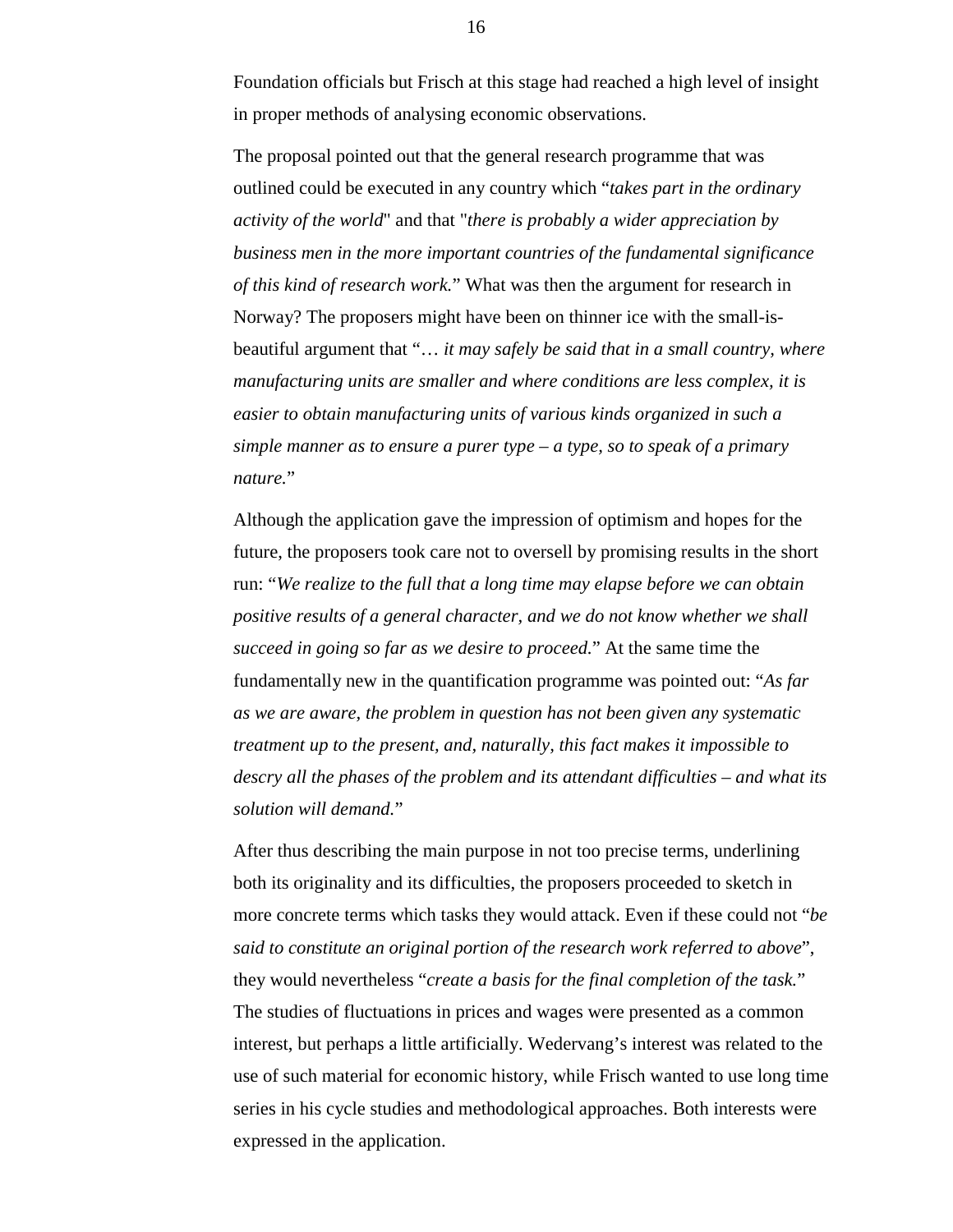Foundation officials but Frisch at this stage had reached a high level of insight in proper methods of analysing economic observations.

The proposal pointed out that the general research programme that was outlined could be executed in any country which "*takes part in the ordinary activity of the world*" and that "*there is probably a wider appreciation by business men in the more important countries of the fundamental significance of this kind of research work.*" What was then the argument for research in Norway? The proposers might have been on thinner ice with the small-is-beautiful argument that "… *it may safely be said that in a small country, where manufacturing units are smaller and where conditions are less complex, it is easier to obtain manufacturing units of various kinds organized in such a simple manner as to ensure a purer type – a type, so to speak of a primary nature.*"

Although the application gave the impression of optimism and hopes for the future, the proposers took care not to oversell by promising results in the short run: "*We realize to the full that a long time may elapse before we can obtain positive results of a general character, and we do not know whether we shall succeed in going so far as we desire to proceed.*" At the same time the fundamentally new in the quantification programme was pointed out: "*As far as we are aware, the problem in question has not been given any systematic treatment up to the present, and, naturally, this fact makes it impossible to descry all the phases of the problem and its attendant difficulties – and what its solution will demand.*"

After thus describing the main purpose in not too precise terms, underlining both its originality and its difficulties, the proposers proceeded to sketch in more concrete terms which tasks they would attack. Even if these could not "*be said to constitute an original portion of the research work referred to above*", they would nevertheless "*create a basis for the final completion of the task.*" The studies of fluctuations in prices and wages were presented as a common interest, but perhaps a little artificially. Wedervang's interest was related to the use of such material for economic history, while Frisch wanted to use long time series in his cycle studies and methodological approaches. Both interests were expressed in the application.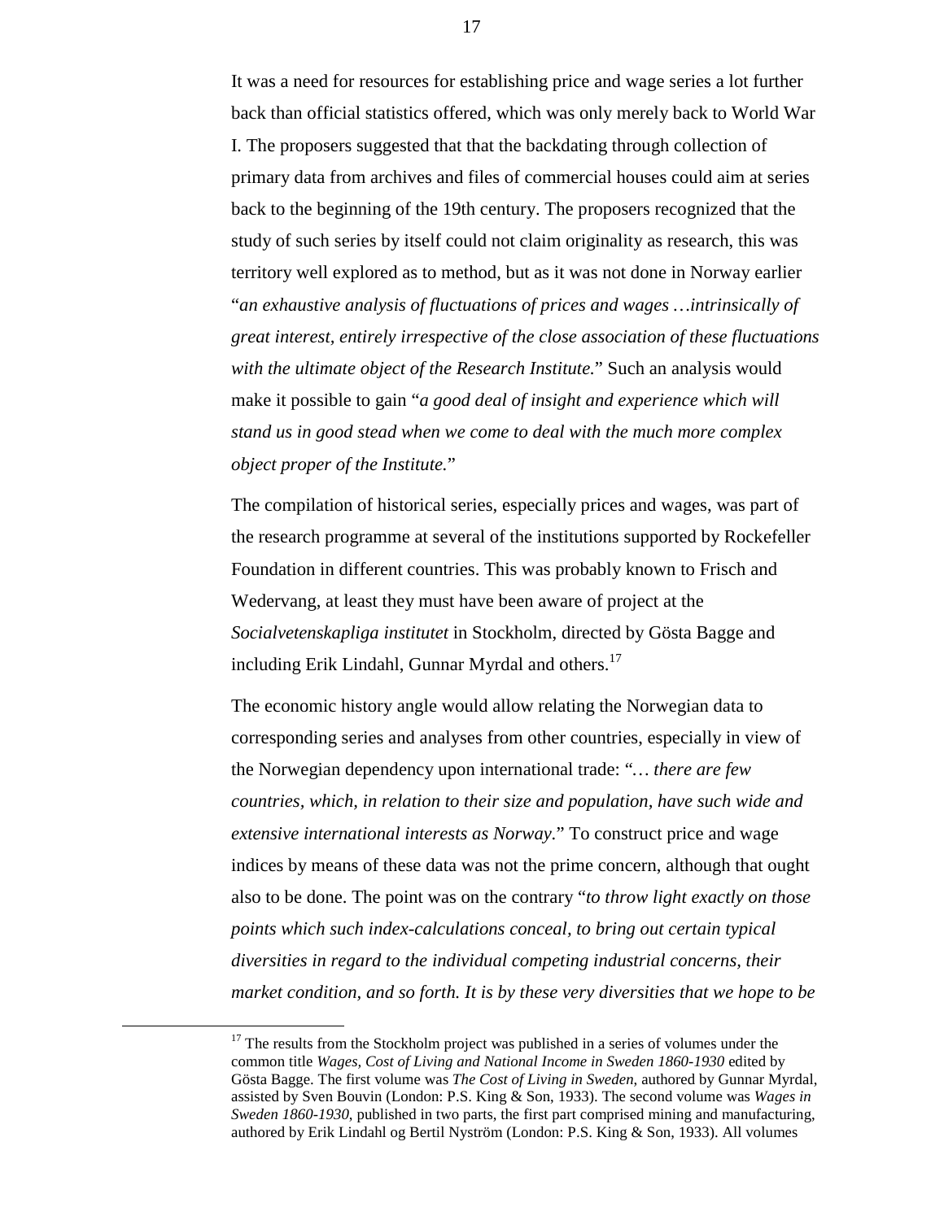It was a need for resources for establishing price and wage series a lot further back than official statistics offered, which was only merely back to World War I. The proposers suggested that that the backdating through collection of primary data from archives and files of commercial houses could aim at series back to the beginning of the 19th century. The proposers recognized that the study of such series by itself could not claim originality as research, this was territory well explored as to method, but as it was not done in Norway earlier "*an exhaustive analysis of fluctuations of prices and wages …intrinsically of great interest, entirely irrespective of the close association of these fluctuations with the ultimate object of the Research Institute.*" Such an analysis would make it possible to gain "*a good deal of insight and experience which will stand us in good stead when we come to deal with the much more complex object proper of the Institute.*"

The compilation of historical series, especially prices and wages, was part of the research programme at several of the institutions supported by Rockefeller Foundation in different countries. This was probably known to Frisch and Wedervang, at least they must have been aware of project at the *Socialvetenskapliga institutet* in Stockholm, directed by Gösta Bagge and including Erik Lindahl, Gunnar Myrdal and others.[17]

The economic history angle would allow relating the Norwegian data to corresponding series and analyses from other countries, especially in view of the Norwegian dependency upon international trade: "*… there are few countries, which, in relation to their size and population, have such wide and extensive international interests as Norway.*" To construct price and wage indices by means of these data was not the prime concern, although that ought also to be done. The point was on the contrary "*to throw light exactly on those points which such index-calculations conceal, to bring out certain typical diversities in regard to the individual competing industrial concerns, their market condition, and so forth. It is by these very diversities that we hope to be*

[17] The results from the Stockholm project was published in a series of volumes under the common title *Wages, Cost of Living and National Income in Sweden 1860-1930* edited by Gösta Bagge. The first volume was *The Cost of Living in Sweden*, authored by Gunnar Myrdal, assisted by Sven Bouvin (London: P.S. King & Son, 1933). The second volume was *Wages in Sweden 1860-1930*, published in two parts, the first part comprised mining and manufacturing, authored by Erik Lindahl og Bertil Nyström (London: P.S. King & Son, 1933). All volumes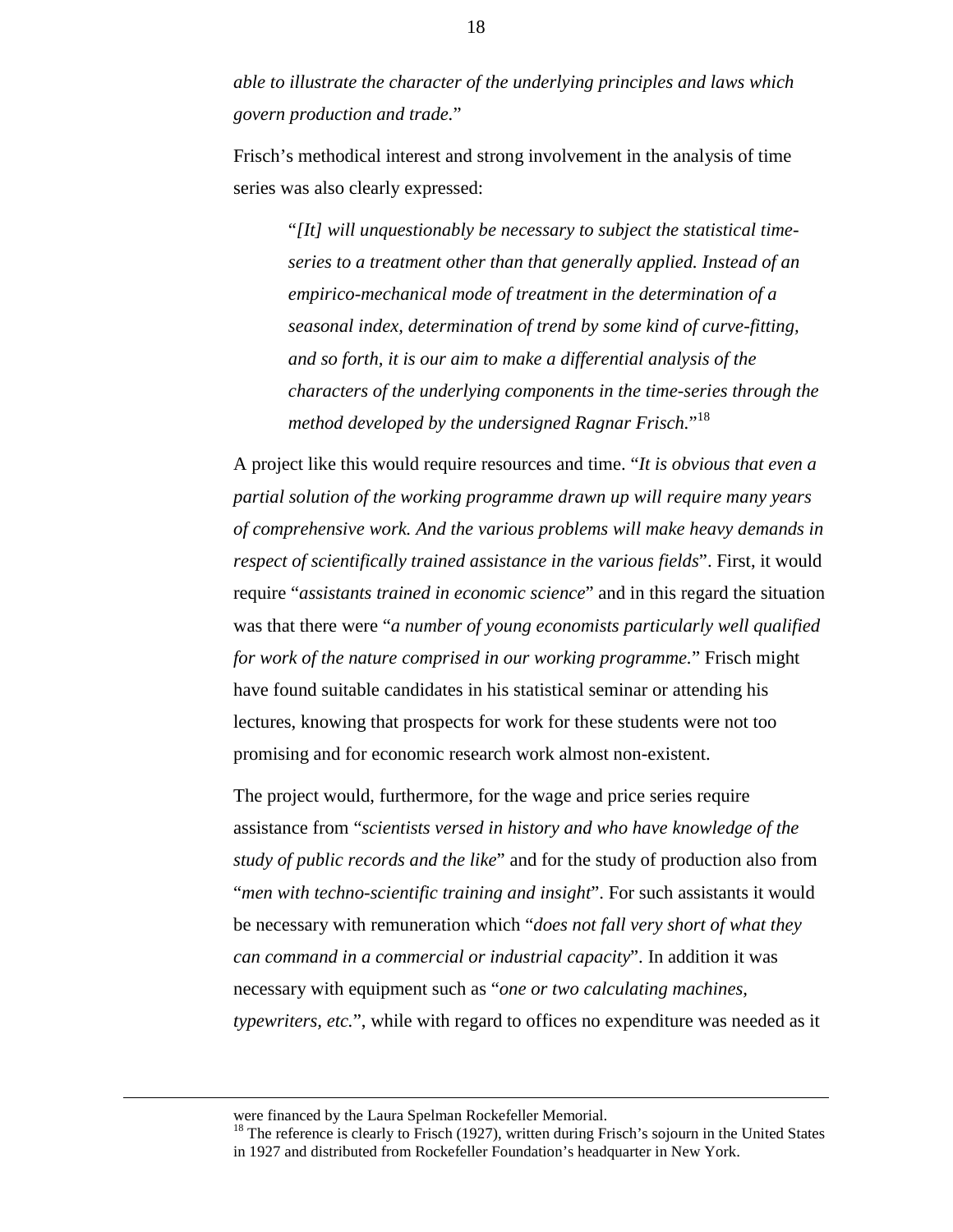*able to illustrate the character of the underlying principles and laws which govern production and trade*."

Frisch's methodical interest and strong involvement in the analysis of time series was also clearly expressed:

> "*[It] will unquestionably be necessary to subject the statistical time-series to a treatment other than that generally applied. Instead of an empirico-mechanical mode of treatment in the determination of a seasonal index, determination of trend by some kind of curve-fitting, and so forth, it is our aim to make a differential analysis of the characters of the underlying components in the time-series through the method developed by the undersigned Ragnar Frisch.*"[18]

A project like this would require resources and time. "*It is obvious that even a partial solution of the working programme drawn up will require many years of comprehensive work. And the various problems will make heavy demands in respect of scientifically trained assistance in the various fields*". First, it would require "*assistants trained in economic science*" and in this regard the situation was that there were "*a number of young economists particularly well qualified for work of the nature comprised in our working programme.*" Frisch might have found suitable candidates in his statistical seminar or attending his lectures, knowing that prospects for work for these students were not too promising and for economic research work almost non-existent.

The project would, furthermore, for the wage and price series require assistance from "*scientists versed in history and who have knowledge of the study of public records and the like*" and for the study of production also from "*men with techno-scientific training and insight*". For such assistants it would be necessary with remuneration which "*does not fall very short of what they can command in a commercial or industrial capacity*". In addition it was necessary with equipment such as "*one or two calculating machines, typewriters, etc.*", while with regard to offices no expenditure was needed as it

---

were financed by the Laura Spelman Rockefeller Memorial.

[18] The reference is clearly to Frisch (1927), written during Frisch's sojourn in the United States in 1927 and distributed from Rockefeller Foundation's headquarter in New York.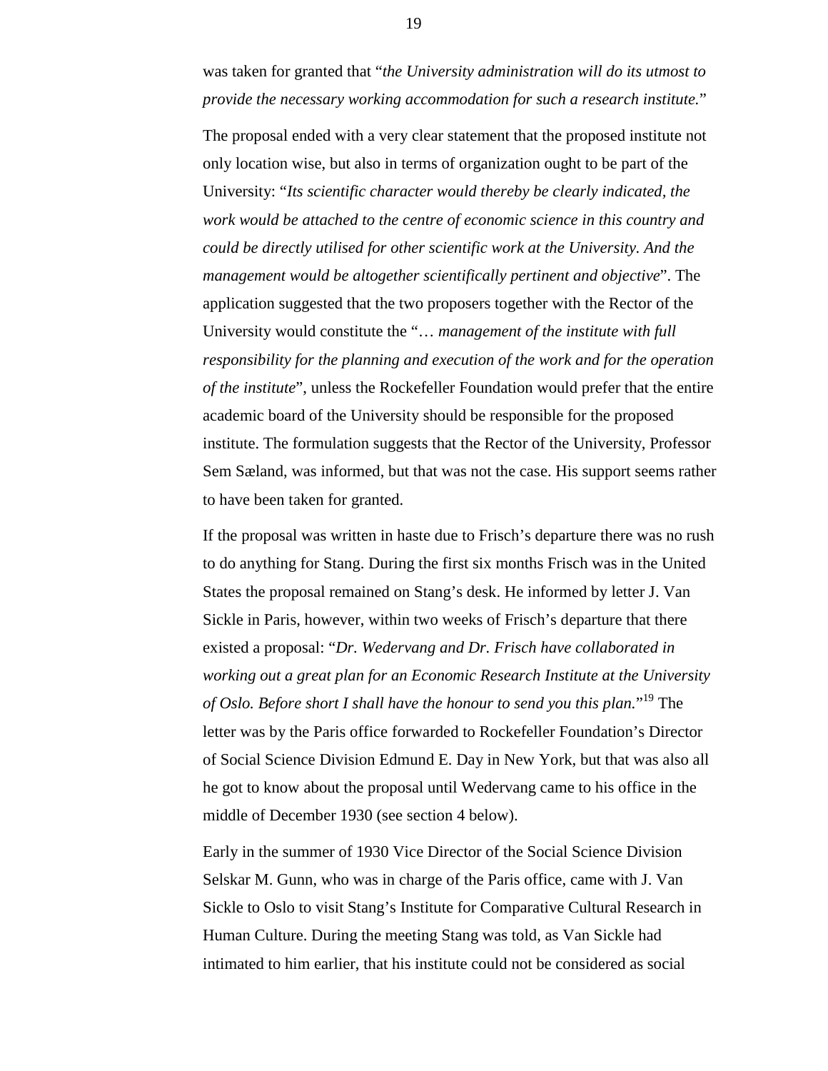was taken for granted that "*the University administration will do its utmost to provide the necessary working accommodation for such a research institute.*"

The proposal ended with a very clear statement that the proposed institute not only location wise, but also in terms of organization ought to be part of the University: "*Its scientific character would thereby be clearly indicated, the work would be attached to the centre of economic science in this country and could be directly utilised for other scientific work at the University. And the management would be altogether scientifically pertinent and objective*". The application suggested that the two proposers together with the Rector of the University would constitute the "*… management of the institute with full responsibility for the planning and execution of the work and for the operation of the institute*", unless the Rockefeller Foundation would prefer that the entire academic board of the University should be responsible for the proposed institute. The formulation suggests that the Rector of the University, Professor Sem Sæland, was informed, but that was not the case. His support seems rather to have been taken for granted.

If the proposal was written in haste due to Frisch's departure there was no rush to do anything for Stang. During the first six months Frisch was in the United States the proposal remained on Stang's desk. He informed by letter J. Van Sickle in Paris, however, within two weeks of Frisch's departure that there existed a proposal: "*Dr. Wedervang and Dr. Frisch have collaborated in working out a great plan for an Economic Research Institute at the University of Oslo. Before short I shall have the honour to send you this plan.*"[19] The letter was by the Paris office forwarded to Rockefeller Foundation's Director of Social Science Division Edmund E. Day in New York, but that was also all he got to know about the proposal until Wedervang came to his office in the middle of December 1930 (see section 4 below).

Early in the summer of 1930 Vice Director of the Social Science Division Selskar M. Gunn, who was in charge of the Paris office, came with J. Van Sickle to Oslo to visit Stang's Institute for Comparative Cultural Research in Human Culture. During the meeting Stang was told, as Van Sickle had intimated to him earlier, that his institute could not be considered as social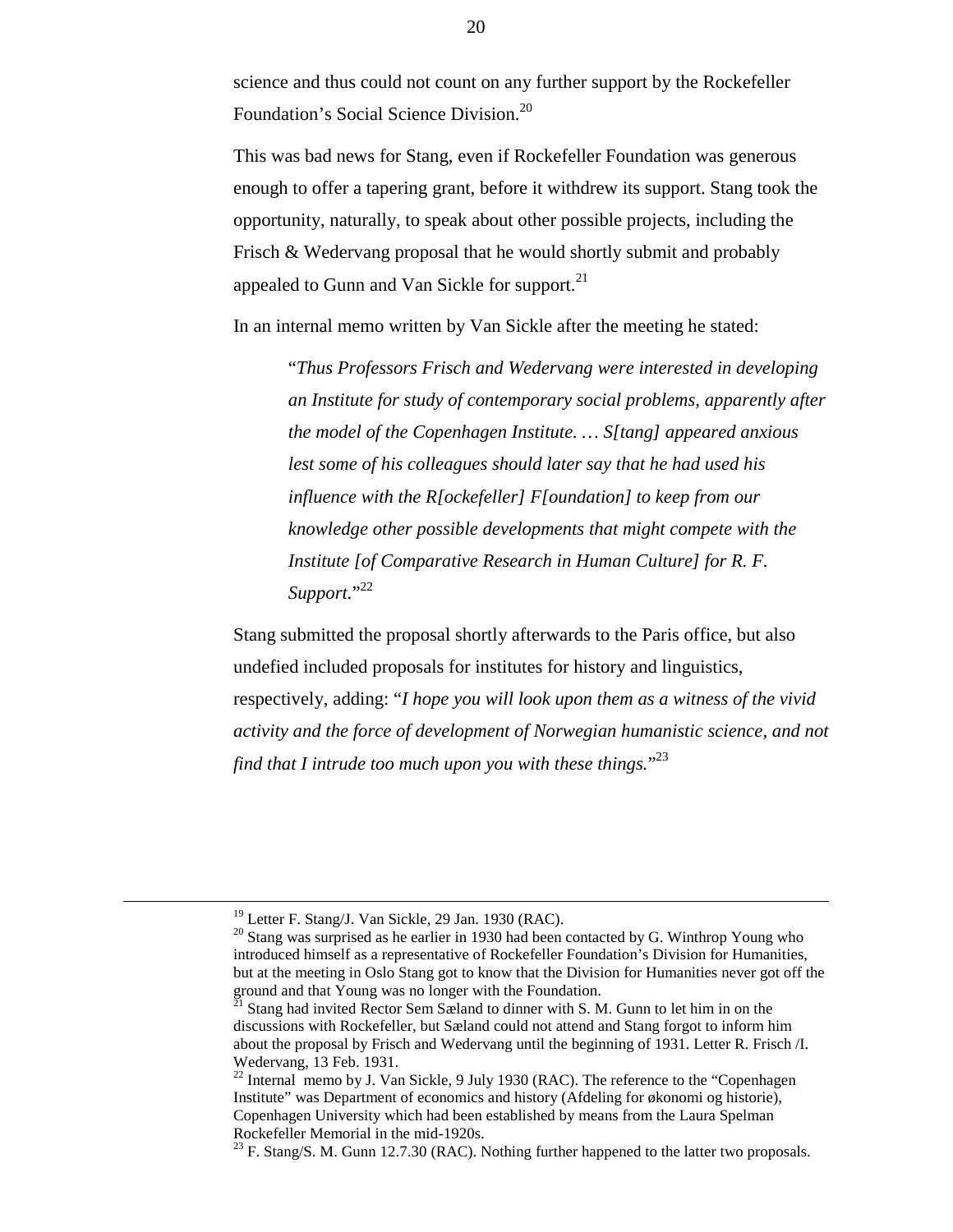science and thus could not count on any further support by the Rockefeller Foundation's Social Science Division.[20]

This was bad news for Stang, even if Rockefeller Foundation was generous enough to offer a tapering grant, before it withdrew its support. Stang took the opportunity, naturally, to speak about other possible projects, including the Frisch & Wedervang proposal that he would shortly submit and probably appealed to Gunn and Van Sickle for support.[21]

In an internal memo written by Van Sickle after the meeting he stated:

> "*Thus Professors Frisch and Wedervang were interested in developing an Institute for study of contemporary social problems, apparently after the model of the Copenhagen Institute. … S[tang] appeared anxious lest some of his colleagues should later say that he had used his influence with the R[ockefeller] F[oundation] to keep from our knowledge other possible developments that might compete with the Institute [of Comparative Research in Human Culture] for R. F. Support.*"[22]

Stang submitted the proposal shortly afterwards to the Paris office, but also undefied included proposals for institutes for history and linguistics, respectively, adding: "*I hope you will look upon them as a witness of the vivid activity and the force of development of Norwegian humanistic science, and not find that I intrude too much upon you with these things.*"[23]

---

[19] Letter F. Stang/J. Van Sickle, 29 Jan. 1930 (RAC).

[20] Stang was surprised as he earlier in 1930 had been contacted by G. Winthrop Young who introduced himself as a representative of Rockefeller Foundation's Division for Humanities, but at the meeting in Oslo Stang got to know that the Division for Humanities never got off the ground and that Young was no longer with the Foundation.

[21] Stang had invited Rector Sem Sæland to dinner with S. M. Gunn to let him in on the discussions with Rockefeller, but Sæland could not attend and Stang forgot to inform him about the proposal by Frisch and Wedervang until the beginning of 1931. Letter R. Frisch /I. Wedervang, 13 Feb. 1931.

[22] Internal memo by J. Van Sickle, 9 July 1930 (RAC). The reference to the "Copenhagen Institute" was Department of economics and history (Afdeling for økonomi og historie), Copenhagen University which had been established by means from the Laura Spelman Rockefeller Memorial in the mid-1920s.

[23] F. Stang/S. M. Gunn 12.7.30 (RAC). Nothing further happened to the latter two proposals.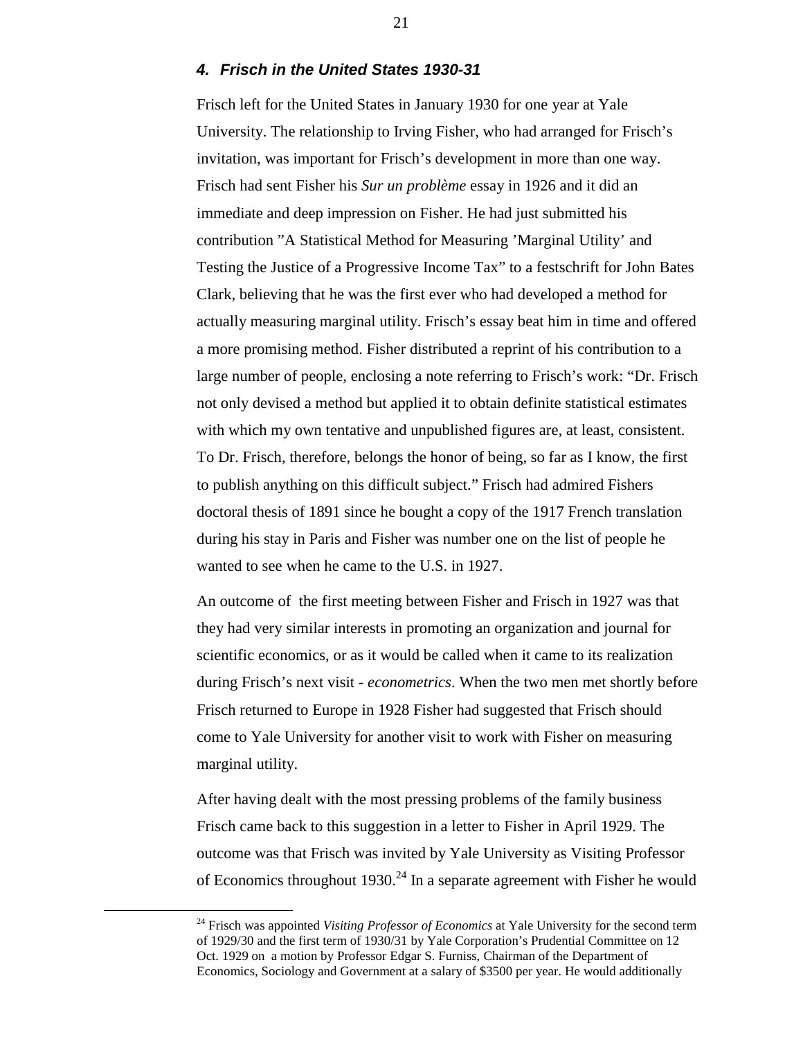### *4. Frisch in the United States 1930-31*

Frisch left for the United States in January 1930 for one year at Yale University. The relationship to Irving Fisher, who had arranged for Frisch's invitation, was important for Frisch's development in more than one way. Frisch had sent Fisher his *Sur un problème* essay in 1926 and it did an immediate and deep impression on Fisher. He had just submitted his contribution "A Statistical Method for Measuring 'Marginal Utility' and Testing the Justice of a Progressive Income Tax" to a festschrift for John Bates Clark, believing that he was the first ever who had developed a method for actually measuring marginal utility. Frisch's essay beat him in time and offered a more promising method. Fisher distributed a reprint of his contribution to a large number of people, enclosing a note referring to Frisch's work: "Dr. Frisch not only devised a method but applied it to obtain definite statistical estimates with which my own tentative and unpublished figures are, at least, consistent. To Dr. Frisch, therefore, belongs the honor of being, so far as I know, the first to publish anything on this difficult subject." Frisch had admired Fishers doctoral thesis of 1891 since he bought a copy of the 1917 French translation during his stay in Paris and Fisher was number one on the list of people he wanted to see when he came to the U.S. in 1927.

An outcome of the first meeting between Fisher and Frisch in 1927 was that they had very similar interests in promoting an organization and journal for scientific economics, or as it would be called when it came to its realization during Frisch's next visit - *econometrics*. When the two men met shortly before Frisch returned to Europe in 1928 Fisher had suggested that Frisch should come to Yale University for another visit to work with Fisher on measuring marginal utility.

After having dealt with the most pressing problems of the family business Frisch came back to this suggestion in a letter to Fisher in April 1929. The outcome was that Frisch was invited by Yale University as Visiting Professor of Economics throughout 1930.[24] In a separate agreement with Fisher he would

---

[24] Frisch was appointed *Visiting Professor of Economics* at Yale University for the second term of 1929/30 and the first term of 1930/31 by Yale Corporation's Prudential Committee on 12 Oct. 1929 on a motion by Professor Edgar S. Furniss, Chairman of the Department of Economics, Sociology and Government at a salary of $3500 per year. He would additionally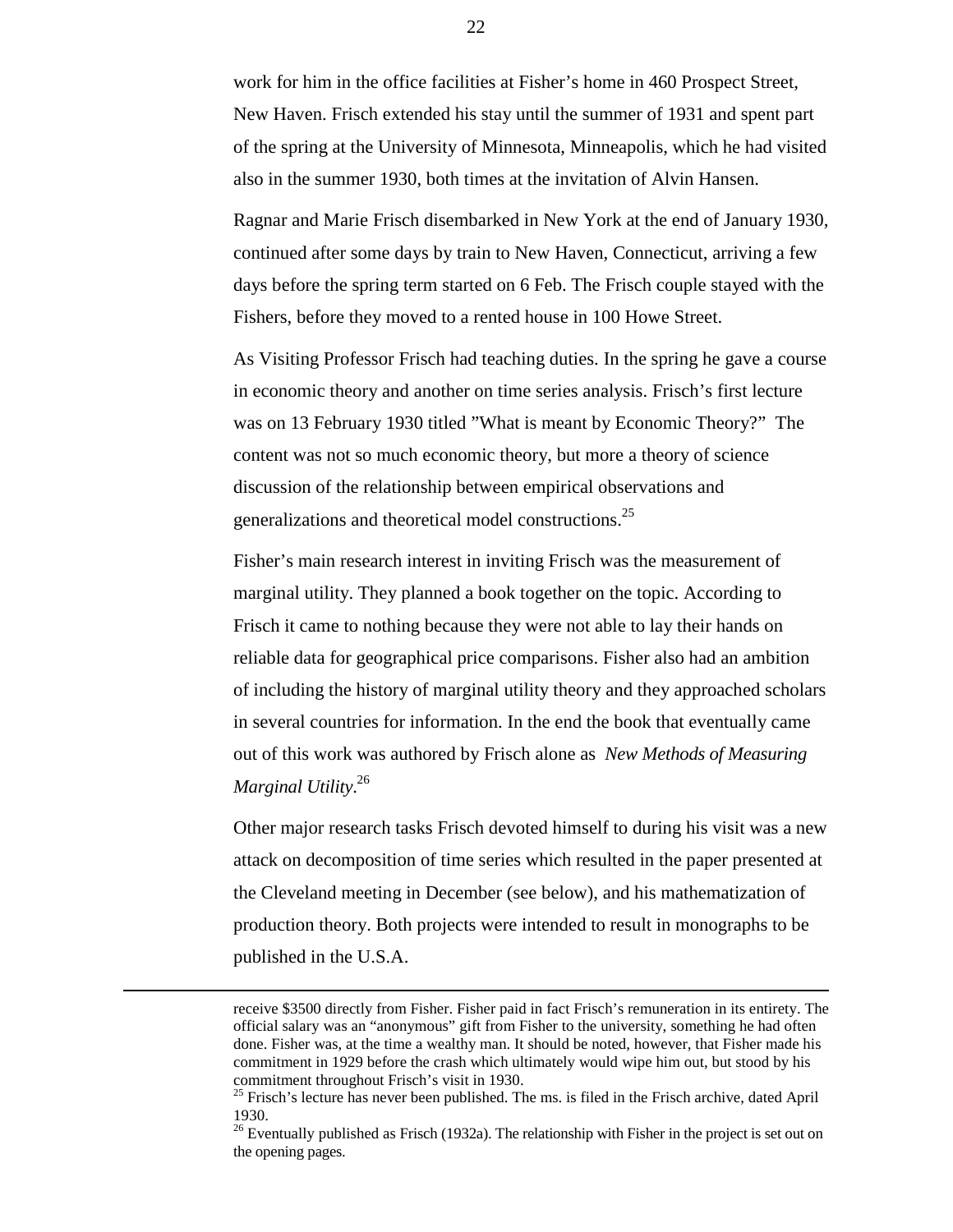work for him in the office facilities at Fisher's home in 460 Prospect Street, New Haven. Frisch extended his stay until the summer of 1931 and spent part of the spring at the University of Minnesota, Minneapolis, which he had visited also in the summer 1930, both times at the invitation of Alvin Hansen.

Ragnar and Marie Frisch disembarked in New York at the end of January 1930, continued after some days by train to New Haven, Connecticut, arriving a few days before the spring term started on 6 Feb. The Frisch couple stayed with the Fishers, before they moved to a rented house in 100 Howe Street.

As Visiting Professor Frisch had teaching duties. In the spring he gave a course in economic theory and another on time series analysis. Frisch's first lecture was on 13 February 1930 titled "What is meant by Economic Theory?" The content was not so much economic theory, but more a theory of science discussion of the relationship between empirical observations and generalizations and theoretical model constructions.[25]

Fisher's main research interest in inviting Frisch was the measurement of marginal utility. They planned a book together on the topic. According to Frisch it came to nothing because they were not able to lay their hands on reliable data for geographical price comparisons. Fisher also had an ambition of including the history of marginal utility theory and they approached scholars in several countries for information. In the end the book that eventually came out of this work was authored by Frisch alone as *New Methods of Measuring Marginal Utility*.[26]

Other major research tasks Frisch devoted himself to during his visit was a new attack on decomposition of time series which resulted in the paper presented at the Cleveland meeting in December (see below), and his mathematization of production theory. Both projects were intended to result in monographs to be published in the U.S.A.

---

receive \$3500 directly from Fisher. Fisher paid in fact Frisch's remuneration in its entirety. The official salary was an "anonymous" gift from Fisher to the university, something he had often done. Fisher was, at the time a wealthy man. It should be noted, however, that Fisher made his commitment in 1929 before the crash which ultimately would wipe him out, but stood by his commitment throughout Frisch's visit in 1930.

[25] Frisch's lecture has never been published. The ms. is filed in the Frisch archive, dated April 1930.

[26] Eventually published as Frisch (1932a). The relationship with Fisher in the project is set out on the opening pages.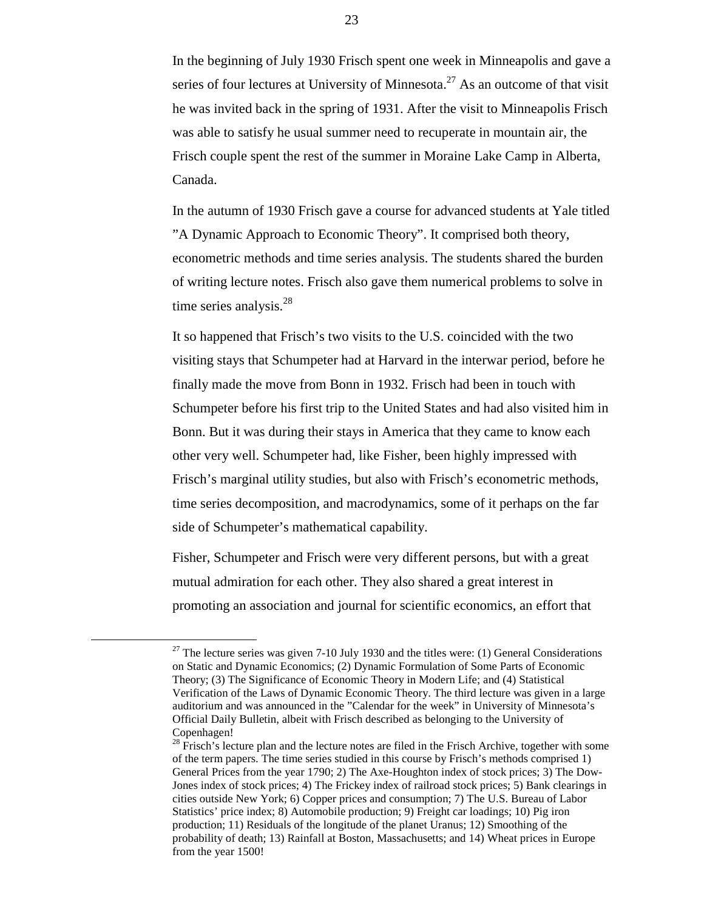In the beginning of July 1930 Frisch spent one week in Minneapolis and gave a series of four lectures at University of Minnesota.[27] As an outcome of that visit he was invited back in the spring of 1931. After the visit to Minneapolis Frisch was able to satisfy he usual summer need to recuperate in mountain air, the Frisch couple spent the rest of the summer in Moraine Lake Camp in Alberta, Canada.

In the autumn of 1930 Frisch gave a course for advanced students at Yale titled ”A Dynamic Approach to Economic Theory”. It comprised both theory, econometric methods and time series analysis. The students shared the burden of writing lecture notes. Frisch also gave them numerical problems to solve in time series analysis.[28]

It so happened that Frisch’s two visits to the U.S. coincided with the two visiting stays that Schumpeter had at Harvard in the interwar period, before he finally made the move from Bonn in 1932. Frisch had been in touch with Schumpeter before his first trip to the United States and had also visited him in Bonn. But it was during their stays in America that they came to know each other very well. Schumpeter had, like Fisher, been highly impressed with Frisch’s marginal utility studies, but also with Frisch’s econometric methods, time series decomposition, and macrodynamics, some of it perhaps on the far side of Schumpeter’s mathematical capability.

Fisher, Schumpeter and Frisch were very different persons, but with a great mutual admiration for each other. They also shared a great interest in promoting an association and journal for scientific economics, an effort that

---

[27] The lecture series was given 7-10 July 1930 and the titles were: (1) General Considerations on Static and Dynamic Economics; (2) Dynamic Formulation of Some Parts of Economic Theory; (3) The Significance of Economic Theory in Modern Life; and (4) Statistical Verification of the Laws of Dynamic Economic Theory. The third lecture was given in a large auditorium and was announced in the ”Calendar for the week” in University of Minnesota’s Official Daily Bulletin, albeit with Frisch described as belonging to the University of Copenhagen!

[28] Frisch’s lecture plan and the lecture notes are filed in the Frisch Archive, together with some of the term papers. The time series studied in this course by Frisch’s methods comprised 1) General Prices from the year 1790; 2) The Axe-Houghton index of stock prices; 3) The Dow-Jones index of stock prices; 4) The Frickey index of railroad stock prices; 5) Bank clearings in cities outside New York; 6) Copper prices and consumption; 7) The U.S. Bureau of Labor Statistics’ price index; 8) Automobile production; 9) Freight car loadings; 10) Pig iron production; 11) Residuals of the longitude of the planet Uranus; 12) Smoothing of the probability of death; 13) Rainfall at Boston, Massachusetts; and 14) Wheat prices in Europe from the year 1500!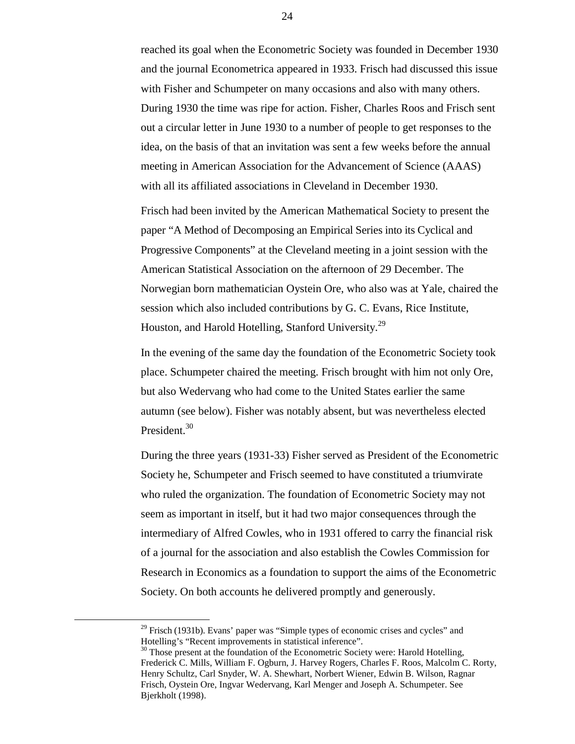reached its goal when the Econometric Society was founded in December 1930 and the journal Econometrica appeared in 1933. Frisch had discussed this issue with Fisher and Schumpeter on many occasions and also with many others. During 1930 the time was ripe for action. Fisher, Charles Roos and Frisch sent out a circular letter in June 1930 to a number of people to get responses to the idea, on the basis of that an invitation was sent a few weeks before the annual meeting in American Association for the Advancement of Science (AAAS) with all its affiliated associations in Cleveland in December 1930.

Frisch had been invited by the American Mathematical Society to present the paper "A Method of Decomposing an Empirical Series into its Cyclical and Progressive Components" at the Cleveland meeting in a joint session with the American Statistical Association on the afternoon of 29 December. The Norwegian born mathematician Oystein Ore, who also was at Yale, chaired the session which also included contributions by G. C. Evans, Rice Institute, Houston, and Harold Hotelling, Stanford University.[29]

In the evening of the same day the foundation of the Econometric Society took place. Schumpeter chaired the meeting. Frisch brought with him not only Ore, but also Wedervang who had come to the United States earlier the same autumn (see below). Fisher was notably absent, but was nevertheless elected President.[30]

During the three years (1931-33) Fisher served as President of the Econometric Society he, Schumpeter and Frisch seemed to have constituted a triumvirate who ruled the organization. The foundation of Econometric Society may not seem as important in itself, but it had two major consequences through the intermediary of Alfred Cowles, who in 1931 offered to carry the financial risk of a journal for the association and also establish the Cowles Commission for Research in Economics as a foundation to support the aims of the Econometric Society. On both accounts he delivered promptly and generously.

---

[29] Frisch (1931b). Evans' paper was "Simple types of economic crises and cycles" and Hotelling's "Recent improvements in statistical inference".

[30] Those present at the foundation of the Econometric Society were: Harold Hotelling, Frederick C. Mills, William F. Ogburn, J. Harvey Rogers, Charles F. Roos, Malcolm C. Rorty, Henry Schultz, Carl Snyder, W. A. Shewhart, Norbert Wiener, Edwin B. Wilson, Ragnar Frisch, Oystein Ore, Ingvar Wedervang, Karl Menger and Joseph A. Schumpeter. See Bjerkholt (1998).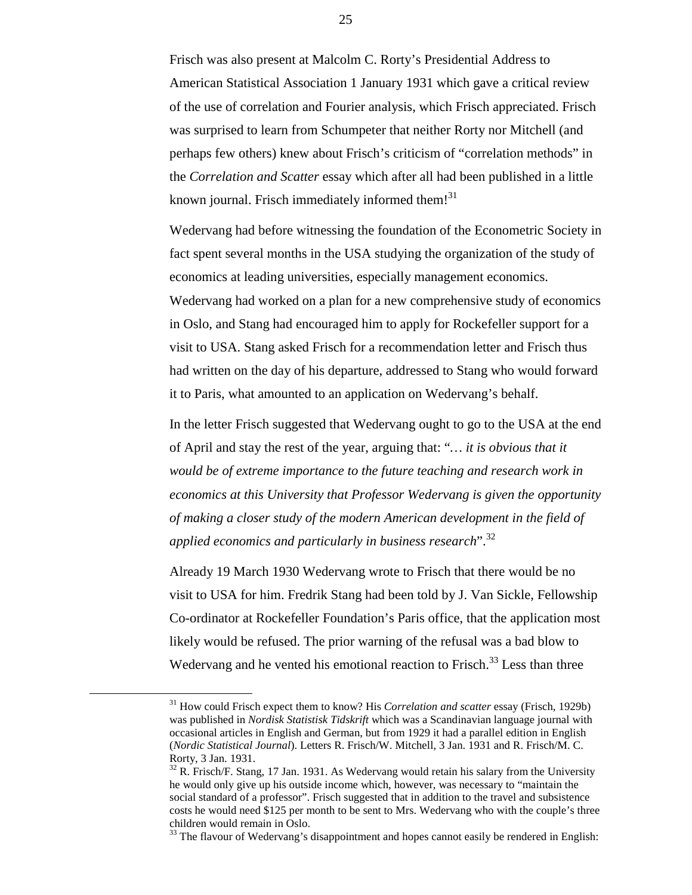Frisch was also present at Malcolm C. Rorty's Presidential Address to American Statistical Association 1 January 1931 which gave a critical review of the use of correlation and Fourier analysis, which Frisch appreciated. Frisch was surprised to learn from Schumpeter that neither Rorty nor Mitchell (and perhaps few others) knew about Frisch's criticism of "correlation methods" in the *Correlation and Scatter* essay which after all had been published in a little known journal. Frisch immediately informed them![31]

Wedervang had before witnessing the foundation of the Econometric Society in fact spent several months in the USA studying the organization of the study of economics at leading universities, especially management economics. Wedervang had worked on a plan for a new comprehensive study of economics in Oslo, and Stang had encouraged him to apply for Rockefeller support for a visit to USA. Stang asked Frisch for a recommendation letter and Frisch thus had written on the day of his departure, addressed to Stang who would forward it to Paris, what amounted to an application on Wedervang's behalf.

In the letter Frisch suggested that Wedervang ought to go to the USA at the end of April and stay the rest of the year, arguing that: "*… it is obvious that it would be of extreme importance to the future teaching and research work in economics at this University that Professor Wedervang is given the opportunity of making a closer study of the modern American development in the field of applied economics and particularly in business research*".[32]

Already 19 March 1930 Wedervang wrote to Frisch that there would be no visit to USA for him. Fredrik Stang had been told by J. Van Sickle, Fellowship Co-ordinator at Rockefeller Foundation's Paris office, that the application most likely would be refused. The prior warning of the refusal was a bad blow to Wedervang and he vented his emotional reaction to Frisch.[33] Less than three

---

[31] How could Frisch expect them to know? His *Correlation and scatter* essay (Frisch, 1929b) was published in *Nordisk Statistisk Tidskrift* which was a Scandinavian language journal with occasional articles in English and German, but from 1929 it had a parallel edition in English (*Nordic Statistical Journal*). Letters R. Frisch/W. Mitchell, 3 Jan. 1931 and R. Frisch/M. C. Rorty, 3 Jan. 1931.

[32] R. Frisch/F. Stang, 17 Jan. 1931. As Wedervang would retain his salary from the University he would only give up his outside income which, however, was necessary to "maintain the social standard of a professor". Frisch suggested that in addition to the travel and subsistence costs he would need $125 per month to be sent to Mrs. Wedervang who with the couple's three children would remain in Oslo.

[33] The flavour of Wedervang's disappointment and hopes cannot easily be rendered in English: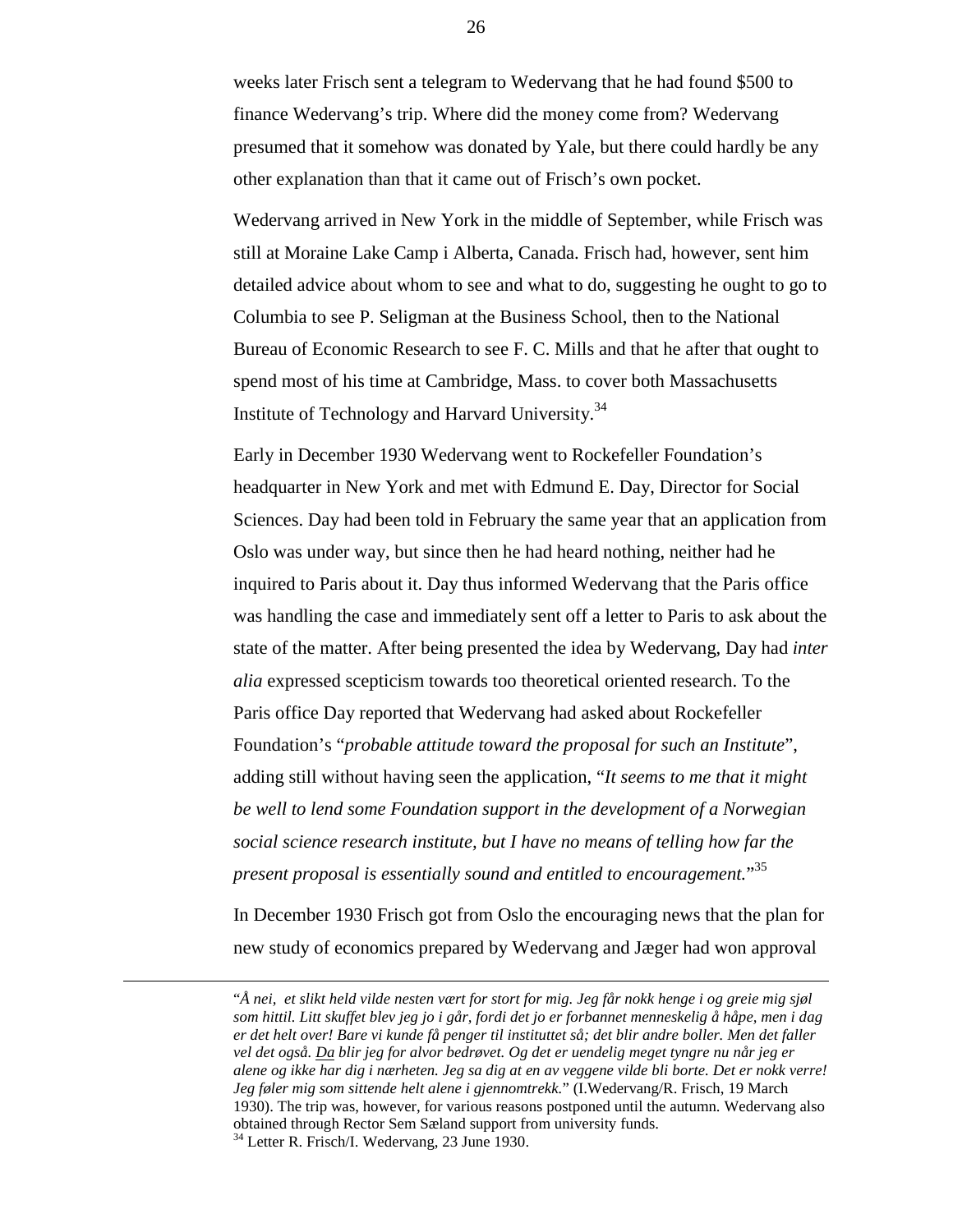weeks later Frisch sent a telegram to Wedervang that he had found $500 to finance Wedervang's trip. Where did the money come from? Wedervang presumed that it somehow was donated by Yale, but there could hardly be any other explanation than that it came out of Frisch's own pocket.

Wedervang arrived in New York in the middle of September, while Frisch was still at Moraine Lake Camp i Alberta, Canada. Frisch had, however, sent him detailed advice about whom to see and what to do, suggesting he ought to go to Columbia to see P. Seligman at the Business School, then to the National Bureau of Economic Research to see F. C. Mills and that he after that ought to spend most of his time at Cambridge, Mass. to cover both Massachusetts Institute of Technology and Harvard University.[34]

Early in December 1930 Wedervang went to Rockefeller Foundation's headquarter in New York and met with Edmund E. Day, Director for Social Sciences. Day had been told in February the same year that an application from Oslo was under way, but since then he had heard nothing, neither had he inquired to Paris about it. Day thus informed Wedervang that the Paris office was handling the case and immediately sent off a letter to Paris to ask about the state of the matter. After being presented the idea by Wedervang, Day had *inter alia* expressed scepticism towards too theoretical oriented research. To the Paris office Day reported that Wedervang had asked about Rockefeller Foundation's "*probable attitude toward the proposal for such an Institute*", adding still without having seen the application, "*It seems to me that it might be well to lend some Foundation support in the development of a Norwegian social science research institute, but I have no means of telling how far the present proposal is essentially sound and entitled to encouragement.*"[35]

In December 1930 Frisch got from Oslo the encouraging news that the plan for new study of economics prepared by Wedervang and Jæger had won approval

---

"*Å nei, et slikt held vilde nesten vært for stort for mig. Jeg får nokk henge i og greie mig sjøl som hittil. Litt skuffet blev jeg jo i går, fordi det jo er forbannet menneskelig å håpe, men i dag er det helt over! Bare vi kunde få penger til instituttet så; det blir andre boller. Men det faller vel det også. Da blir jeg for alvor bedrøvet. Og det er uendelig meget tyngre nu når jeg er alene og ikke har dig i nærheten. Jeg sa dig at en av veggene vilde bli borte. Det er nokk verre! Jeg føler mig som sittende helt alene i gjennomtrekk.*" (I.Wedervang/R. Frisch, 19 March 1930). The trip was, however, for various reasons postponed until the autumn. Wedervang also obtained through Rector Sem Sæland support from university funds.

[34] Letter R. Frisch/I. Wedervang, 23 June 1930.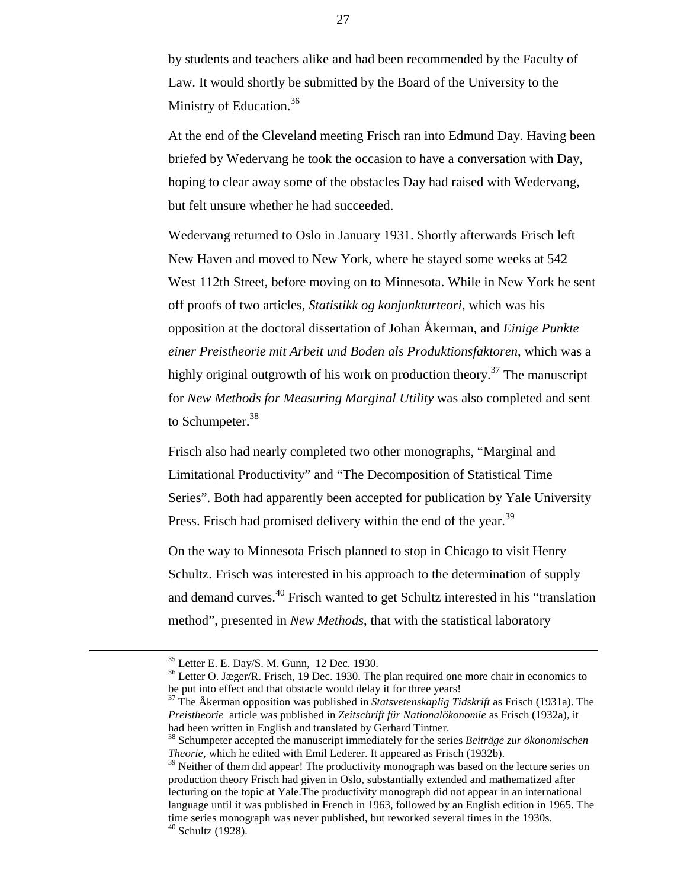by students and teachers alike and had been recommended by the Faculty of Law. It would shortly be submitted by the Board of the University to the Ministry of Education.[36]

At the end of the Cleveland meeting Frisch ran into Edmund Day. Having been briefed by Wedervang he took the occasion to have a conversation with Day, hoping to clear away some of the obstacles Day had raised with Wedervang, but felt unsure whether he had succeeded.

Wedervang returned to Oslo in January 1931. Shortly afterwards Frisch left New Haven and moved to New York, where he stayed some weeks at 542 West 112th Street, before moving on to Minnesota. While in New York he sent off proofs of two articles, *Statistikk og konjunkturteori*, which was his opposition at the doctoral dissertation of Johan Åkerman, and *Einige Punkte einer Preistheorie mit Arbeit und Boden als Produktionsfaktoren*, which was a highly original outgrowth of his work on production theory.[37] The manuscript for *New Methods for Measuring Marginal Utility* was also completed and sent to Schumpeter.[38]

Frisch also had nearly completed two other monographs, "Marginal and Limitational Productivity" and "The Decomposition of Statistical Time Series". Both had apparently been accepted for publication by Yale University Press. Frisch had promised delivery within the end of the year.[39]

On the way to Minnesota Frisch planned to stop in Chicago to visit Henry Schultz. Frisch was interested in his approach to the determination of supply and demand curves.[40] Frisch wanted to get Schultz interested in his "translation method", presented in *New Methods*, that with the statistical laboratory

---

[35] Letter E. E. Day/S. M. Gunn, 12 Dec. 1930.

[36] Letter O. Jæger/R. Frisch, 19 Dec. 1930. The plan required one more chair in economics to be put into effect and that obstacle would delay it for three years!

[37] The Åkerman opposition was published in *Statsvetenskaplig Tidskrift* as Frisch (1931a). The *Preistheorie* article was published in *Zeitschrift für Nationalökonomie* as Frisch (1932a), it had been written in English and translated by Gerhard Tintner.

[38] Schumpeter accepted the manuscript immediately for the series *Beiträge zur ökonomischen Theorie*, which he edited with Emil Lederer. It appeared as Frisch (1932b).

[39] Neither of them did appear! The productivity monograph was based on the lecture series on production theory Frisch had given in Oslo, substantially extended and mathematized after lecturing on the topic at Yale.The productivity monograph did not appear in an international language until it was published in French in 1963, followed by an English edition in 1965. The time series monograph was never published, but reworked several times in the 1930s.

[40] Schultz (1928).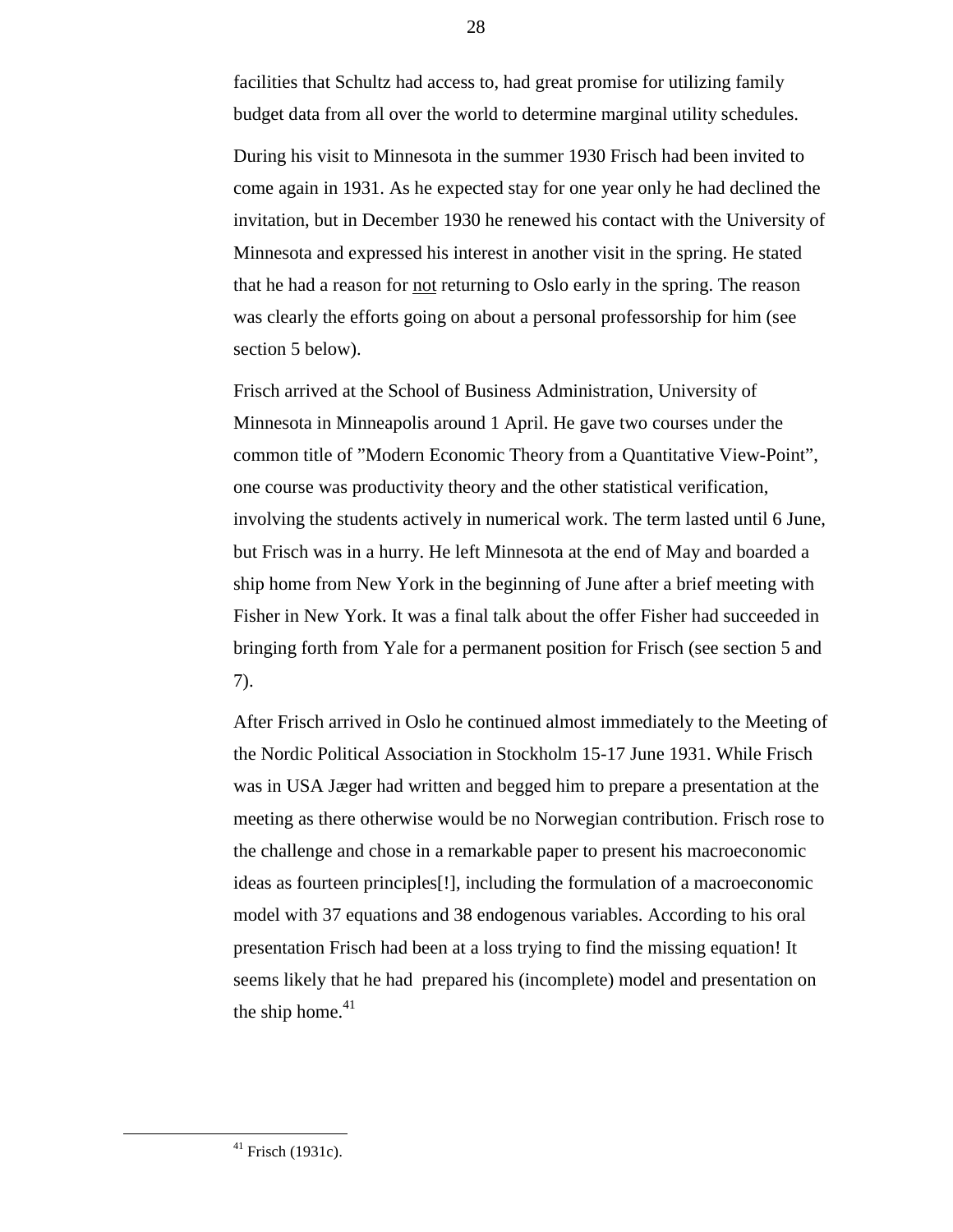facilities that Schultz had access to, had great promise for utilizing family budget data from all over the world to determine marginal utility schedules.

During his visit to Minnesota in the summer 1930 Frisch had been invited to come again in 1931. As he expected stay for one year only he had declined the invitation, but in December 1930 he renewed his contact with the University of Minnesota and expressed his interest in another visit in the spring. He stated that he had a reason for <u>not</u> returning to Oslo early in the spring. The reason was clearly the efforts going on about a personal professorship for him (see section 5 below).

Frisch arrived at the School of Business Administration, University of Minnesota in Minneapolis around 1 April. He gave two courses under the common title of "Modern Economic Theory from a Quantitative View-Point", one course was productivity theory and the other statistical verification, involving the students actively in numerical work. The term lasted until 6 June, but Frisch was in a hurry. He left Minnesota at the end of May and boarded a ship home from New York in the beginning of June after a brief meeting with Fisher in New York. It was a final talk about the offer Fisher had succeeded in bringing forth from Yale for a permanent position for Frisch (see section 5 and 7).

After Frisch arrived in Oslo he continued almost immediately to the Meeting of the Nordic Political Association in Stockholm 15-17 June 1931. While Frisch was in USA Jæger had written and begged him to prepare a presentation at the meeting as there otherwise would be no Norwegian contribution. Frisch rose to the challenge and chose in a remarkable paper to present his macroeconomic ideas as fourteen principles[!], including the formulation of a macroeconomic model with 37 equations and 38 endogenous variables. According to his oral presentation Frisch had been at a loss trying to find the missing equation! It seems likely that he had prepared his (incomplete) model and presentation on the ship home.[41]

---

[41] Frisch (1931c).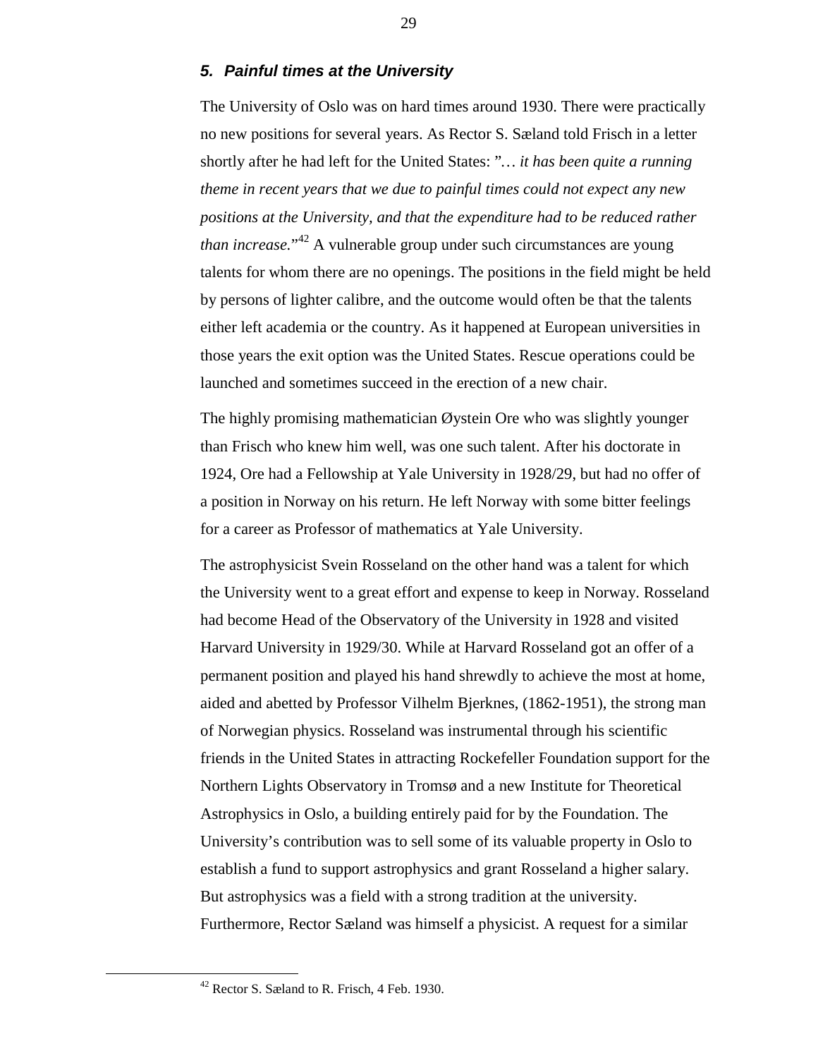### *5. Painful times at the University*

The University of Oslo was on hard times around 1930. There were practically no new positions for several years. As Rector S. Sæland told Frisch in a letter shortly after he had left for the United States: "*… it has been quite a running theme in recent years that we due to painful times could not expect any new positions at the University, and that the expenditure had to be reduced rather than increase.*"[42] A vulnerable group under such circumstances are young talents for whom there are no openings. The positions in the field might be held by persons of lighter calibre, and the outcome would often be that the talents either left academia or the country. As it happened at European universities in those years the exit option was the United States. Rescue operations could be launched and sometimes succeed in the erection of a new chair.

The highly promising mathematician Øystein Ore who was slightly younger than Frisch who knew him well, was one such talent. After his doctorate in 1924, Ore had a Fellowship at Yale University in 1928/29, but had no offer of a position in Norway on his return. He left Norway with some bitter feelings for a career as Professor of mathematics at Yale University.

The astrophysicist Svein Rosseland on the other hand was a talent for which the University went to a great effort and expense to keep in Norway. Rosseland had become Head of the Observatory of the University in 1928 and visited Harvard University in 1929/30. While at Harvard Rosseland got an offer of a permanent position and played his hand shrewdly to achieve the most at home, aided and abetted by Professor Vilhelm Bjerknes, (1862-1951), the strong man of Norwegian physics. Rosseland was instrumental through his scientific friends in the United States in attracting Rockefeller Foundation support for the Northern Lights Observatory in Tromsø and a new Institute for Theoretical Astrophysics in Oslo, a building entirely paid for by the Foundation. The University's contribution was to sell some of its valuable property in Oslo to establish a fund to support astrophysics and grant Rosseland a higher salary. But astrophysics was a field with a strong tradition at the university. Furthermore, Rector Sæland was himself a physicist. A request for a similar

[42] Rector S. Sæland to R. Frisch, 4 Feb. 1930.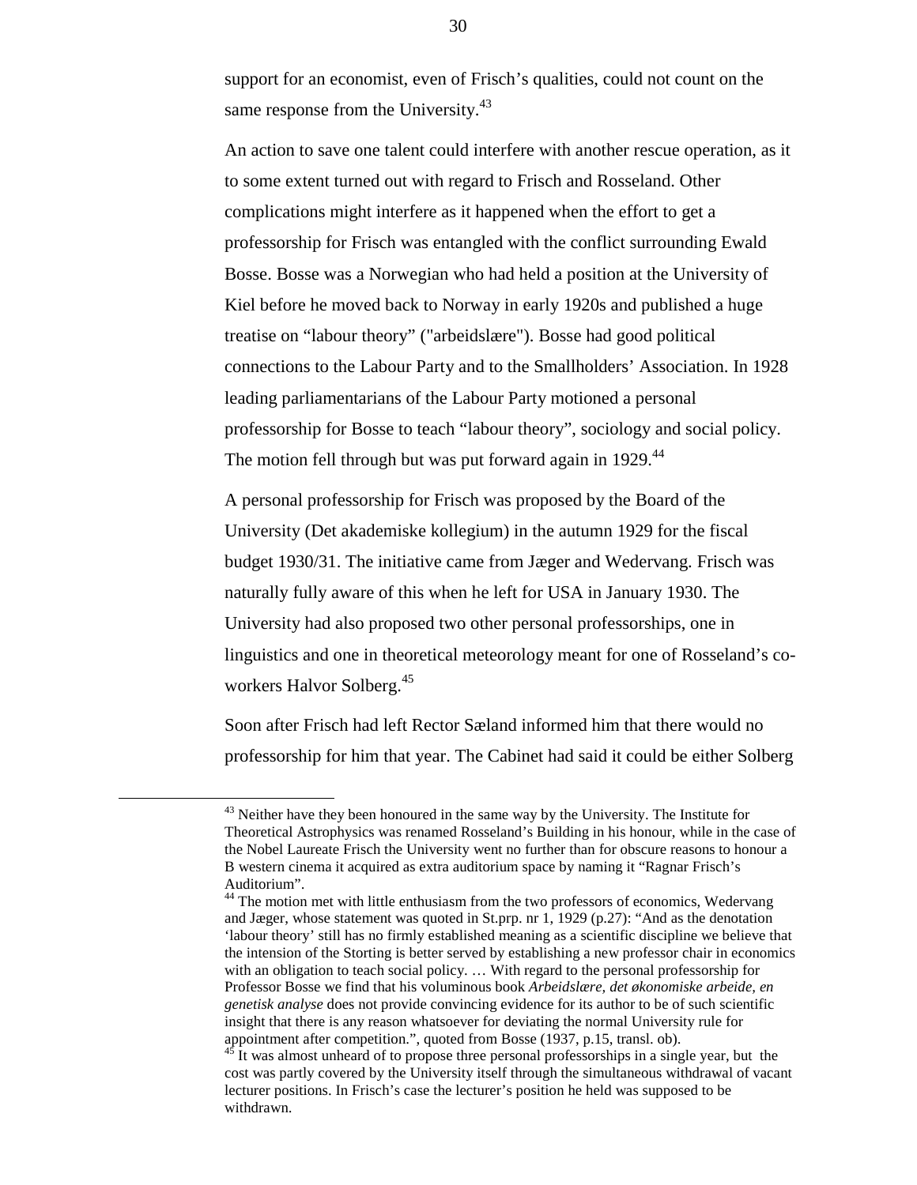support for an economist, even of Frisch's qualities, could not count on the same response from the University.[43]

An action to save one talent could interfere with another rescue operation, as it to some extent turned out with regard to Frisch and Rosseland. Other complications might interfere as it happened when the effort to get a professorship for Frisch was entangled with the conflict surrounding Ewald Bosse. Bosse was a Norwegian who had held a position at the University of Kiel before he moved back to Norway in early 1920s and published a huge treatise on "labour theory" ("arbeidslære"). Bosse had good political connections to the Labour Party and to the Smallholders' Association. In 1928 leading parliamentarians of the Labour Party motioned a personal professorship for Bosse to teach "labour theory", sociology and social policy. The motion fell through but was put forward again in 1929.[44]

A personal professorship for Frisch was proposed by the Board of the University (Det akademiske kollegium) in the autumn 1929 for the fiscal budget 1930/31. The initiative came from Jæger and Wedervang. Frisch was naturally fully aware of this when he left for USA in January 1930. The University had also proposed two other personal professorships, one in linguistics and one in theoretical meteorology meant for one of Rosseland's co-workers Halvor Solberg.[45]

Soon after Frisch had left Rector Sæland informed him that there would no professorship for him that year. The Cabinet had said it could be either Solberg

---

[43] Neither have they been honoured in the same way by the University. The Institute for Theoretical Astrophysics was renamed Rosseland's Building in his honour, while in the case of the Nobel Laureate Frisch the University went no further than for obscure reasons to honour a B western cinema it acquired as extra auditorium space by naming it "Ragnar Frisch's Auditorium".

[44] The motion met with little enthusiasm from the two professors of economics, Wedervang and Jæger, whose statement was quoted in St.prp. nr 1, 1929 (p.27): "And as the denotation 'labour theory' still has no firmly established meaning as a scientific discipline we believe that the intension of the Storting is better served by establishing a new professor chair in economics with an obligation to teach social policy. … With regard to the personal professorship for Professor Bosse we find that his voluminous book *Arbeidslære, det økonomiske arbeide, en genetisk analyse* does not provide convincing evidence for its author to be of such scientific insight that there is any reason whatsoever for deviating the normal University rule for appointment after competition.", quoted from Bosse (1937, p.15, transl. ob).

[45] It was almost unheard of to propose three personal professorships in a single year, but the cost was partly covered by the University itself through the simultaneous withdrawal of vacant lecturer positions. In Frisch's case the lecturer's position he held was supposed to be withdrawn.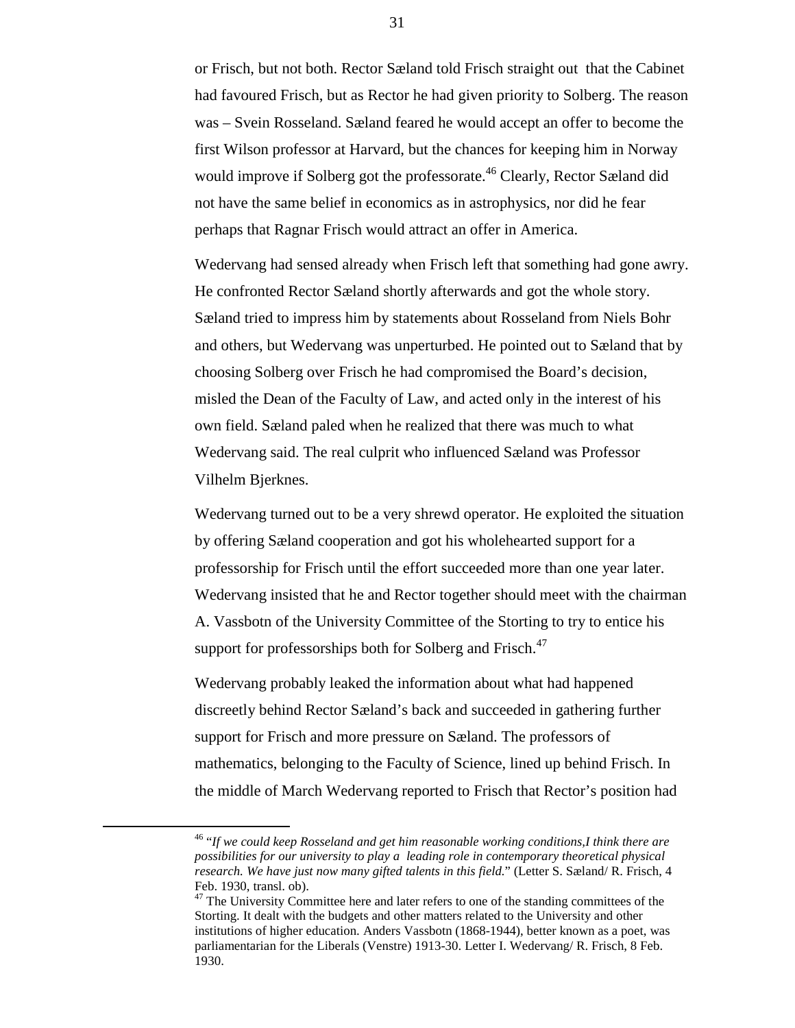or Frisch, but not both. Rector Sæland told Frisch straight out that the Cabinet had favoured Frisch, but as Rector he had given priority to Solberg. The reason was – Svein Rosseland. Sæland feared he would accept an offer to become the first Wilson professor at Harvard, but the chances for keeping him in Norway would improve if Solberg got the professorate.[46] Clearly, Rector Sæland did not have the same belief in economics as in astrophysics, nor did he fear perhaps that Ragnar Frisch would attract an offer in America.

Wedervang had sensed already when Frisch left that something had gone awry. He confronted Rector Sæland shortly afterwards and got the whole story. Sæland tried to impress him by statements about Rosseland from Niels Bohr and others, but Wedervang was unperturbed. He pointed out to Sæland that by choosing Solberg over Frisch he had compromised the Board's decision, misled the Dean of the Faculty of Law, and acted only in the interest of his own field. Sæland paled when he realized that there was much to what Wedervang said. The real culprit who influenced Sæland was Professor Vilhelm Bjerknes.

Wedervang turned out to be a very shrewd operator. He exploited the situation by offering Sæland cooperation and got his wholehearted support for a professorship for Frisch until the effort succeeded more than one year later. Wedervang insisted that he and Rector together should meet with the chairman A. Vassbotn of the University Committee of the Storting to try to entice his support for professorships both for Solberg and Frisch.[47]

Wedervang probably leaked the information about what had happened discreetly behind Rector Sæland's back and succeeded in gathering further support for Frisch and more pressure on Sæland. The professors of mathematics, belonging to the Faculty of Science, lined up behind Frisch. In the middle of March Wedervang reported to Frisch that Rector's position had

---

[46] "*If we could keep Rosseland and get him reasonable working conditions,I think there are possibilities for our university to play a leading role in contemporary theoretical physical research. We have just now many gifted talents in this field.*" (Letter S. Sæland/ R. Frisch, 4 Feb. 1930, transl. ob).

[47] The University Committee here and later refers to one of the standing committees of the Storting. It dealt with the budgets and other matters related to the University and other institutions of higher education. Anders Vassbotn (1868-1944), better known as a poet, was parliamentarian for the Liberals (Venstre) 1913-30. Letter I. Wedervang/ R. Frisch, 8 Feb. 1930.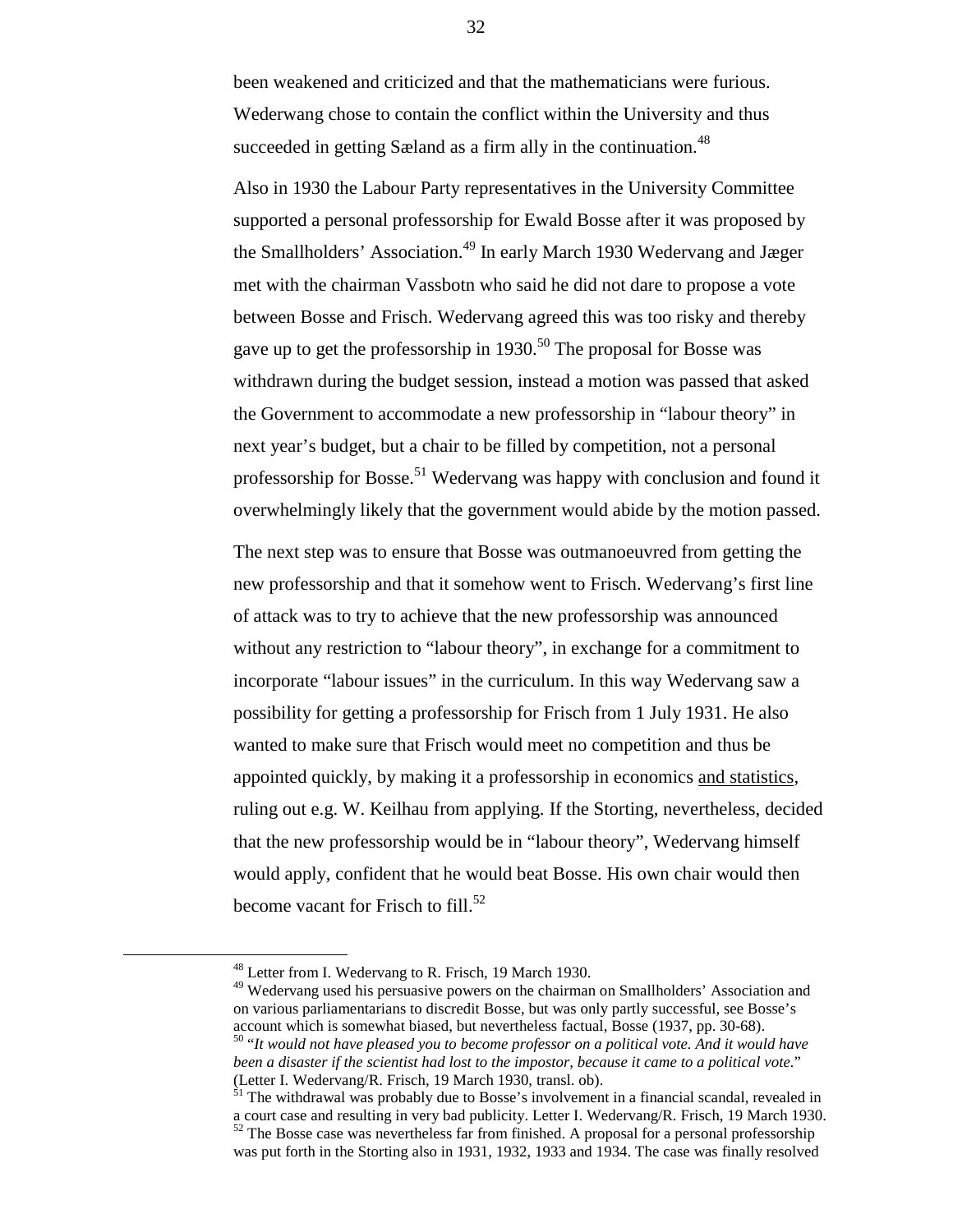been weakened and criticized and that the mathematicians were furious. Wederwang chose to contain the conflict within the University and thus succeeded in getting Sæland as a firm ally in the continuation.[48]

Also in 1930 the Labour Party representatives in the University Committee supported a personal professorship for Ewald Bosse after it was proposed by the Smallholders' Association.[49] In early March 1930 Wedervang and Jæger met with the chairman Vassbotn who said he did not dare to propose a vote between Bosse and Frisch. Wedervang agreed this was too risky and thereby gave up to get the professorship in 1930.[50] The proposal for Bosse was withdrawn during the budget session, instead a motion was passed that asked the Government to accommodate a new professorship in "labour theory" in next year's budget, but a chair to be filled by competition, not a personal professorship for Bosse.[51] Wedervang was happy with conclusion and found it overwhelmingly likely that the government would abide by the motion passed.

The next step was to ensure that Bosse was outmanoeuvred from getting the new professorship and that it somehow went to Frisch. Wedervang's first line of attack was to try to achieve that the new professorship was announced without any restriction to "labour theory", in exchange for a commitment to incorporate "labour issues" in the curriculum. In this way Wedervang saw a possibility for getting a professorship for Frisch from 1 July 1931. He also wanted to make sure that Frisch would meet no competition and thus be appointed quickly, by making it a professorship in economics <u>and statistics</u>, ruling out e.g. W. Keilhau from applying. If the Storting, nevertheless, decided that the new professorship would be in "labour theory", Wedervang himself would apply, confident that he would beat Bosse. His own chair would then become vacant for Frisch to fill.[52]

---

[48] Letter from I. Wedervang to R. Frisch, 19 March 1930.

[49] Wedervang used his persuasive powers on the chairman on Smallholders' Association and on various parliamentarians to discredit Bosse, but was only partly successful, see Bosse's account which is somewhat biased, but nevertheless factual, Bosse (1937, pp. 30-68).

[50] "*It would not have pleased you to become professor on a political vote. And it would have been a disaster if the scientist had lost to the impostor, because it came to a political vote.*" (Letter I. Wedervang/R. Frisch, 19 March 1930, transl. ob).

[51] The withdrawal was probably due to Bosse's involvement in a financial scandal, revealed in a court case and resulting in very bad publicity. Letter I. Wedervang/R. Frisch, 19 March 1930.

[52] The Bosse case was nevertheless far from finished. A proposal for a personal professorship was put forth in the Storting also in 1931, 1932, 1933 and 1934. The case was finally resolved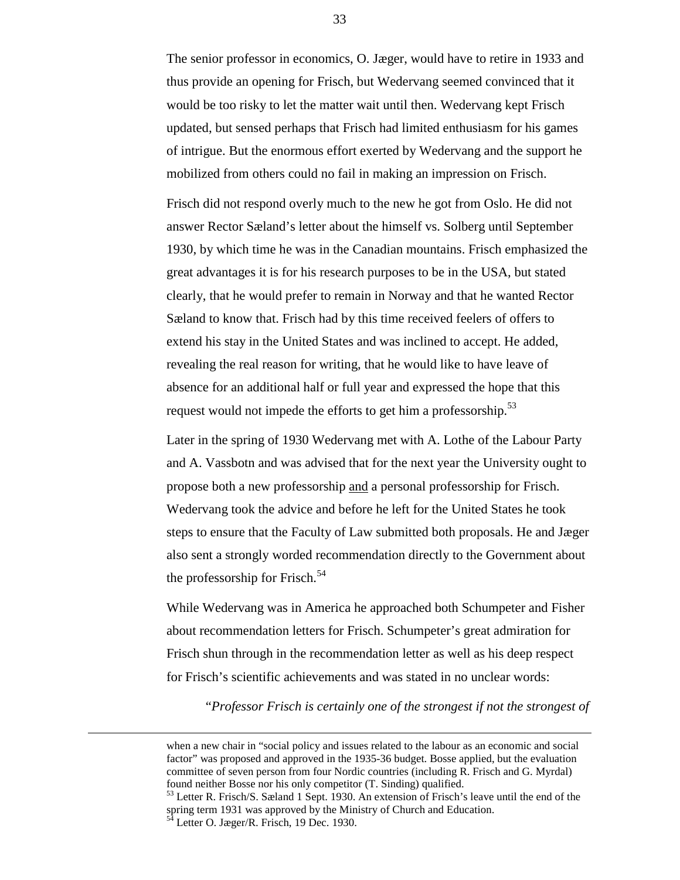The senior professor in economics, O. Jæger, would have to retire in 1933 and thus provide an opening for Frisch, but Wedervang seemed convinced that it would be too risky to let the matter wait until then. Wedervang kept Frisch updated, but sensed perhaps that Frisch had limited enthusiasm for his games of intrigue. But the enormous effort exerted by Wedervang and the support he mobilized from others could no fail in making an impression on Frisch.

Frisch did not respond overly much to the new he got from Oslo. He did not answer Rector Sæland's letter about the himself vs. Solberg until September 1930, by which time he was in the Canadian mountains. Frisch emphasized the great advantages it is for his research purposes to be in the USA, but stated clearly, that he would prefer to remain in Norway and that he wanted Rector Sæland to know that. Frisch had by this time received feelers of offers to extend his stay in the United States and was inclined to accept. He added, revealing the real reason for writing, that he would like to have leave of absence for an additional half or full year and expressed the hope that this request would not impede the efforts to get him a professorship.[53]

Later in the spring of 1930 Wedervang met with A. Lothe of the Labour Party and A. Vassbotn and was advised that for the next year the University ought to propose both a new professorship <u>and</u> a personal professorship for Frisch. Wedervang took the advice and before he left for the United States he took steps to ensure that the Faculty of Law submitted both proposals. He and Jæger also sent a strongly worded recommendation directly to the Government about the professorship for Frisch.[54]

While Wedervang was in America he approached both Schumpeter and Fisher about recommendation letters for Frisch. Schumpeter's great admiration for Frisch shun through in the recommendation letter as well as his deep respect for Frisch's scientific achievements and was stated in no unclear words:

> "*Professor Frisch is certainly one of the strongest if not the strongest of*

---

when a new chair in "social policy and issues related to the labour as an economic and social factor" was proposed and approved in the 1935-36 budget. Bosse applied, but the evaluation committee of seven person from four Nordic countries (including R. Frisch and G. Myrdal) found neither Bosse nor his only competitor (T. Sinding) qualified.

[53] Letter R. Frisch/S. Sæland 1 Sept. 1930. An extension of Frisch's leave until the end of the spring term 1931 was approved by the Ministry of Church and Education.

[54] Letter O. Jæger/R. Frisch, 19 Dec. 1930.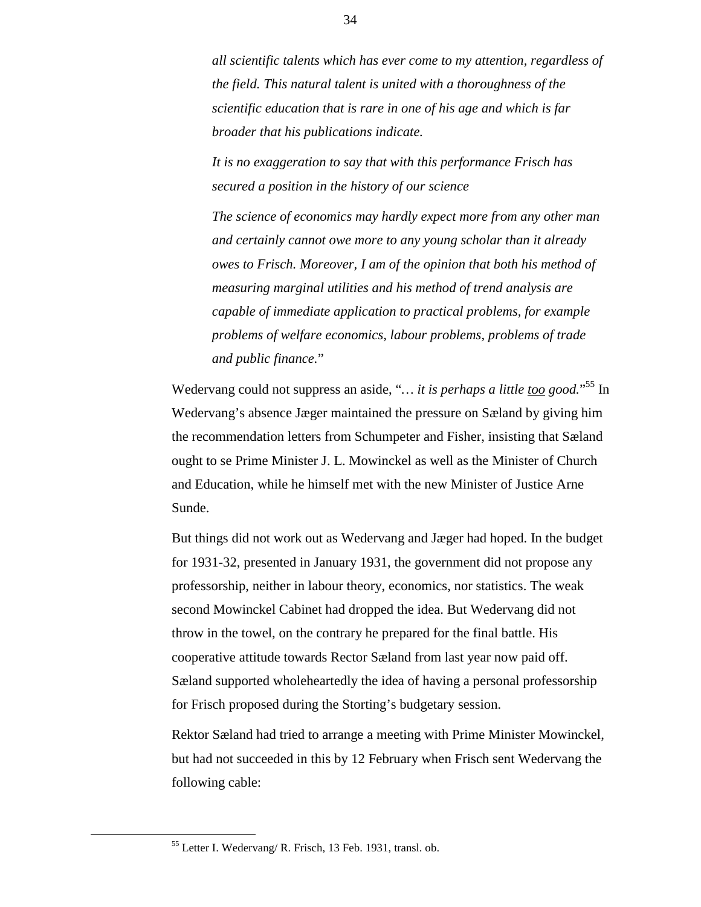*all scientific talents which has ever come to my attention, regardless of the field. This natural talent is united with a thoroughness of the scientific education that is rare in one of his age and which is far broader that his publications indicate.*

> *It is no exaggeration to say that with this performance Frisch has secured a position in the history of our science*
>
> *The science of economics may hardly expect more from any other man and certainly cannot owe more to any young scholar than it already owes to Frisch. Moreover, I am of the opinion that both his method of measuring marginal utilities and his method of trend analysis are capable of immediate application to practical problems, for example problems of welfare economics, labour problems, problems of trade and public finance.*"

Wedervang could not suppress an aside, "*… it is perhaps a little too good.*"[55] In Wedervang's absence Jæger maintained the pressure on Sæland by giving him the recommendation letters from Schumpeter and Fisher, insisting that Sæland ought to se Prime Minister J. L. Mowinckel as well as the Minister of Church and Education, while he himself met with the new Minister of Justice Arne Sunde.

But things did not work out as Wedervang and Jæger had hoped. In the budget for 1931-32, presented in January 1931, the government did not propose any professorship, neither in labour theory, economics, nor statistics. The weak second Mowinckel Cabinet had dropped the idea. But Wedervang did not throw in the towel, on the contrary he prepared for the final battle. His cooperative attitude towards Rector Sæland from last year now paid off. Sæland supported wholeheartedly the idea of having a personal professorship for Frisch proposed during the Storting's budgetary session.

Rektor Sæland had tried to arrange a meeting with Prime Minister Mowinckel, but had not succeeded in this by 12 February when Frisch sent Wedervang the following cable:

---

[55] Letter I. Wedervang/ R. Frisch, 13 Feb. 1931, transl. ob.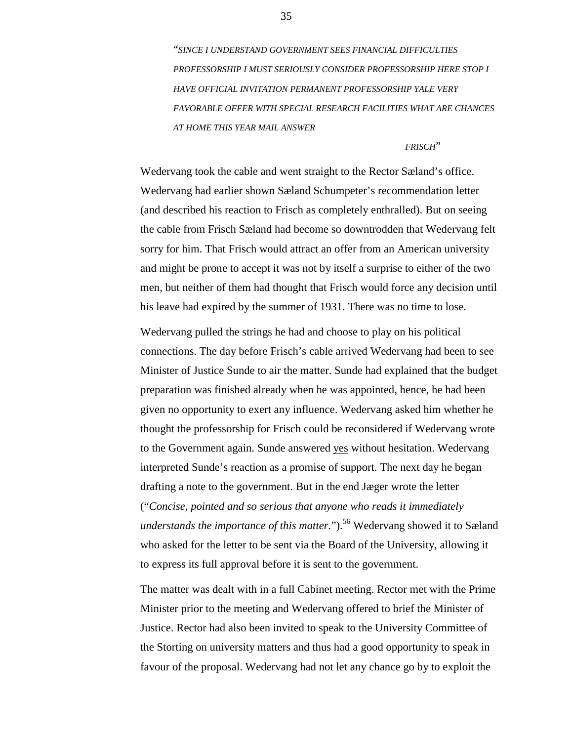> “*SINCE I UNDERSTAND GOVERNMENT SEES FINANCIAL DIFFICULTIES PROFESSORSHIP I MUST SERIOUSLY CONSIDER PROFESSORSHIP HERE STOP I HAVE OFFICIAL INVITATION PERMANENT PROFESSORSHIP YALE VERY FAVORABLE OFFER WITH SPECIAL RESEARCH FACILITIES WHAT ARE CHANCES AT HOME THIS YEAR MAIL ANSWER*
>
> *FRISCH*”

Wedervang took the cable and went straight to the Rector Sæland’s office. Wedervang had earlier shown Sæland Schumpeter’s recommendation letter (and described his reaction to Frisch as completely enthralled). But on seeing the cable from Frisch Sæland had become so downtrodden that Wedervang felt sorry for him. That Frisch would attract an offer from an American university and might be prone to accept it was not by itself a surprise to either of the two men, but neither of them had thought that Frisch would force any decision until his leave had expired by the summer of 1931. There was no time to lose.

Wedervang pulled the strings he had and choose to play on his political connections. The day before Frisch’s cable arrived Wedervang had been to see Minister of Justice Sunde to air the matter. Sunde had explained that the budget preparation was finished already when he was appointed, hence, he had been given no opportunity to exert any influence. Wedervang asked him whether he thought the professorship for Frisch could be reconsidered if Wedervang wrote to the Government again. Sunde answered <u>yes</u> without hesitation. Wedervang interpreted Sunde’s reaction as a promise of support. The next day he began drafting a note to the government. But in the end Jæger wrote the letter (“*Concise, pointed and so serious that anyone who reads it immediately understands the importance of this matter.*”).[56] Wedervang showed it to Sæland who asked for the letter to be sent via the Board of the University, allowing it to express its full approval before it is sent to the government.

The matter was dealt with in a full Cabinet meeting. Rector met with the Prime Minister prior to the meeting and Wedervang offered to brief the Minister of Justice. Rector had also been invited to speak to the University Committee of the Storting on university matters and thus had a good opportunity to speak in favour of the proposal. Wedervang had not let any chance go by to exploit the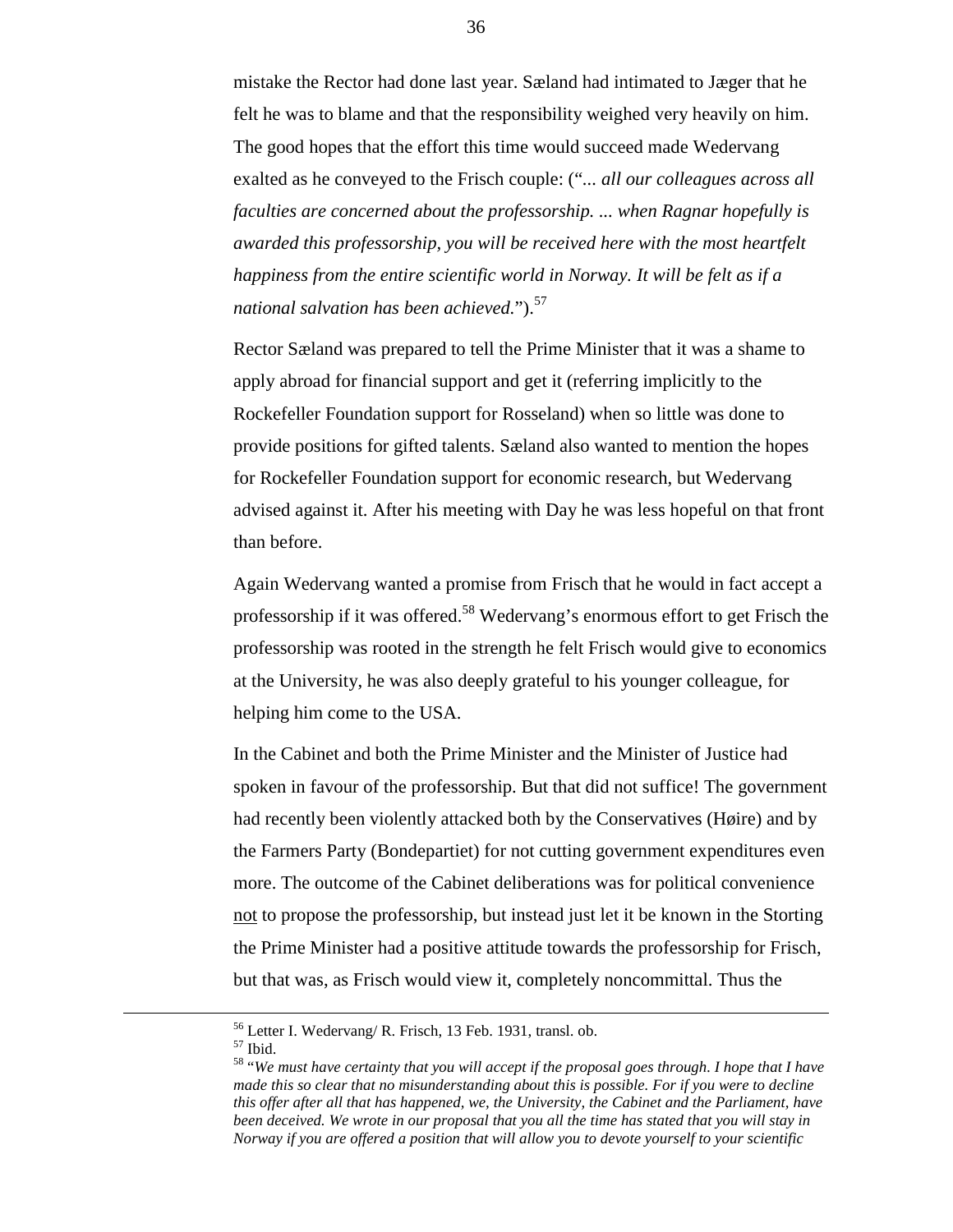mistake the Rector had done last year. Sæland had intimated to Jæger that he felt he was to blame and that the responsibility weighed very heavily on him. The good hopes that the effort this time would succeed made Wedervang exalted as he conveyed to the Frisch couple: ("*... all our colleagues across all faculties are concerned about the professorship. ... when Ragnar hopefully is awarded this professorship, you will be received here with the most heartfelt happiness from the entire scientific world in Norway. It will be felt as if a national salvation has been achieved.*").[57]

Rector Sæland was prepared to tell the Prime Minister that it was a shame to apply abroad for financial support and get it (referring implicitly to the Rockefeller Foundation support for Rosseland) when so little was done to provide positions for gifted talents. Sæland also wanted to mention the hopes for Rockefeller Foundation support for economic research, but Wedervang advised against it. After his meeting with Day he was less hopeful on that front than before.

Again Wedervang wanted a promise from Frisch that he would in fact accept a professorship if it was offered.[58] Wedervang's enormous effort to get Frisch the professorship was rooted in the strength he felt Frisch would give to economics at the University, he was also deeply grateful to his younger colleague, for helping him come to the USA.

In the Cabinet and both the Prime Minister and the Minister of Justice had spoken in favour of the professorship. But that did not suffice! The government had recently been violently attacked both by the Conservatives (Høire) and by the Farmers Party (Bondepartiet) for not cutting government expenditures even more. The outcome of the Cabinet deliberations was for political convenience <u>not</u> to propose the professorship, but instead just let it be known in the Storting the Prime Minister had a positive attitude towards the professorship for Frisch, but that was, as Frisch would view it, completely noncommittal. Thus the

---

[56] Letter I. Wedervang/ R. Frisch, 13 Feb. 1931, transl. ob.

[57] Ibid.

[58] "*We must have certainty that you will accept if the proposal goes through. I hope that I have made this so clear that no misunderstanding about this is possible. For if you were to decline this offer after all that has happened, we, the University, the Cabinet and the Parliament, have been deceived. We wrote in our proposal that you all the time has stated that you will stay in Norway if you are offered a position that will allow you to devote yourself to your scientific*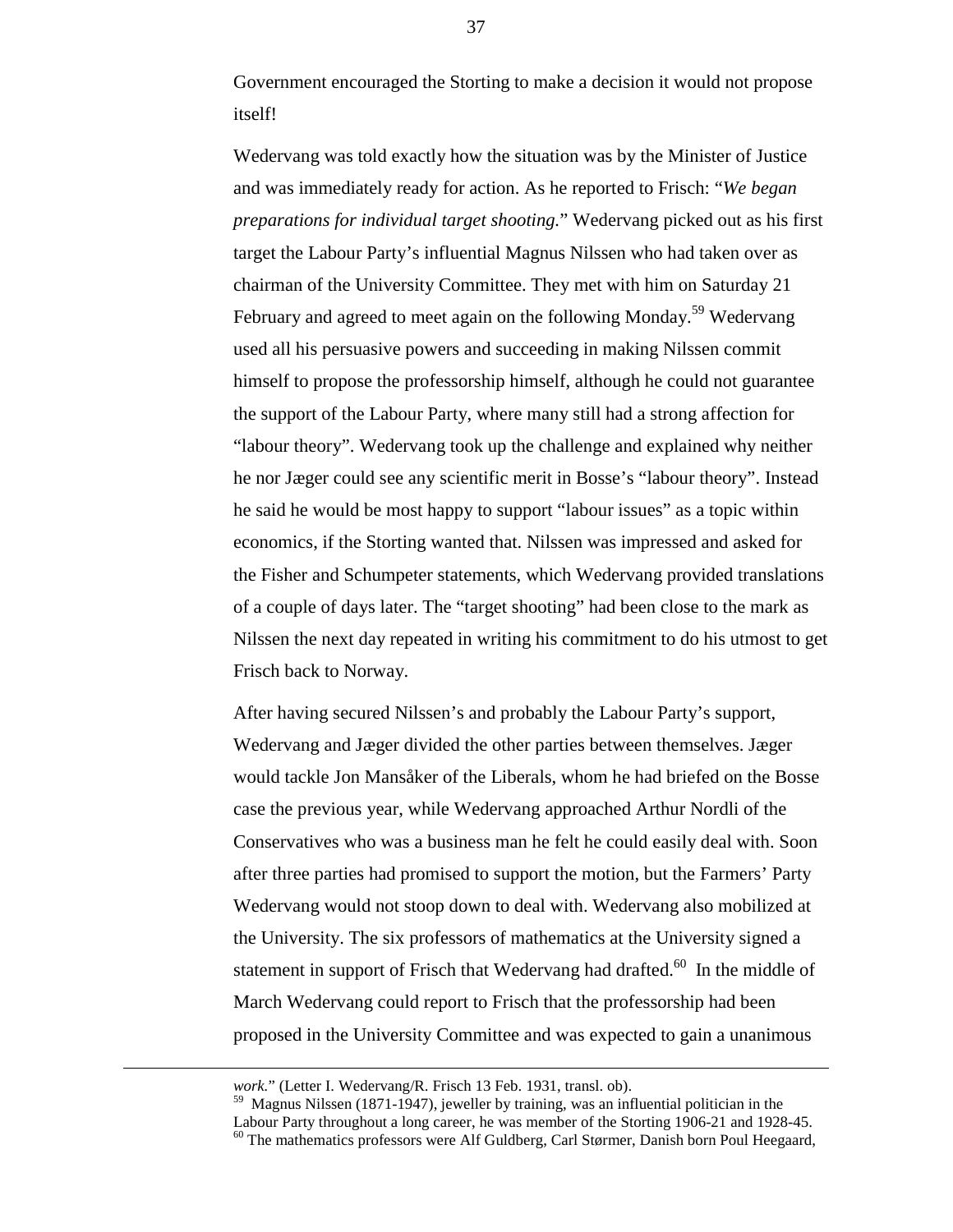Government encouraged the Storting to make a decision it would not propose itself!

Wedervang was told exactly how the situation was by the Minister of Justice and was immediately ready for action. As he reported to Frisch: "*We began preparations for individual target shooting.*" Wedervang picked out as his first target the Labour Party's influential Magnus Nilssen who had taken over as chairman of the University Committee. They met with him on Saturday 21 February and agreed to meet again on the following Monday.[59] Wedervang used all his persuasive powers and succeeding in making Nilssen commit himself to propose the professorship himself, although he could not guarantee the support of the Labour Party, where many still had a strong affection for "labour theory". Wedervang took up the challenge and explained why neither he nor Jæger could see any scientific merit in Bosse's "labour theory". Instead he said he would be most happy to support "labour issues" as a topic within economics, if the Storting wanted that. Nilssen was impressed and asked for the Fisher and Schumpeter statements, which Wedervang provided translations of a couple of days later. The "target shooting" had been close to the mark as Nilssen the next day repeated in writing his commitment to do his utmost to get Frisch back to Norway.

After having secured Nilssen's and probably the Labour Party's support, Wedervang and Jæger divided the other parties between themselves. Jæger would tackle Jon Mansåker of the Liberals, whom he had briefed on the Bosse case the previous year, while Wedervang approached Arthur Nordli of the Conservatives who was a business man he felt he could easily deal with. Soon after three parties had promised to support the motion, but the Farmers' Party Wedervang would not stoop down to deal with. Wedervang also mobilized at the University. The six professors of mathematics at the University signed a statement in support of Frisch that Wedervang had drafted.[60] In the middle of March Wedervang could report to Frisch that the professorship had been proposed in the University Committee and was expected to gain a unanimous

---

*work*." (Letter I. Wedervang/R. Frisch 13 Feb. 1931, transl. ob).

[59] Magnus Nilssen (1871-1947), jeweller by training, was an influential politician in the Labour Party throughout a long career, he was member of the Storting 1906-21 and 1928-45.

[60] The mathematics professors were Alf Guldberg, Carl Størmer, Danish born Poul Heegaard,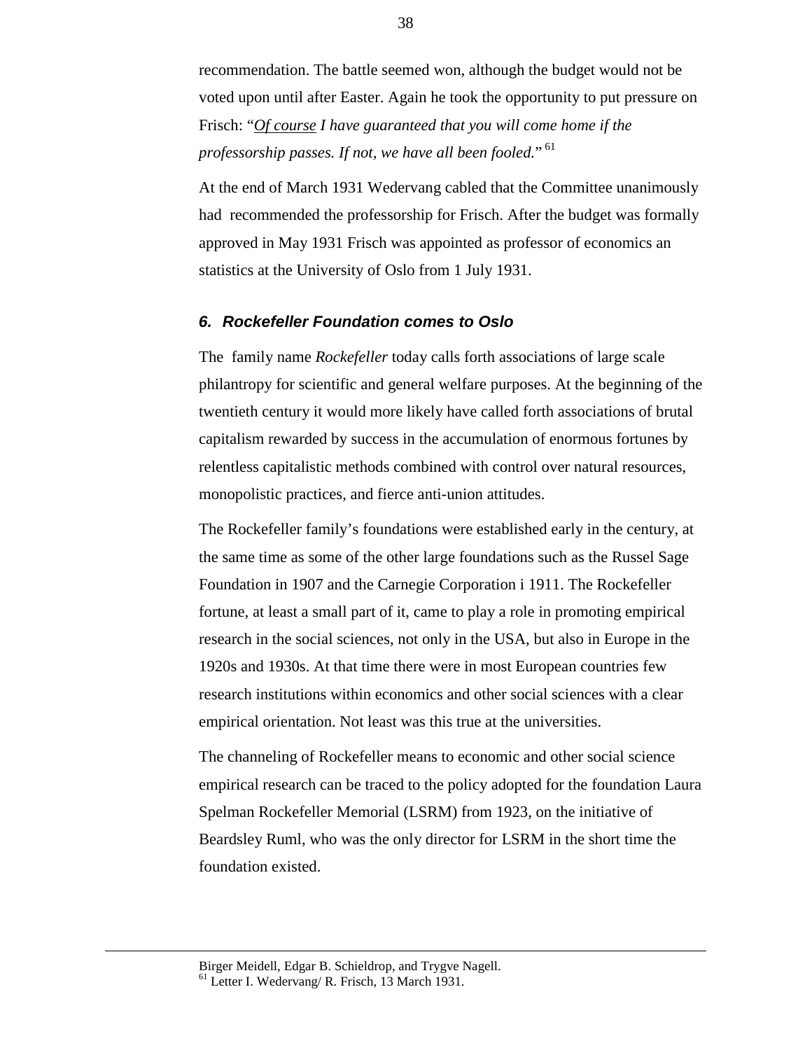recommendation. The battle seemed won, although the budget would not be voted upon until after Easter. Again he took the opportunity to put pressure on Frisch: "*<u>Of course</u> I have guaranteed that you will come home if the professorship passes. If not, we have all been fooled.*" [61]

At the end of March 1931 Wedervang cabled that the Committee unanimously had recommended the professorship for Frisch. After the budget was formally approved in May 1931 Frisch was appointed as professor of economics an statistics at the University of Oslo from 1 July 1931.

### *6. Rockefeller Foundation comes to Oslo*

The family name *Rockefeller* today calls forth associations of large scale philantropy for scientific and general welfare purposes. At the beginning of the twentieth century it would more likely have called forth associations of brutal capitalism rewarded by success in the accumulation of enormous fortunes by relentless capitalistic methods combined with control over natural resources, monopolistic practices, and fierce anti-union attitudes.

The Rockefeller family's foundations were established early in the century, at the same time as some of the other large foundations such as the Russel Sage Foundation in 1907 and the Carnegie Corporation i 1911. The Rockefeller fortune, at least a small part of it, came to play a role in promoting empirical research in the social sciences, not only in the USA, but also in Europe in the 1920s and 1930s. At that time there were in most European countries few research institutions within economics and other social sciences with a clear empirical orientation. Not least was this true at the universities.

The channeling of Rockefeller means to economic and other social science empirical research can be traced to the policy adopted for the foundation Laura Spelman Rockefeller Memorial (LSRM) from 1923, on the initiative of Beardsley Ruml, who was the only director for LSRM in the short time the foundation existed.

---

Birger Meidell, Edgar B. Schieldrop, and Trygve Nagell.

[61] Letter I. Wedervang/ R. Frisch, 13 March 1931.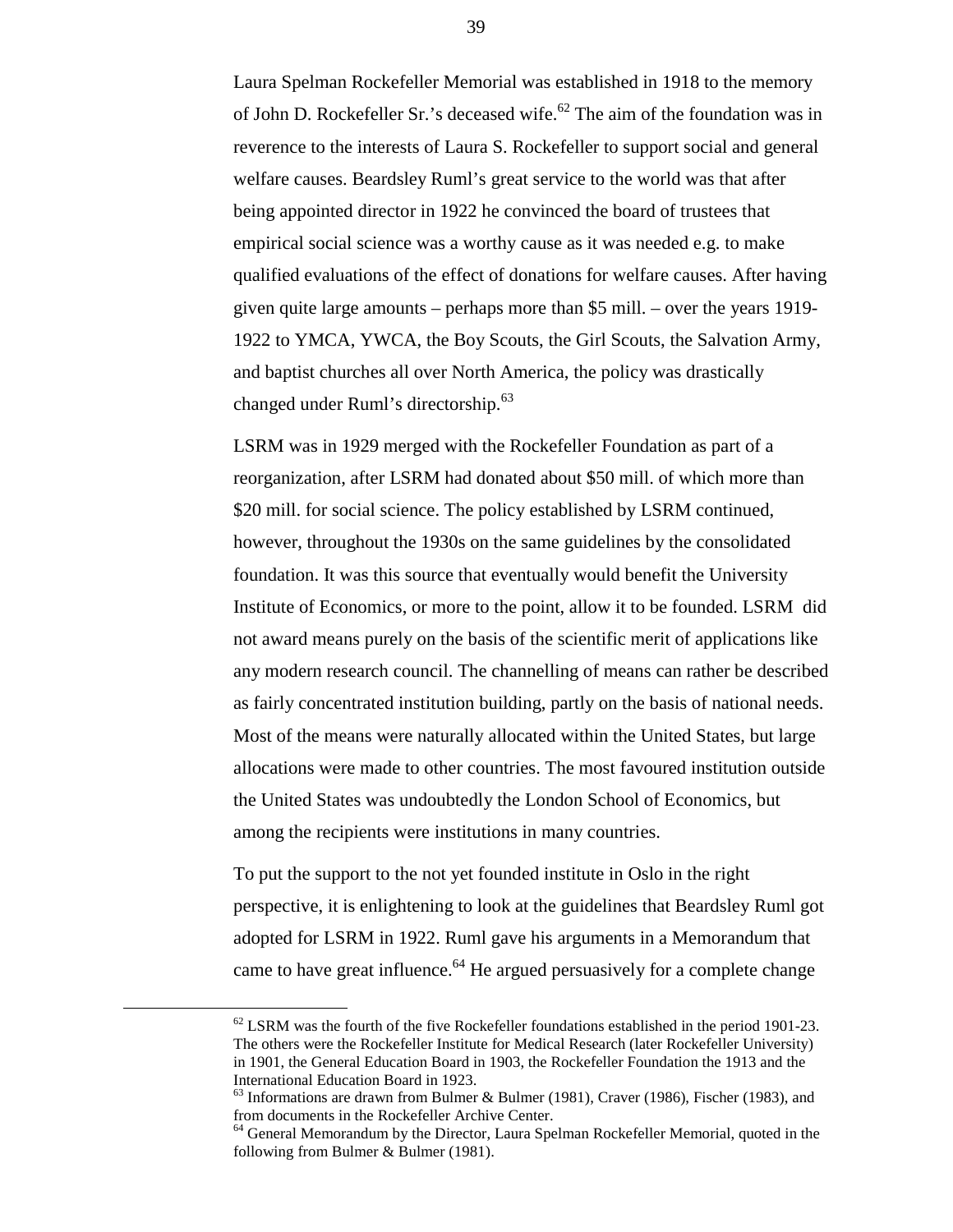Laura Spelman Rockefeller Memorial was established in 1918 to the memory of John D. Rockefeller Sr.'s deceased wife.[62] The aim of the foundation was in reverence to the interests of Laura S. Rockefeller to support social and general welfare causes. Beardsley Ruml's great service to the world was that after being appointed director in 1922 he convinced the board of trustees that empirical social science was a worthy cause as it was needed e.g. to make qualified evaluations of the effect of donations for welfare causes. After having given quite large amounts – perhaps more than \$5 mill. – over the years 1919-1922 to YMCA, YWCA, the Boy Scouts, the Girl Scouts, the Salvation Army, and baptist churches all over North America, the policy was drastically changed under Ruml's directorship.[63]

LSRM was in 1929 merged with the Rockefeller Foundation as part of a reorganization, after LSRM had donated about \$50 mill. of which more than \$20 mill. for social science. The policy established by LSRM continued, however, throughout the 1930s on the same guidelines by the consolidated foundation. It was this source that eventually would benefit the University Institute of Economics, or more to the point, allow it to be founded. LSRM did not award means purely on the basis of the scientific merit of applications like any modern research council. The channelling of means can rather be described as fairly concentrated institution building, partly on the basis of national needs. Most of the means were naturally allocated within the United States, but large allocations were made to other countries. The most favoured institution outside the United States was undoubtedly the London School of Economics, but among the recipients were institutions in many countries.

To put the support to the not yet founded institute in Oslo in the right perspective, it is enlightening to look at the guidelines that Beardsley Ruml got adopted for LSRM in 1922. Ruml gave his arguments in a Memorandum that came to have great influence.[64] He argued persuasively for a complete change

---

[62] LSRM was the fourth of the five Rockefeller foundations established in the period 1901-23. The others were the Rockefeller Institute for Medical Research (later Rockefeller University) in 1901, the General Education Board in 1903, the Rockefeller Foundation the 1913 and the International Education Board in 1923.

[63] Informations are drawn from Bulmer & Bulmer (1981), Craver (1986), Fischer (1983), and from documents in the Rockefeller Archive Center.

[64] General Memorandum by the Director, Laura Spelman Rockefeller Memorial, quoted in the following from Bulmer & Bulmer (1981).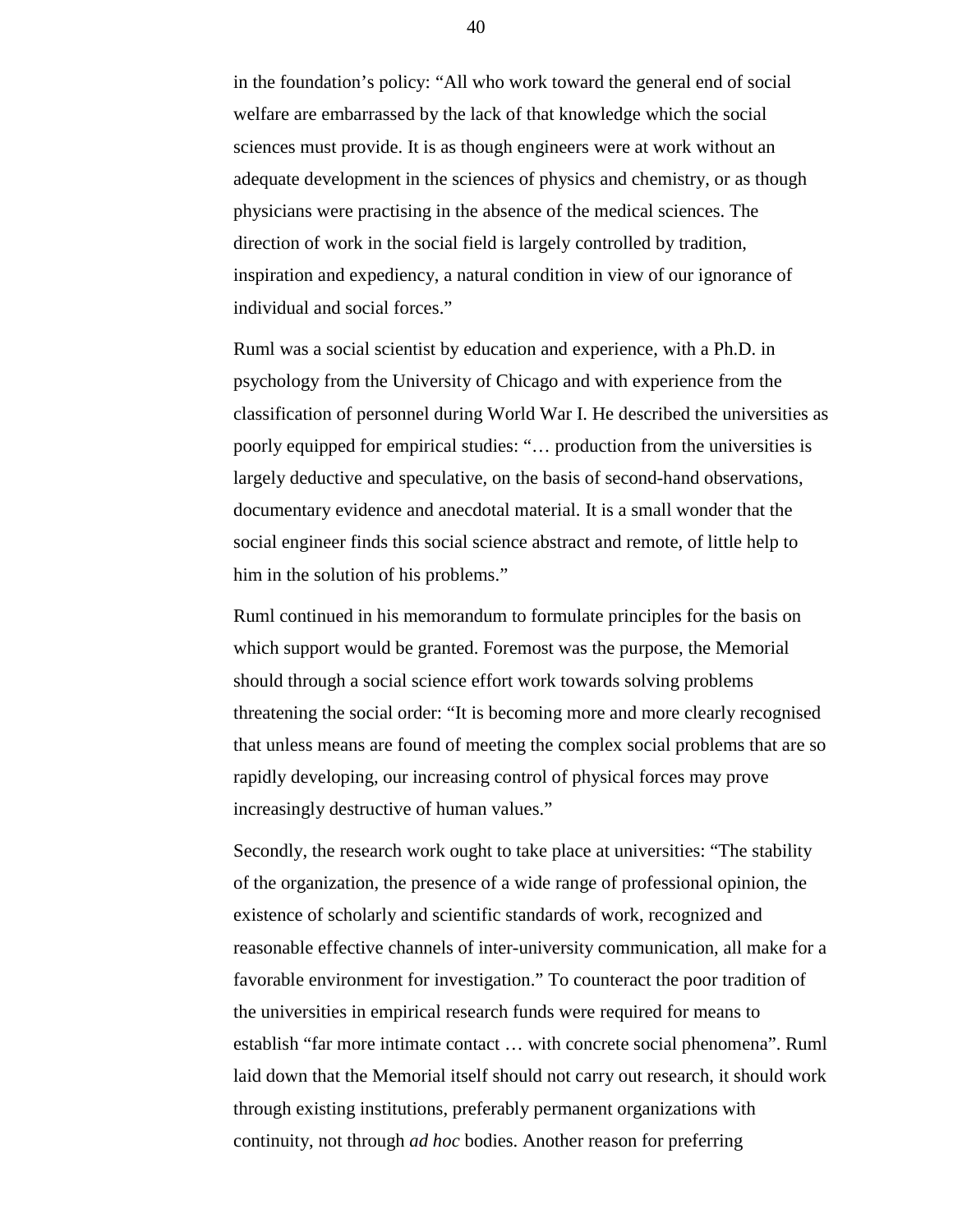in the foundation's policy: "All who work toward the general end of social welfare are embarrassed by the lack of that knowledge which the social sciences must provide. It is as though engineers were at work without an adequate development in the sciences of physics and chemistry, or as though physicians were practising in the absence of the medical sciences. The direction of work in the social field is largely controlled by tradition, inspiration and expediency, a natural condition in view of our ignorance of individual and social forces."

Ruml was a social scientist by education and experience, with a Ph.D. in psychology from the University of Chicago and with experience from the classification of personnel during World War I. He described the universities as poorly equipped for empirical studies: "… production from the universities is largely deductive and speculative, on the basis of second-hand observations, documentary evidence and anecdotal material. It is a small wonder that the social engineer finds this social science abstract and remote, of little help to him in the solution of his problems."

Ruml continued in his memorandum to formulate principles for the basis on which support would be granted. Foremost was the purpose, the Memorial should through a social science effort work towards solving problems threatening the social order: "It is becoming more and more clearly recognised that unless means are found of meeting the complex social problems that are so rapidly developing, our increasing control of physical forces may prove increasingly destructive of human values."

Secondly, the research work ought to take place at universities: "The stability of the organization, the presence of a wide range of professional opinion, the existence of scholarly and scientific standards of work, recognized and reasonable effective channels of inter-university communication, all make for a favorable environment for investigation." To counteract the poor tradition of the universities in empirical research funds were required for means to establish "far more intimate contact … with concrete social phenomena". Ruml laid down that the Memorial itself should not carry out research, it should work through existing institutions, preferably permanent organizations with continuity, not through *ad hoc* bodies. Another reason for preferring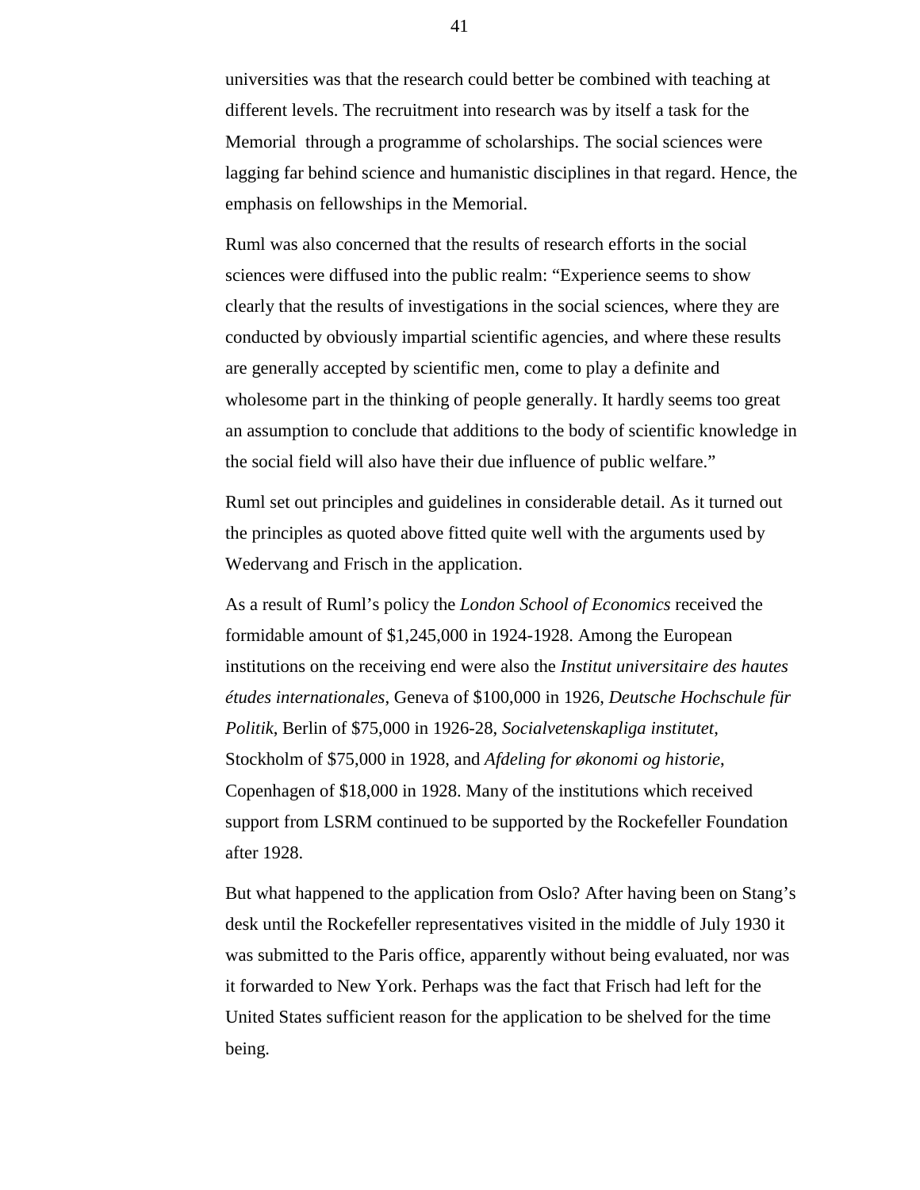universities was that the research could better be combined with teaching at different levels. The recruitment into research was by itself a task for the Memorial through a programme of scholarships. The social sciences were lagging far behind science and humanistic disciplines in that regard. Hence, the emphasis on fellowships in the Memorial.

Ruml was also concerned that the results of research efforts in the social sciences were diffused into the public realm: "Experience seems to show clearly that the results of investigations in the social sciences, where they are conducted by obviously impartial scientific agencies, and where these results are generally accepted by scientific men, come to play a definite and wholesome part in the thinking of people generally. It hardly seems too great an assumption to conclude that additions to the body of scientific knowledge in the social field will also have their due influence of public welfare."

Ruml set out principles and guidelines in considerable detail. As it turned out the principles as quoted above fitted quite well with the arguments used by Wedervang and Frisch in the application.

As a result of Ruml's policy the *London School of Economics* received the formidable amount of $1,245,000 in 1924-1928. Among the European institutions on the receiving end were also the *Institut universitaire des hautes études internationales*, Geneva of $100,000 in 1926, *Deutsche Hochschule für Politik*, Berlin of $75,000 in 1926-28, *Socialvetenskapliga institutet*, Stockholm of $75,000 in 1928, and *Afdeling for økonomi og historie*, Copenhagen of $18,000 in 1928. Many of the institutions which received support from LSRM continued to be supported by the Rockefeller Foundation after 1928.

But what happened to the application from Oslo? After having been on Stang's desk until the Rockefeller representatives visited in the middle of July 1930 it was submitted to the Paris office, apparently without being evaluated, nor was it forwarded to New York. Perhaps was the fact that Frisch had left for the United States sufficient reason for the application to be shelved for the time being.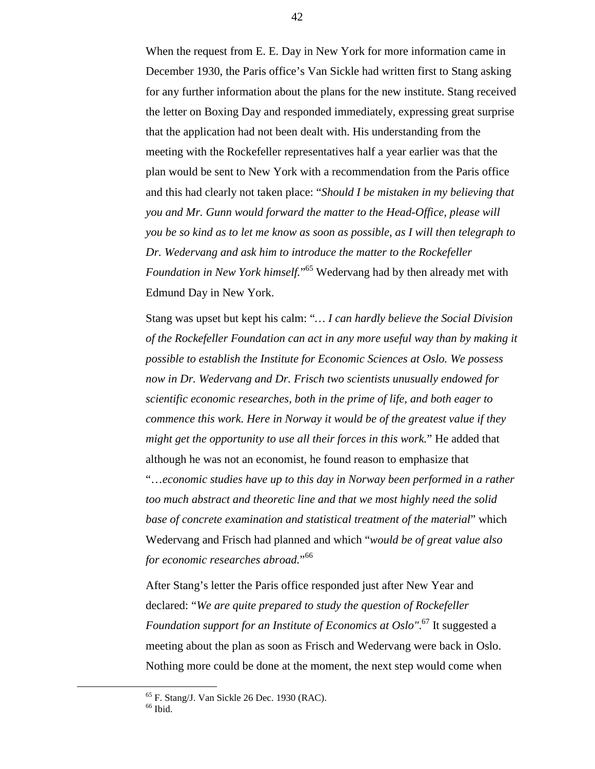When the request from E. E. Day in New York for more information came in December 1930, the Paris office's Van Sickle had written first to Stang asking for any further information about the plans for the new institute. Stang received the letter on Boxing Day and responded immediately, expressing great surprise that the application had not been dealt with. His understanding from the meeting with the Rockefeller representatives half a year earlier was that the plan would be sent to New York with a recommendation from the Paris office and this had clearly not taken place: "*Should I be mistaken in my believing that you and Mr. Gunn would forward the matter to the Head-Office, please will you be so kind as to let me know as soon as possible, as I will then telegraph to Dr. Wedervang and ask him to introduce the matter to the Rockefeller Foundation in New York himself.*"[65] Wedervang had by then already met with Edmund Day in New York.

Stang was upset but kept his calm: "*… I can hardly believe the Social Division of the Rockefeller Foundation can act in any more useful way than by making it possible to establish the Institute for Economic Sciences at Oslo. We possess now in Dr. Wedervang and Dr. Frisch two scientists unusually endowed for scientific economic researches, both in the prime of life, and both eager to commence this work. Here in Norway it would be of the greatest value if they might get the opportunity to use all their forces in this work.*" He added that although he was not an economist, he found reason to emphasize that "*…economic studies have up to this day in Norway been performed in a rather too much abstract and theoretic line and that we most highly need the solid base of concrete examination and statistical treatment of the material*" which Wedervang and Frisch had planned and which "*would be of great value also for economic researches abroad.*"[66]

After Stang's letter the Paris office responded just after New Year and declared: "*We are quite prepared to study the question of Rockefeller Foundation support for an Institute of Economics at Oslo"*.[67] It suggested a meeting about the plan as soon as Frisch and Wedervang were back in Oslo. Nothing more could be done at the moment, the next step would come when

---

[65] F. Stang/J. Van Sickle 26 Dec. 1930 (RAC).

[66] Ibid.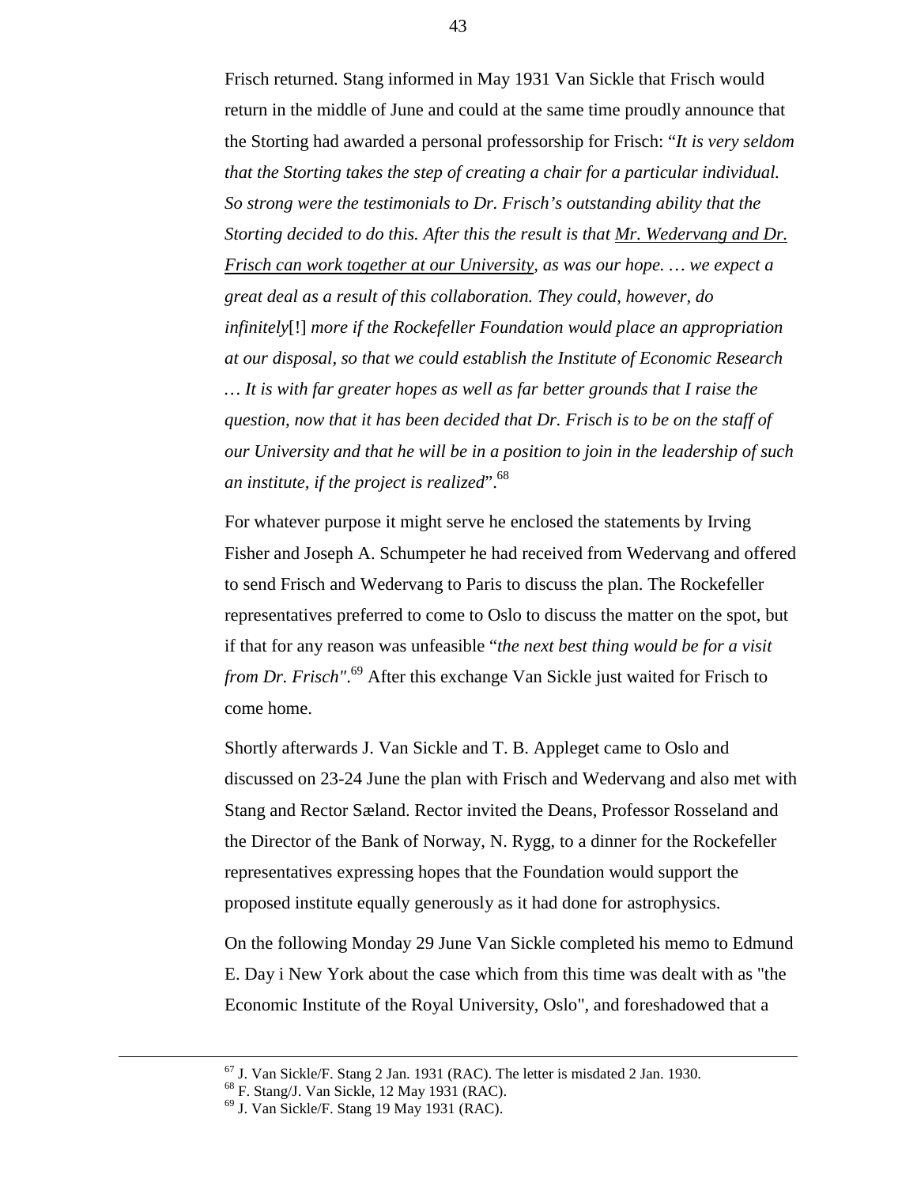Frisch returned. Stang informed in May 1931 Van Sickle that Frisch would return in the middle of June and could at the same time proudly announce that the Storting had awarded a personal professorship for Frisch: "*It is very seldom that the Storting takes the step of creating a chair for a particular individual. So strong were the testimonials to Dr. Frisch's outstanding ability that the Storting decided to do this. After this the result is that <u>Mr. Wedervang and Dr. Frisch can work together at our University</u>, as was our hope. … we expect a great deal as a result of this collaboration. They could, however, do infinitely*[!] *more if the Rockefeller Foundation would place an appropriation at our disposal, so that we could establish the Institute of Economic Research … It is with far greater hopes as well as far better grounds that I raise the question, now that it has been decided that Dr. Frisch is to be on the staff of our University and that he will be in a position to join in the leadership of such an institute, if the project is realized*".[68]

For whatever purpose it might serve he enclosed the statements by Irving Fisher and Joseph A. Schumpeter he had received from Wedervang and offered to send Frisch and Wedervang to Paris to discuss the plan. The Rockefeller representatives preferred to come to Oslo to discuss the matter on the spot, but if that for any reason was unfeasible "*the next best thing would be for a visit from Dr. Frisch"*.[69] After this exchange Van Sickle just waited for Frisch to come home.

Shortly afterwards J. Van Sickle and T. B. Appleget came to Oslo and discussed on 23-24 June the plan with Frisch and Wedervang and also met with Stang and Rector Sæland. Rector invited the Deans, Professor Rosseland and the Director of the Bank of Norway, N. Rygg, to a dinner for the Rockefeller representatives expressing hopes that the Foundation would support the proposed institute equally generously as it had done for astrophysics.

On the following Monday 29 June Van Sickle completed his memo to Edmund E. Day i New York about the case which from this time was dealt with as "the Economic Institute of the Royal University, Oslo", and foreshadowed that a

---

[67] J. Van Sickle/F. Stang 2 Jan. 1931 (RAC). The letter is misdated 2 Jan. 1930.
[68] F. Stang/J. Van Sickle, 12 May 1931 (RAC).
[69] J. Van Sickle/F. Stang 19 May 1931 (RAC).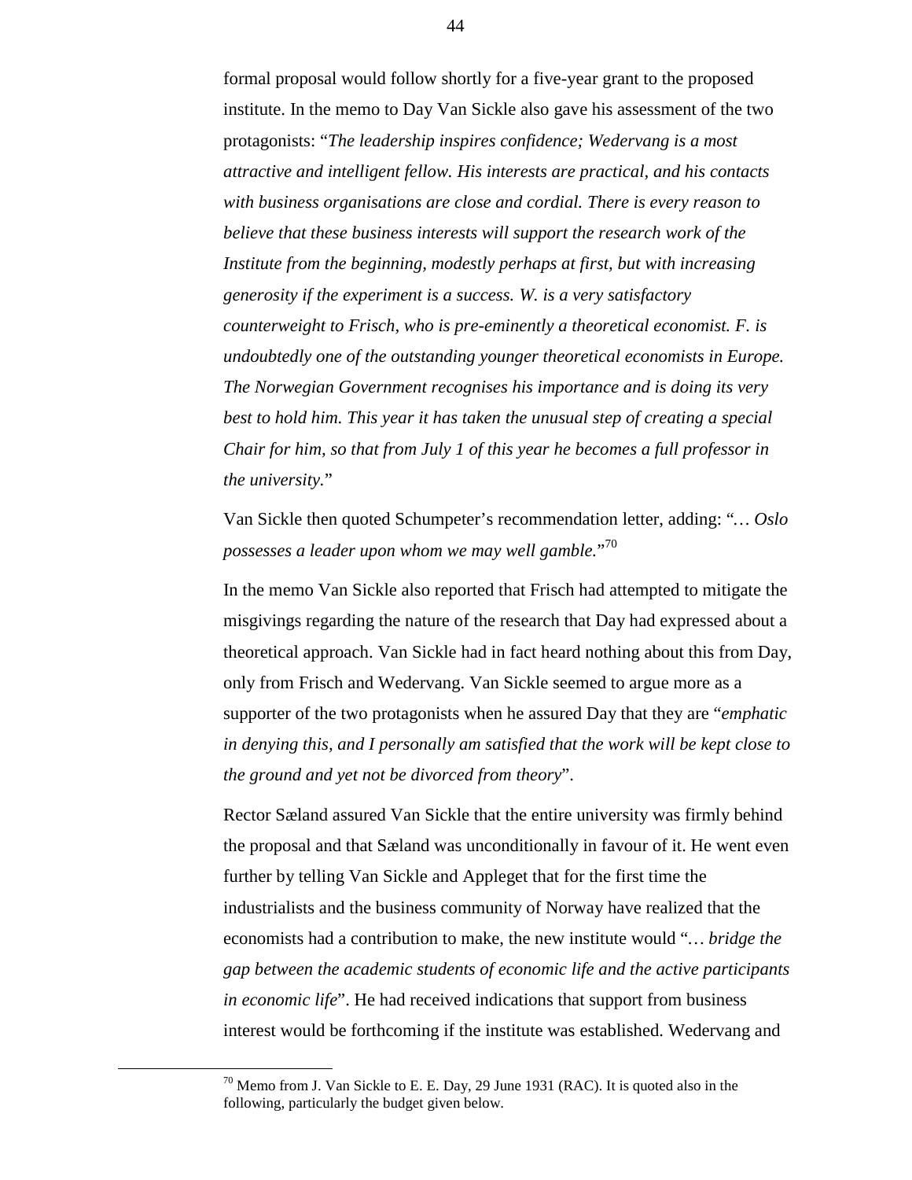formal proposal would follow shortly for a five-year grant to the proposed institute. In the memo to Day Van Sickle also gave his assessment of the two protagonists: "*The leadership inspires confidence; Wedervang is a most attractive and intelligent fellow. His interests are practical, and his contacts with business organisations are close and cordial. There is every reason to believe that these business interests will support the research work of the Institute from the beginning, modestly perhaps at first, but with increasing generosity if the experiment is a success. W. is a very satisfactory counterweight to Frisch, who is pre-eminently a theoretical economist. F. is undoubtedly one of the outstanding younger theoretical economists in Europe. The Norwegian Government recognises his importance and is doing its very best to hold him. This year it has taken the unusual step of creating a special Chair for him, so that from July 1 of this year he becomes a full professor in the university.*"

Van Sickle then quoted Schumpeter's recommendation letter, adding: "*… Oslo possesses a leader upon whom we may well gamble.*"[70]

In the memo Van Sickle also reported that Frisch had attempted to mitigate the misgivings regarding the nature of the research that Day had expressed about a theoretical approach. Van Sickle had in fact heard nothing about this from Day, only from Frisch and Wedervang. Van Sickle seemed to argue more as a supporter of the two protagonists when he assured Day that they are "*emphatic in denying this, and I personally am satisfied that the work will be kept close to the ground and yet not be divorced from theory*".

Rector Sæland assured Van Sickle that the entire university was firmly behind the proposal and that Sæland was unconditionally in favour of it. He went even further by telling Van Sickle and Appleget that for the first time the industrialists and the business community of Norway have realized that the economists had a contribution to make, the new institute would "*… bridge the gap between the academic students of economic life and the active participants in economic life*". He had received indications that support from business interest would be forthcoming if the institute was established. Wedervang and

[70] Memo from J. Van Sickle to E. E. Day, 29 June 1931 (RAC). It is quoted also in the following, particularly the budget given below.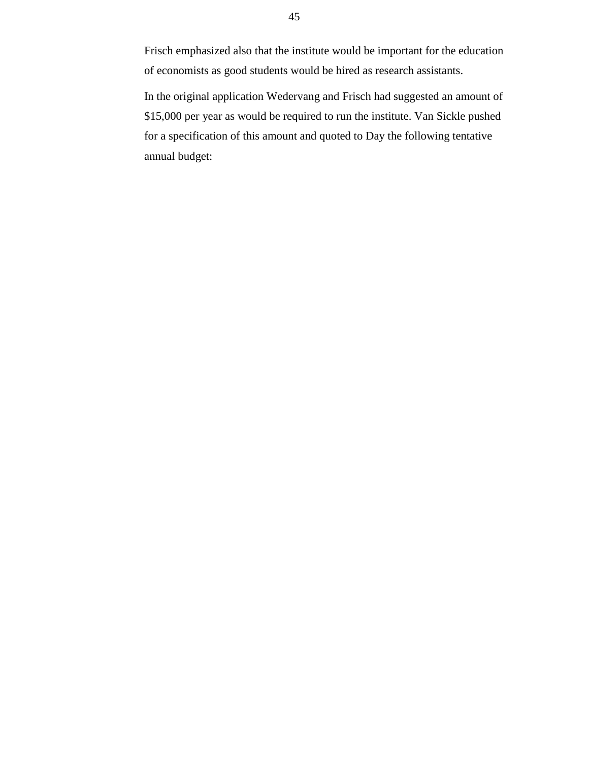Frisch emphasized also that the institute would be important for the education of economists as good students would be hired as research assistants.

In the original application Wedervang and Frisch had suggested an amount of $15,000 per year as would be required to run the institute. Van Sickle pushed for a specification of this amount and quoted to Day the following tentative annual budget: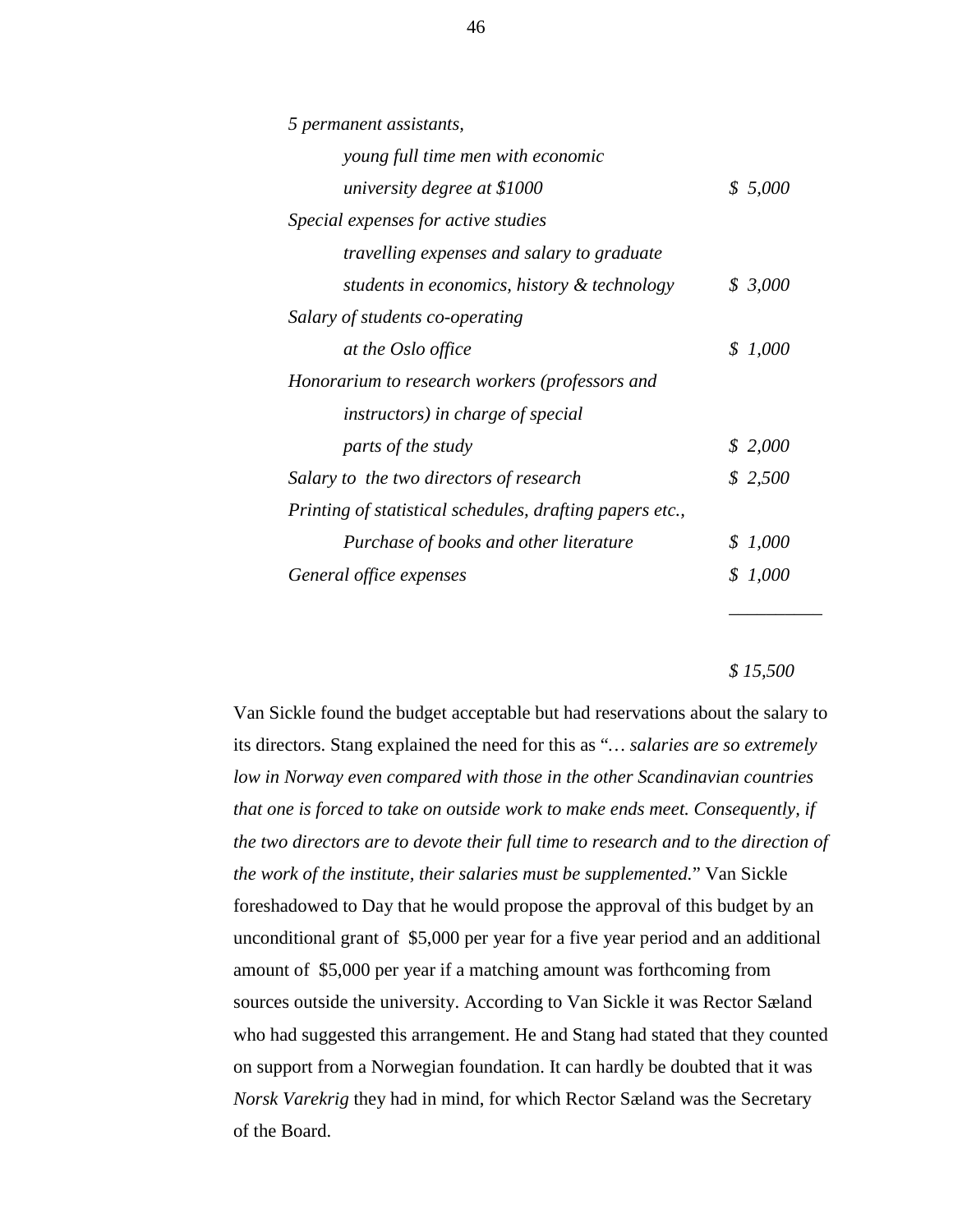| | |
|---|---|
| *5 permanent assistants, young full time men with economic university degree at $1000* | *$ 5,000* |
| *Special expenses for active studies travelling expenses and salary to graduate students in economics, history & technology* | *$ 3,000* |
| *Salary of students co-operating at the Oslo office* | *$ 1,000* |
| *Honorarium to research workers (professors and instructors) in charge of special parts of the study* | *$ 2,000* |
| *Salary to the two directors of research* | *$ 2,500* |
| *Printing of statistical schedules, drafting papers etc., Purchase of books and other literature* | *$ 1,000* |
| *General office expenses* | *$ 1,000* |
| | *$ 15,500* |

Van Sickle found the budget acceptable but had reservations about the salary to its directors. Stang explained the need for this as "*… salaries are so extremely low in Norway even compared with those in the other Scandinavian countries that one is forced to take on outside work to make ends meet. Consequently, if the two directors are to devote their full time to research and to the direction of the work of the institute, their salaries must be supplemented.*" Van Sickle foreshadowed to Day that he would propose the approval of this budget by an unconditional grant of $5,000 per year for a five year period and an additional amount of $5,000 per year if a matching amount was forthcoming from sources outside the university. According to Van Sickle it was Rector Sæland who had suggested this arrangement. He and Stang had stated that they counted on support from a Norwegian foundation. It can hardly be doubted that it was *Norsk Varekrig* they had in mind, for which Rector Sæland was the Secretary of the Board.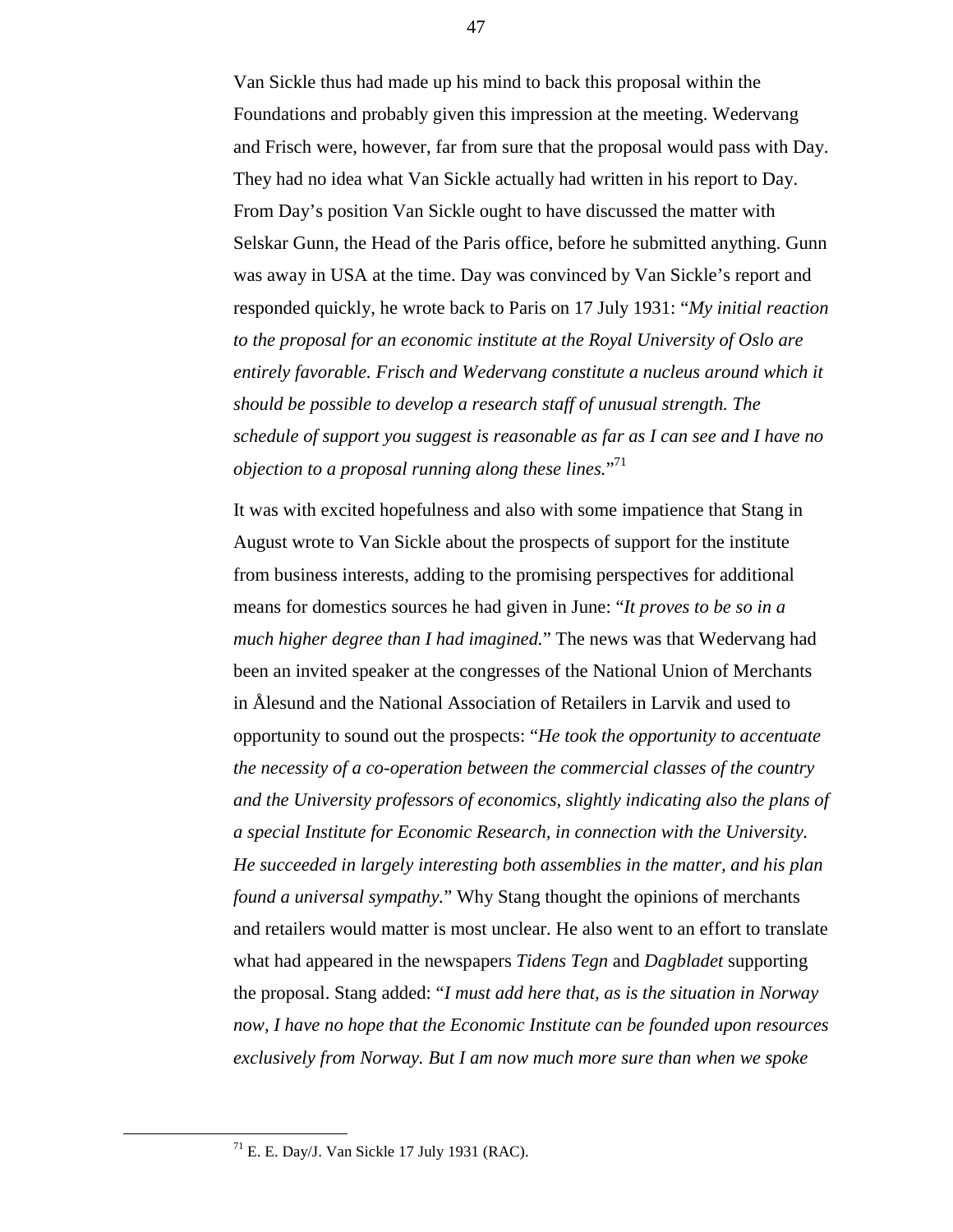Van Sickle thus had made up his mind to back this proposal within the Foundations and probably given this impression at the meeting. Wedervang and Frisch were, however, far from sure that the proposal would pass with Day. They had no idea what Van Sickle actually had written in his report to Day. From Day's position Van Sickle ought to have discussed the matter with Selskar Gunn, the Head of the Paris office, before he submitted anything. Gunn was away in USA at the time. Day was convinced by Van Sickle's report and responded quickly, he wrote back to Paris on 17 July 1931: "*My initial reaction to the proposal for an economic institute at the Royal University of Oslo are entirely favorable. Frisch and Wedervang constitute a nucleus around which it should be possible to develop a research staff of unusual strength. The schedule of support you suggest is reasonable as far as I can see and I have no objection to a proposal running along these lines.*"[71]

It was with excited hopefulness and also with some impatience that Stang in August wrote to Van Sickle about the prospects of support for the institute from business interests, adding to the promising perspectives for additional means for domestics sources he had given in June: "*It proves to be so in a much higher degree than I had imagined.*" The news was that Wedervang had been an invited speaker at the congresses of the National Union of Merchants in Ålesund and the National Association of Retailers in Larvik and used to opportunity to sound out the prospects: "*He took the opportunity to accentuate the necessity of a co-operation between the commercial classes of the country and the University professors of economics, slightly indicating also the plans of a special Institute for Economic Research, in connection with the University. He succeeded in largely interesting both assemblies in the matter, and his plan found a universal sympathy.*" Why Stang thought the opinions of merchants and retailers would matter is most unclear. He also went to an effort to translate what had appeared in the newspapers *Tidens Tegn* and *Dagbladet* supporting the proposal. Stang added: "*I must add here that, as is the situation in Norway now, I have no hope that the Economic Institute can be founded upon resources exclusively from Norway. But I am now much more sure than when we spoke*

[71] E. E. Day/J. Van Sickle 17 July 1931 (RAC).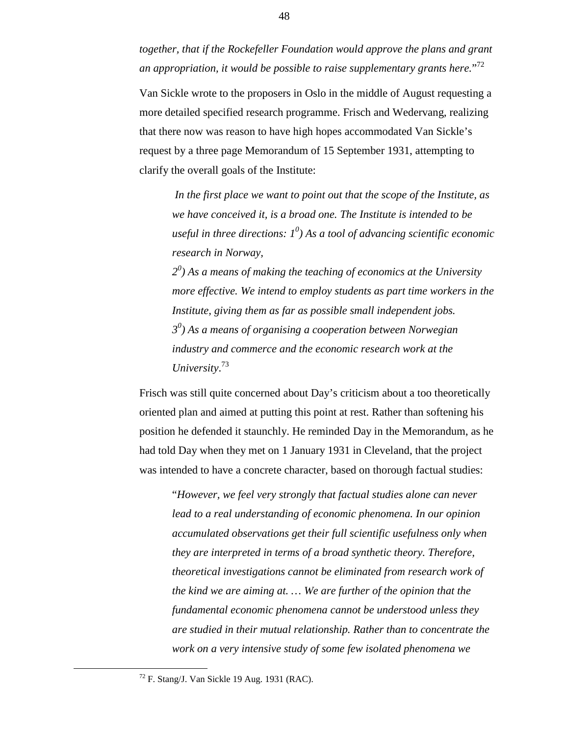*together, that if the Rockefeller Foundation would approve the plans and grant an appropriation, it would be possible to raise supplementary grants here.*"[72]

Van Sickle wrote to the proposers in Oslo in the middle of August requesting a more detailed specified research programme. Frisch and Wedervang, realizing that there now was reason to have high hopes accommodated Van Sickle's request by a three page Memorandum of 15 September 1931, attempting to clarify the overall goals of the Institute:

> *In the first place we want to point out that the scope of the Institute, as we have conceived it, is a broad one. The Institute is intended to be useful in three directions: $1^0$) As a tool of advancing scientific economic research in Norway,*
>
> *$2^0$) As a means of making the teaching of economics at the University more effective. We intend to employ students as part time workers in the Institute, giving them as far as possible small independent jobs.*
>
> *$3^0$) As a means of organising a cooperation between Norwegian industry and commerce and the economic research work at the University*.[73]

Frisch was still quite concerned about Day's criticism about a too theoretically oriented plan and aimed at putting this point at rest. Rather than softening his position he defended it staunchly. He reminded Day in the Memorandum, as he had told Day when they met on 1 January 1931 in Cleveland, that the project was intended to have a concrete character, based on thorough factual studies:

> "*However, we feel very strongly that factual studies alone can never lead to a real understanding of economic phenomena. In our opinion accumulated observations get their full scientific usefulness only when they are interpreted in terms of a broad synthetic theory. Therefore, theoretical investigations cannot be eliminated from research work of the kind we are aiming at. … We are further of the opinion that the fundamental economic phenomena cannot be understood unless they are studied in their mutual relationship. Rather than to concentrate the work on a very intensive study of some few isolated phenomena we*

---

[72] F. Stang/J. Van Sickle 19 Aug. 1931 (RAC).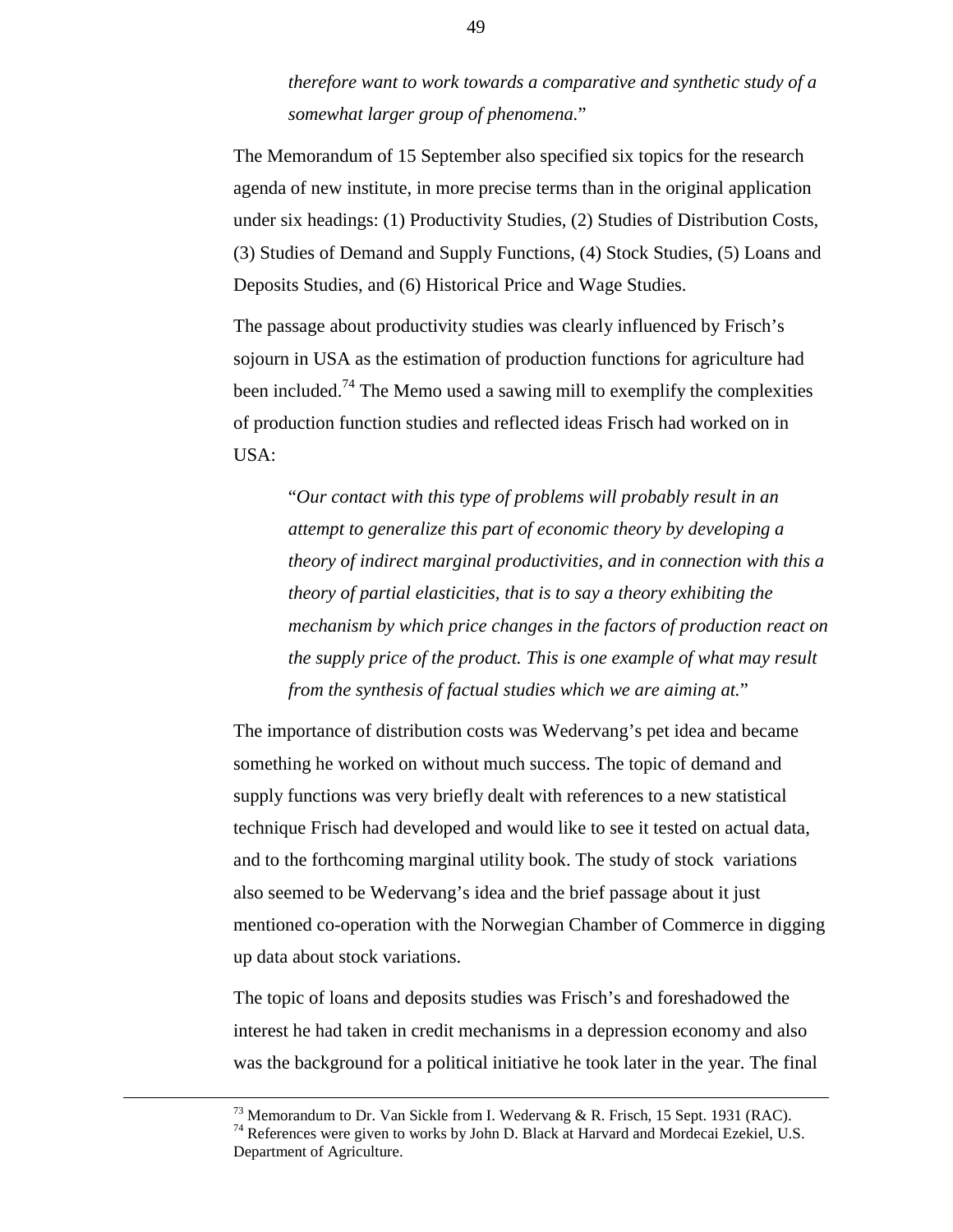> *therefore want to work towards a comparative and synthetic study of a somewhat larger group of phenomena.*"

The Memorandum of 15 September also specified six topics for the research agenda of new institute, in more precise terms than in the original application under six headings: (1) Productivity Studies, (2) Studies of Distribution Costs, (3) Studies of Demand and Supply Functions, (4) Stock Studies, (5) Loans and Deposits Studies, and (6) Historical Price and Wage Studies.

The passage about productivity studies was clearly influenced by Frisch's sojourn in USA as the estimation of production functions for agriculture had been included.[74] The Memo used a sawing mill to exemplify the complexities of production function studies and reflected ideas Frisch had worked on in USA:

> "*Our contact with this type of problems will probably result in an attempt to generalize this part of economic theory by developing a theory of indirect marginal productivities, and in connection with this a theory of partial elasticities, that is to say a theory exhibiting the mechanism by which price changes in the factors of production react on the supply price of the product. This is one example of what may result from the synthesis of factual studies which we are aiming at.*"

The importance of distribution costs was Wedervang's pet idea and became something he worked on without much success. The topic of demand and supply functions was very briefly dealt with references to a new statistical technique Frisch had developed and would like to see it tested on actual data, and to the forthcoming marginal utility book. The study of stock variations also seemed to be Wedervang's idea and the brief passage about it just mentioned co-operation with the Norwegian Chamber of Commerce in digging up data about stock variations.

The topic of loans and deposits studies was Frisch's and foreshadowed the interest he had taken in credit mechanisms in a depression economy and also was the background for a political initiative he took later in the year. The final

---

[73] Memorandum to Dr. Van Sickle from I. Wedervang & R. Frisch, 15 Sept. 1931 (RAC).

[74] References were given to works by John D. Black at Harvard and Mordecai Ezekiel, U.S. Department of Agriculture.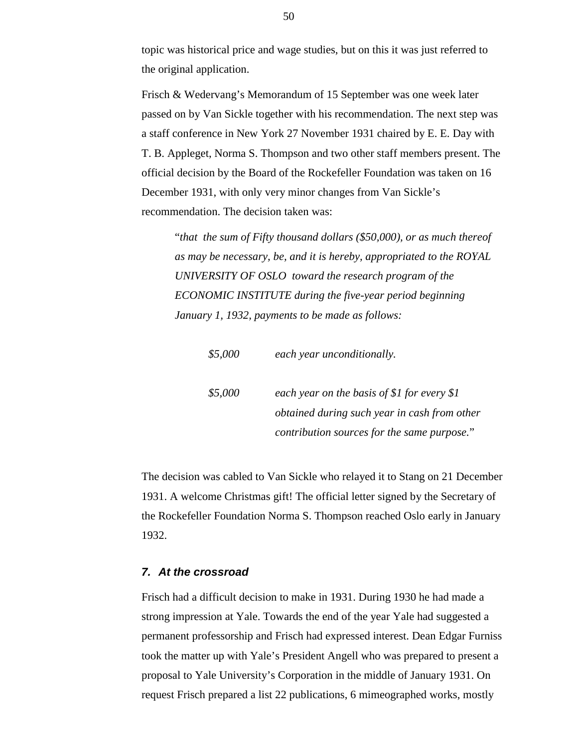topic was historical price and wage studies, but on this it was just referred to the original application.

Frisch & Wedervang's Memorandum of 15 September was one week later passed on by Van Sickle together with his recommendation. The next step was a staff conference in New York 27 November 1931 chaired by E. E. Day with T. B. Appleget, Norma S. Thompson and two other staff members present. The official decision by the Board of the Rockefeller Foundation was taken on 16 December 1931, with only very minor changes from Van Sickle's recommendation. The decision taken was:

> "*that the sum of Fifty thousand dollars ($50,000), or as much thereof as may be necessary, be, and it is hereby, appropriated to the ROYAL UNIVERSITY OF OSLO toward the research program of the ECONOMIC INSTITUTE during the five-year period beginning January 1, 1932, payments to be made as follows:*
>
> | | |
> |---|---|
> | *$5,000* | *each year unconditionally.* |
> | *$5,000* | *each year on the basis of $1 for every $1 obtained during such year in cash from other contribution sources for the same purpose.*" |

The decision was cabled to Van Sickle who relayed it to Stang on 21 December 1931. A welcome Christmas gift! The official letter signed by the Secretary of the Rockefeller Foundation Norma S. Thompson reached Oslo early in January 1932.

### *7. At the crossroad*

Frisch had a difficult decision to make in 1931. During 1930 he had made a strong impression at Yale. Towards the end of the year Yale had suggested a permanent professorship and Frisch had expressed interest. Dean Edgar Furniss took the matter up with Yale's President Angell who was prepared to present a proposal to Yale University's Corporation in the middle of January 1931. On request Frisch prepared a list 22 publications, 6 mimeographed works, mostly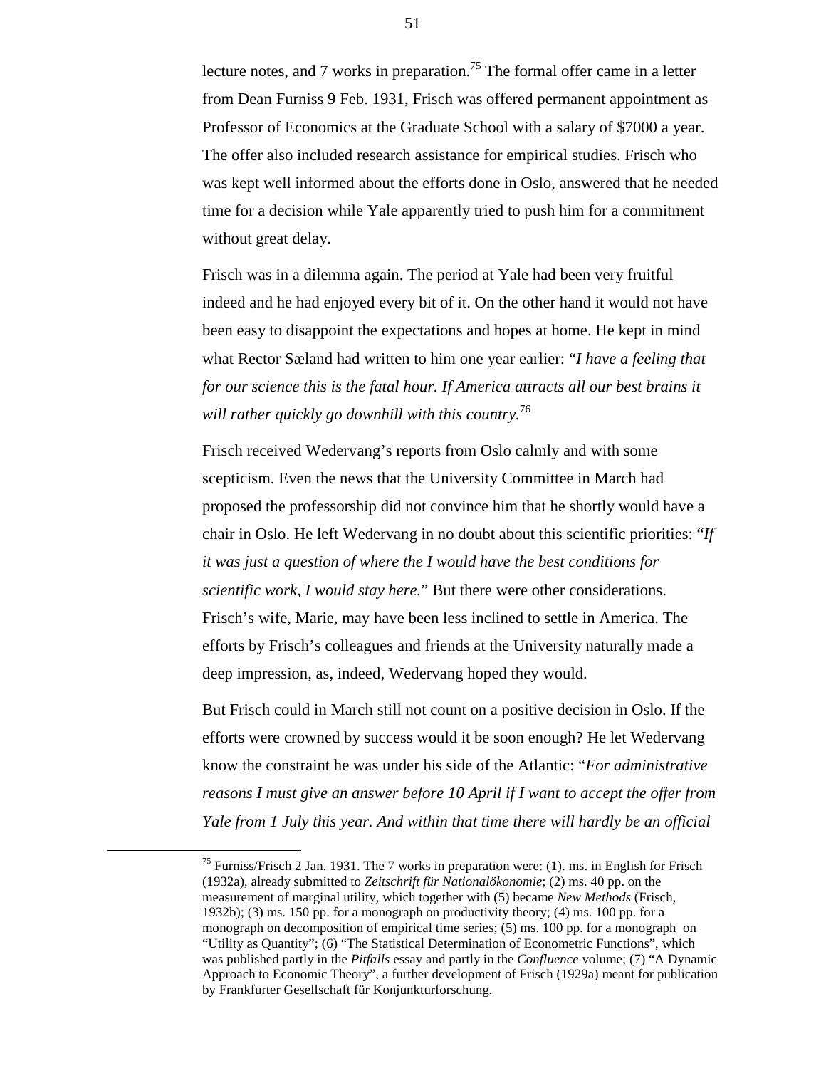lecture notes, and 7 works in preparation.[75] The formal offer came in a letter from Dean Furniss 9 Feb. 1931, Frisch was offered permanent appointment as Professor of Economics at the Graduate School with a salary of $7000 a year. The offer also included research assistance for empirical studies. Frisch who was kept well informed about the efforts done in Oslo, answered that he needed time for a decision while Yale apparently tried to push him for a commitment without great delay.

Frisch was in a dilemma again. The period at Yale had been very fruitful indeed and he had enjoyed every bit of it. On the other hand it would not have been easy to disappoint the expectations and hopes at home. He kept in mind what Rector Sæland had written to him one year earlier: "*I have a feeling that for our science this is the fatal hour. If America attracts all our best brains it will rather quickly go downhill with this country.*[76]

Frisch received Wedervang's reports from Oslo calmly and with some scepticism. Even the news that the University Committee in March had proposed the professorship did not convince him that he shortly would have a chair in Oslo. He left Wedervang in no doubt about this scientific priorities: "*If it was just a question of where the I would have the best conditions for scientific work, I would stay here.*" But there were other considerations. Frisch's wife, Marie, may have been less inclined to settle in America. The efforts by Frisch's colleagues and friends at the University naturally made a deep impression, as, indeed, Wedervang hoped they would.

But Frisch could in March still not count on a positive decision in Oslo. If the efforts were crowned by success would it be soon enough? He let Wedervang know the constraint he was under his side of the Atlantic: "*For administrative reasons I must give an answer before 10 April if I want to accept the offer from Yale from 1 July this year. And within that time there will hardly be an official*

[75] Furniss/Frisch 2 Jan. 1931. The 7 works in preparation were: (1). ms. in English for Frisch (1932a), already submitted to *Zeitschrift für Nationalökonomie*; (2) ms. 40 pp. on the measurement of marginal utility, which together with (5) became *New Methods* (Frisch, 1932b); (3) ms. 150 pp. for a monograph on productivity theory; (4) ms. 100 pp. for a monograph on decomposition of empirical time series; (5) ms. 100 pp. for a monograph on "Utility as Quantity"; (6) "The Statistical Determination of Econometric Functions", which was published partly in the *Pitfalls* essay and partly in the *Confluence* volume; (7) "A Dynamic Approach to Economic Theory", a further development of Frisch (1929a) meant for publication by Frankfurter Gesellschaft für Konjunkturforschung.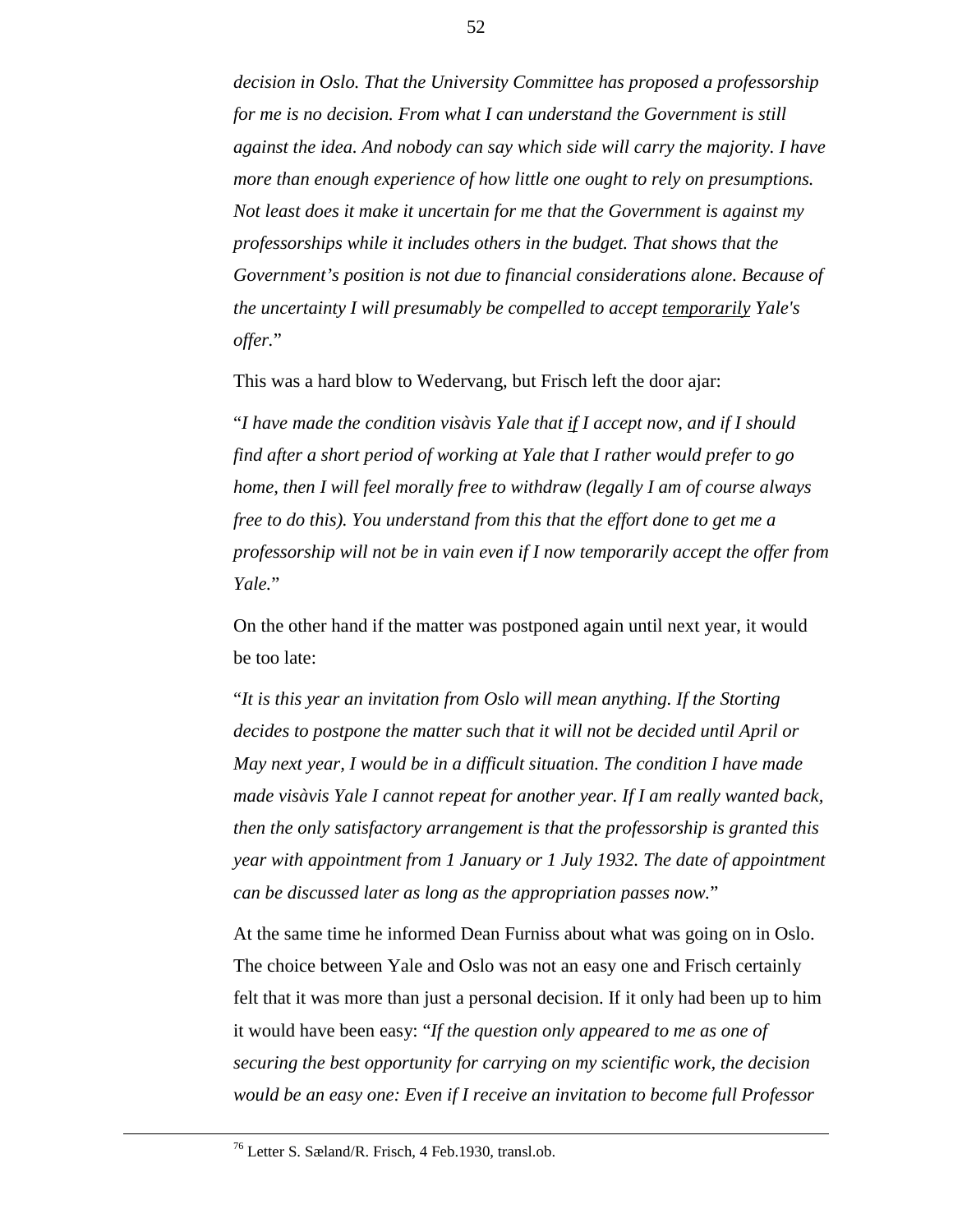*decision in Oslo. That the University Committee has proposed a professorship for me is no decision. From what I can understand the Government is still against the idea. And nobody can say which side will carry the majority. I have more than enough experience of how little one ought to rely on presumptions. Not least does it make it uncertain for me that the Government is against my professorships while it includes others in the budget. That shows that the Government's position is not due to financial considerations alone. Because of the uncertainty I will presumably be compelled to accept <u>temporarily</u> Yale's offer.*"

This was a hard blow to Wedervang, but Frisch left the door ajar:

"*I have made the condition visàvis Yale that <u>if</u> I accept now, and if I should find after a short period of working at Yale that I rather would prefer to go home, then I will feel morally free to withdraw (legally I am of course always free to do this). You understand from this that the effort done to get me a professorship will not be in vain even if I now temporarily accept the offer from Yale.*"

On the other hand if the matter was postponed again until next year, it would be too late:

"*It is this year an invitation from Oslo will mean anything. If the Storting decides to postpone the matter such that it will not be decided until April or May next year, I would be in a difficult situation. The condition I have made made visàvis Yale I cannot repeat for another year. If I am really wanted back, then the only satisfactory arrangement is that the professorship is granted this year with appointment from 1 January or 1 July 1932. The date of appointment can be discussed later as long as the appropriation passes now.*"

At the same time he informed Dean Furniss about what was going on in Oslo. The choice between Yale and Oslo was not an easy one and Frisch certainly felt that it was more than just a personal decision. If it only had been up to him it would have been easy: "*If the question only appeared to me as one of securing the best opportunity for carrying on my scientific work, the decision would be an easy one: Even if I receive an invitation to become full Professor*

[76] Letter S. Sæland/R. Frisch, 4 Feb.1930, transl.ob.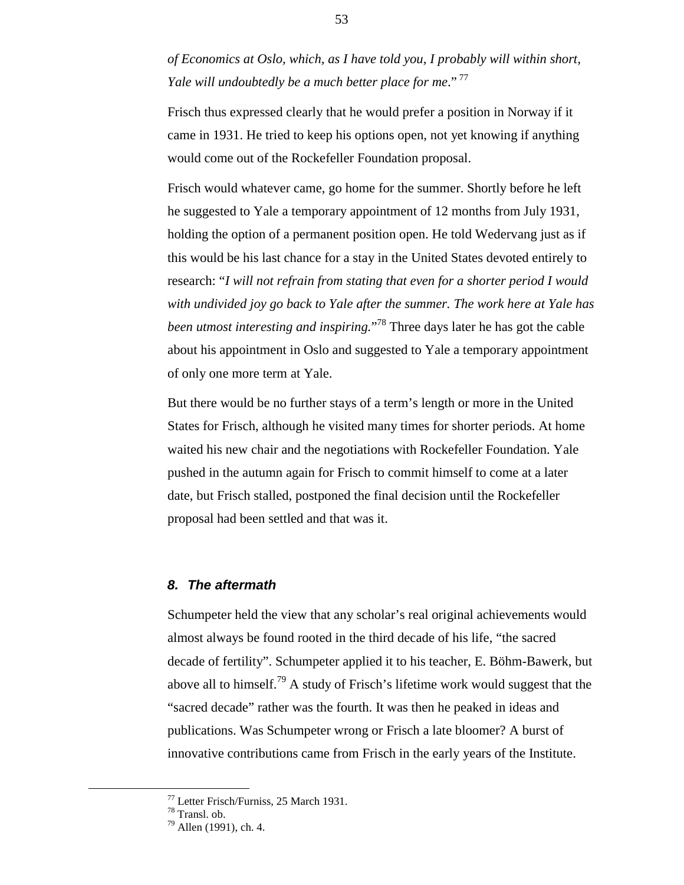*of Economics at Oslo, which, as I have told you, I probably will within short, Yale will undoubtedly be a much better place for me.*"[77]

Frisch thus expressed clearly that he would prefer a position in Norway if it came in 1931. He tried to keep his options open, not yet knowing if anything would come out of the Rockefeller Foundation proposal.

Frisch would whatever came, go home for the summer. Shortly before he left he suggested to Yale a temporary appointment of 12 months from July 1931, holding the option of a permanent position open. He told Wedervang just as if this would be his last chance for a stay in the United States devoted entirely to research: "*I will not refrain from stating that even for a shorter period I would with undivided joy go back to Yale after the summer. The work here at Yale has been utmost interesting and inspiring.*"[78] Three days later he has got the cable about his appointment in Oslo and suggested to Yale a temporary appointment of only one more term at Yale.

But there would be no further stays of a term's length or more in the United States for Frisch, although he visited many times for shorter periods. At home waited his new chair and the negotiations with Rockefeller Foundation. Yale pushed in the autumn again for Frisch to commit himself to come at a later date, but Frisch stalled, postponed the final decision until the Rockefeller proposal had been settled and that was it.

## *8. The aftermath*

Schumpeter held the view that any scholar's real original achievements would almost always be found rooted in the third decade of his life, "the sacred decade of fertility". Schumpeter applied it to his teacher, E. Böhm-Bawerk, but above all to himself.[79] A study of Frisch's lifetime work would suggest that the "sacred decade" rather was the fourth. It was then he peaked in ideas and publications. Was Schumpeter wrong or Frisch a late bloomer? A burst of innovative contributions came from Frisch in the early years of the Institute.

---

[77] Letter Frisch/Furniss, 25 March 1931.
[78] Transl. ob.
[79] Allen (1991), ch. 4.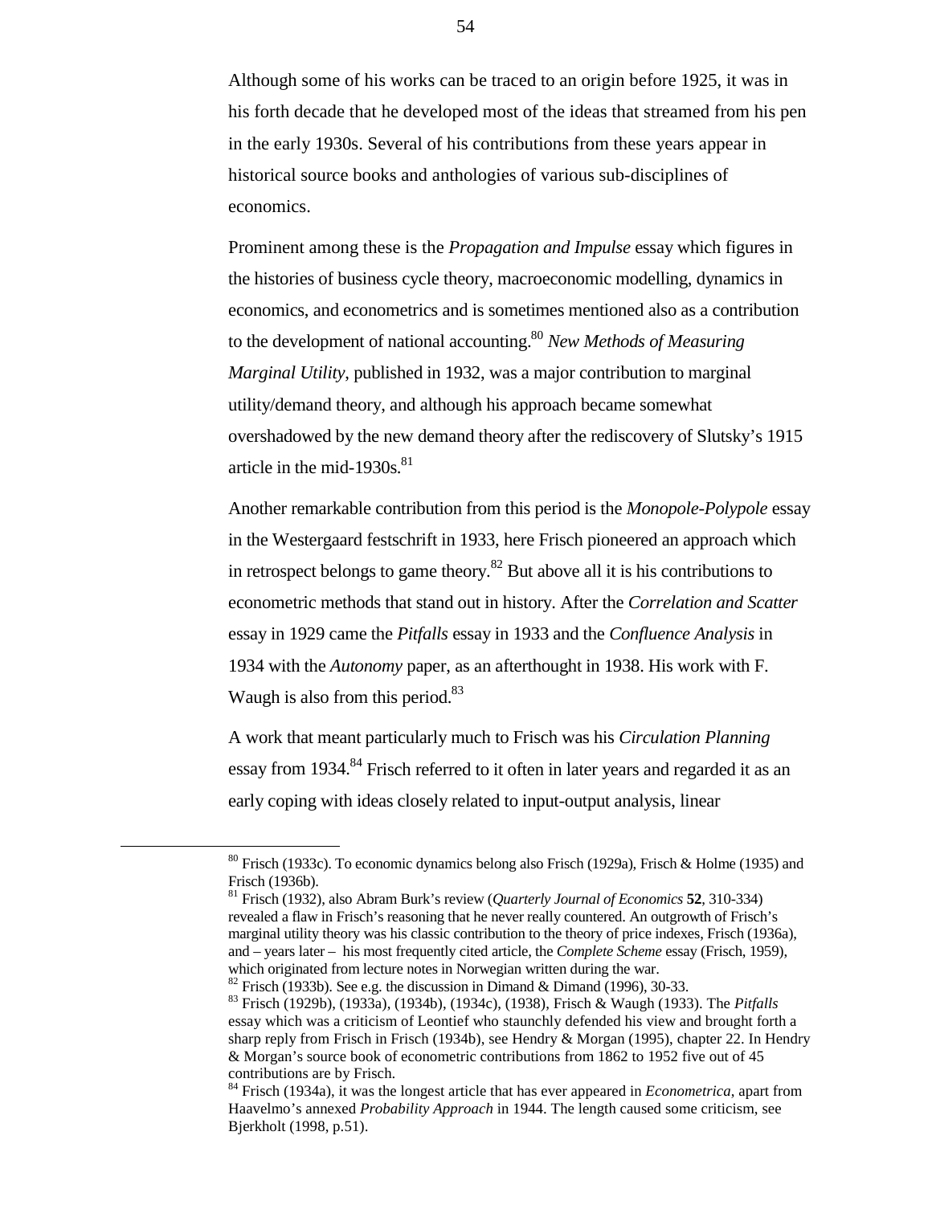Although some of his works can be traced to an origin before 1925, it was in his forth decade that he developed most of the ideas that streamed from his pen in the early 1930s. Several of his contributions from these years appear in historical source books and anthologies of various sub-disciplines of economics.

Prominent among these is the *Propagation and Impulse* essay which figures in the histories of business cycle theory, macroeconomic modelling, dynamics in economics, and econometrics and is sometimes mentioned also as a contribution to the development of national accounting.[80] *New Methods of Measuring Marginal Utility*, published in 1932, was a major contribution to marginal utility/demand theory, and although his approach became somewhat overshadowed by the new demand theory after the rediscovery of Slutsky's 1915 article in the mid-1930s.[81]

Another remarkable contribution from this period is the *Monopole-Polypole* essay in the Westergaard festschrift in 1933, here Frisch pioneered an approach which in retrospect belongs to game theory.[82] But above all it is his contributions to econometric methods that stand out in history. After the *Correlation and Scatter* essay in 1929 came the *Pitfalls* essay in 1933 and the *Confluence Analysis* in 1934 with the *Autonomy* paper, as an afterthought in 1938. His work with F. Waugh is also from this period.[83]

A work that meant particularly much to Frisch was his *Circulation Planning* essay from 1934.[84] Frisch referred to it often in later years and regarded it as an early coping with ideas closely related to input-output analysis, linear

---

[80] Frisch (1933c). To economic dynamics belong also Frisch (1929a), Frisch & Holme (1935) and Frisch (1936b).

[81] Frisch (1932), also Abram Burk's review (*Quarterly Journal of Economics* **52**, 310-334) revealed a flaw in Frisch's reasoning that he never really countered. An outgrowth of Frisch's marginal utility theory was his classic contribution to the theory of price indexes, Frisch (1936a), and – years later – his most frequently cited article, the *Complete Scheme* essay (Frisch, 1959), which originated from lecture notes in Norwegian written during the war.

[82] Frisch (1933b). See e.g. the discussion in Dimand & Dimand (1996), 30-33.

[83] Frisch (1929b), (1933a), (1934b), (1934c), (1938), Frisch & Waugh (1933). The *Pitfalls* essay which was a criticism of Leontief who staunchly defended his view and brought forth a sharp reply from Frisch in Frisch (1934b), see Hendry & Morgan (1995), chapter 22. In Hendry & Morgan's source book of econometric contributions from 1862 to 1952 five out of 45 contributions are by Frisch.

[84] Frisch (1934a), it was the longest article that has ever appeared in *Econometrica*, apart from Haavelmo's annexed *Probability Approach* in 1944. The length caused some criticism, see Bjerkholt (1998, p.51).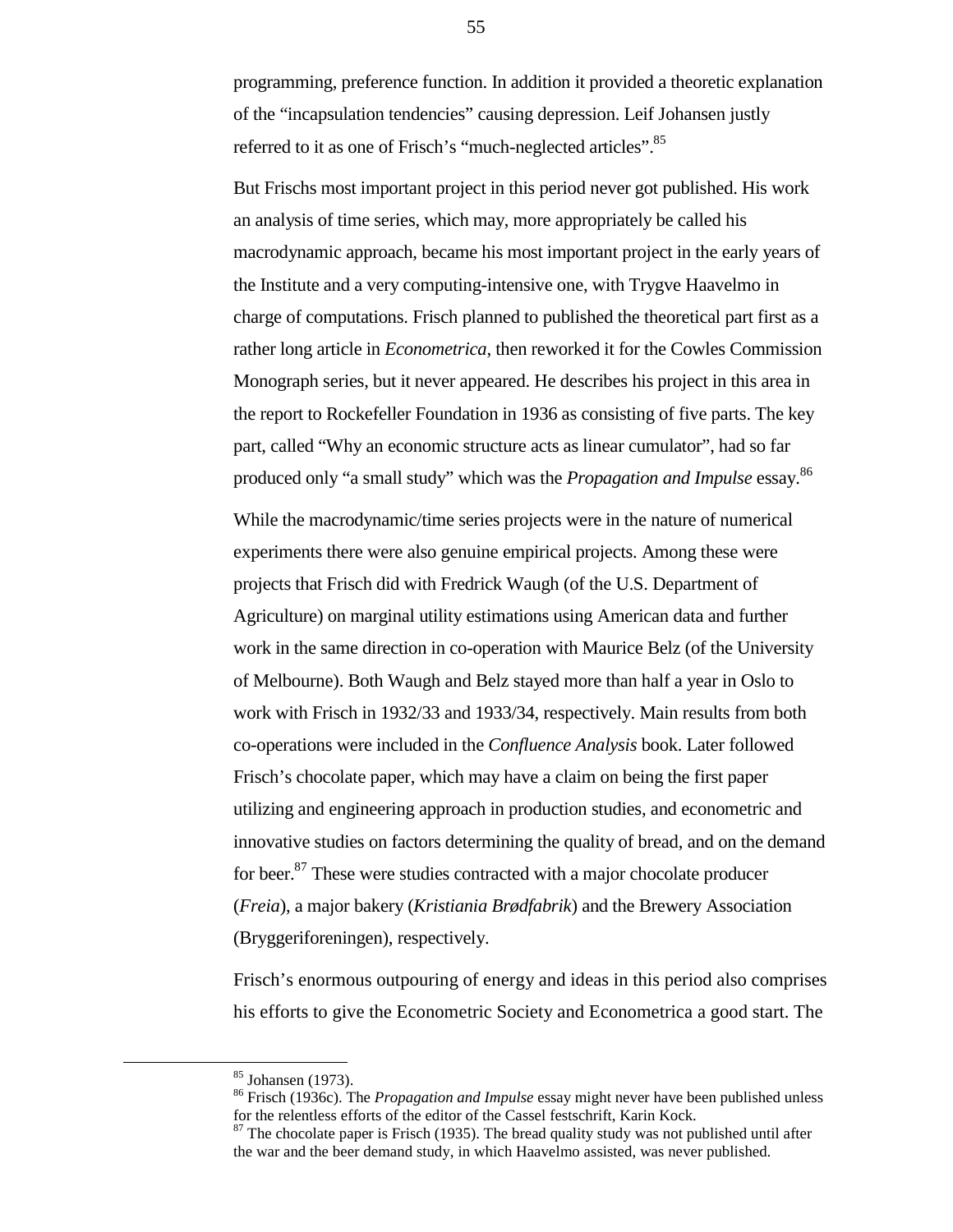programming, preference function. In addition it provided a theoretic explanation of the "incapsulation tendencies" causing depression. Leif Johansen justly referred to it as one of Frisch's "much-neglected articles".[85]

But Frischs most important project in this period never got published. His work an analysis of time series, which may, more appropriately be called his macrodynamic approach, became his most important project in the early years of the Institute and a very computing-intensive one, with Trygve Haavelmo in charge of computations. Frisch planned to published the theoretical part first as a rather long article in *Econometrica*, then reworked it for the Cowles Commission Monograph series, but it never appeared. He describes his project in this area in the report to Rockefeller Foundation in 1936 as consisting of five parts. The key part, called "Why an economic structure acts as linear cumulator", had so far produced only "a small study" which was the *Propagation and Impulse* essay.[86]

While the macrodynamic/time series projects were in the nature of numerical experiments there were also genuine empirical projects. Among these were projects that Frisch did with Fredrick Waugh (of the U.S. Department of Agriculture) on marginal utility estimations using American data and further work in the same direction in co-operation with Maurice Belz (of the University of Melbourne). Both Waugh and Belz stayed more than half a year in Oslo to work with Frisch in 1932/33 and 1933/34, respectively. Main results from both co-operations were included in the *Confluence Analysis* book. Later followed Frisch's chocolate paper, which may have a claim on being the first paper utilizing and engineering approach in production studies, and econometric and innovative studies on factors determining the quality of bread, and on the demand for beer.[87] These were studies contracted with a major chocolate producer (*Freia*), a major bakery (*Kristiania Brødfabrik*) and the Brewery Association (Bryggeriforeningen), respectively.

Frisch's enormous outpouring of energy and ideas in this period also comprises his efforts to give the Econometric Society and Econometrica a good start. The

---

[85] Johansen (1973).

[86] Frisch (1936c). The *Propagation and Impulse* essay might never have been published unless for the relentless efforts of the editor of the Cassel festschrift, Karin Kock.

[87] The chocolate paper is Frisch (1935). The bread quality study was not published until after the war and the beer demand study, in which Haavelmo assisted, was never published.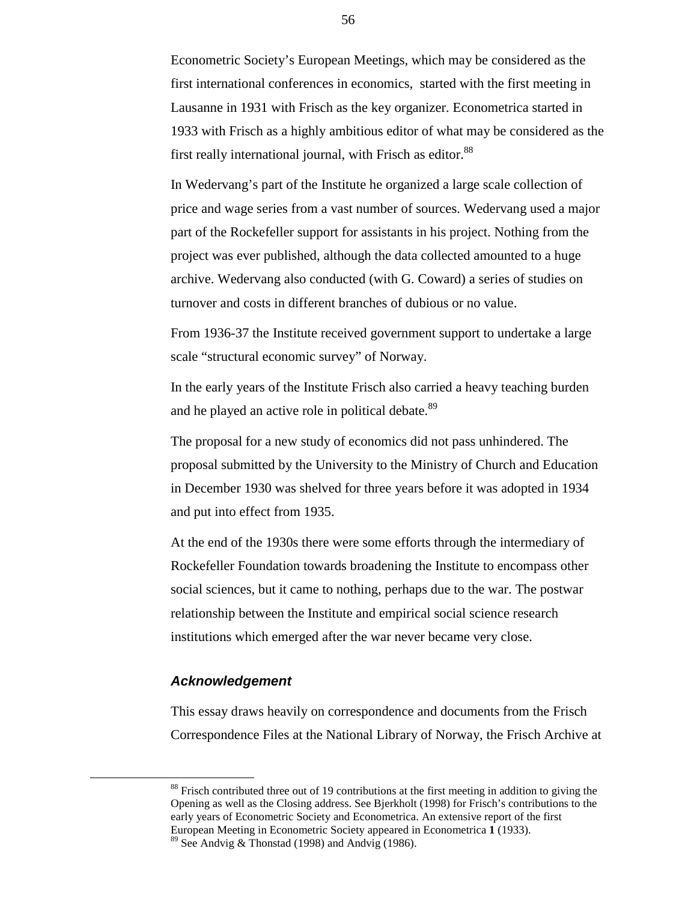Econometric Society's European Meetings, which may be considered as the first international conferences in economics,  started with the first meeting in Lausanne in 1931 with Frisch as the key organizer. Econometrica started in 1933 with Frisch as a highly ambitious editor of what may be considered as the first really international journal, with Frisch as editor.[88]

In Wedervang's part of the Institute he organized a large scale collection of price and wage series from a vast number of sources. Wedervang used a major part of the Rockefeller support for assistants in his project. Nothing from the project was ever published, although the data collected amounted to a huge archive. Wedervang also conducted (with G. Coward) a series of studies on turnover and costs in different branches of dubious or no value.

From 1936-37 the Institute received government support to undertake a large scale "structural economic survey" of Norway.

In the early years of the Institute Frisch also carried a heavy teaching burden and he played an active role in political debate.[89]

The proposal for a new study of economics did not pass unhindered. The proposal submitted by the University to the Ministry of Church and Education in December 1930 was shelved for three years before it was adopted in 1934 and put into effect from 1935.

At the end of the 1930s there were some efforts through the intermediary of Rockefeller Foundation towards broadening the Institute to encompass other social sciences, but it came to nothing, perhaps due to the war. The postwar relationship between the Institute and empirical social science research institutions which emerged after the war never became very close.

### *Acknowledgement*

This essay draws heavily on correspondence and documents from the Frisch Correspondence Files at the National Library of Norway, the Frisch Archive at

---

[88] Frisch contributed three out of 19 contributions at the first meeting in addition to giving the Opening as well as the Closing address. See Bjerkholt (1998) for Frisch's contributions to the early years of Econometric Society and Econometrica. An extensive report of the first European Meeting in Econometric Society appeared in Econometrica **1** (1933).

[89] See Andvig & Thonstad (1998) and Andvig (1986).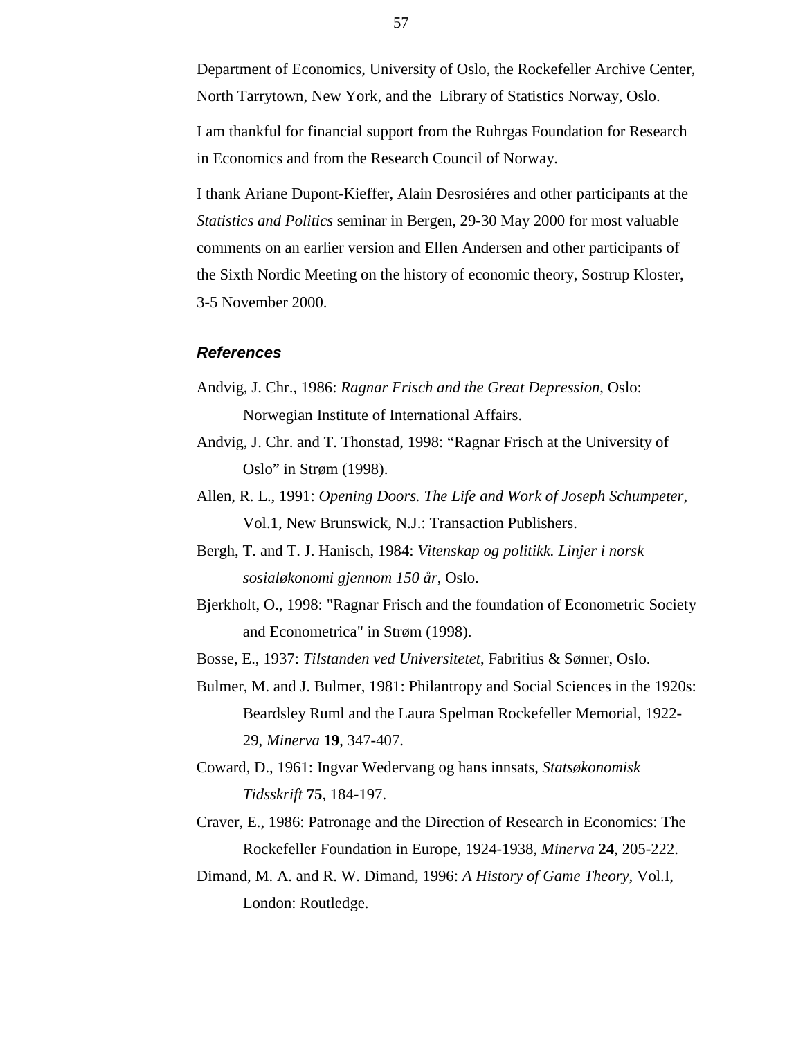Department of Economics, University of Oslo, the Rockefeller Archive Center, North Tarrytown, New York, and the Library of Statistics Norway, Oslo.

I am thankful for financial support from the Ruhrgas Foundation for Research in Economics and from the Research Council of Norway.

I thank Ariane Dupont-Kieffer, Alain Desrosiéres and other participants at the *Statistics and Politics* seminar in Bergen, 29-30 May 2000 for most valuable comments on an earlier version and Ellen Andersen and other participants of the Sixth Nordic Meeting on the history of economic theory, Sostrup Kloster, 3-5 November 2000.

### *References*

Andvig, J. Chr., 1986: *Ragnar Frisch and the Great Depression*, Oslo: Norwegian Institute of International Affairs.

Andvig, J. Chr. and T. Thonstad, 1998: "Ragnar Frisch at the University of Oslo" in Strøm (1998).

Allen, R. L., 1991: *Opening Doors. The Life and Work of Joseph Schumpeter*, Vol.1, New Brunswick, N.J.: Transaction Publishers.

Bergh, T. and T. J. Hanisch, 1984: *Vitenskap og politikk. Linjer i norsk sosialøkonomi gjennom 150 år*, Oslo.

Bjerkholt, O., 1998: "Ragnar Frisch and the foundation of Econometric Society and Econometrica" in Strøm (1998).

Bosse, E., 1937: *Tilstanden ved Universitetet*, Fabritius & Sønner, Oslo.

Bulmer, M. and J. Bulmer, 1981: Philantropy and Social Sciences in the 1920s: Beardsley Ruml and the Laura Spelman Rockefeller Memorial, 1922-29, *Minerva* **19**, 347-407.

Coward, D., 1961: Ingvar Wedervang og hans innsats, *Statsøkonomisk Tidsskrift* **75**, 184-197.

Craver, E., 1986: Patronage and the Direction of Research in Economics: The Rockefeller Foundation in Europe, 1924-1938, *Minerva* **24**, 205-222.

Dimand, M. A. and R. W. Dimand, 1996: *A History of Game Theory*, Vol.I, London: Routledge.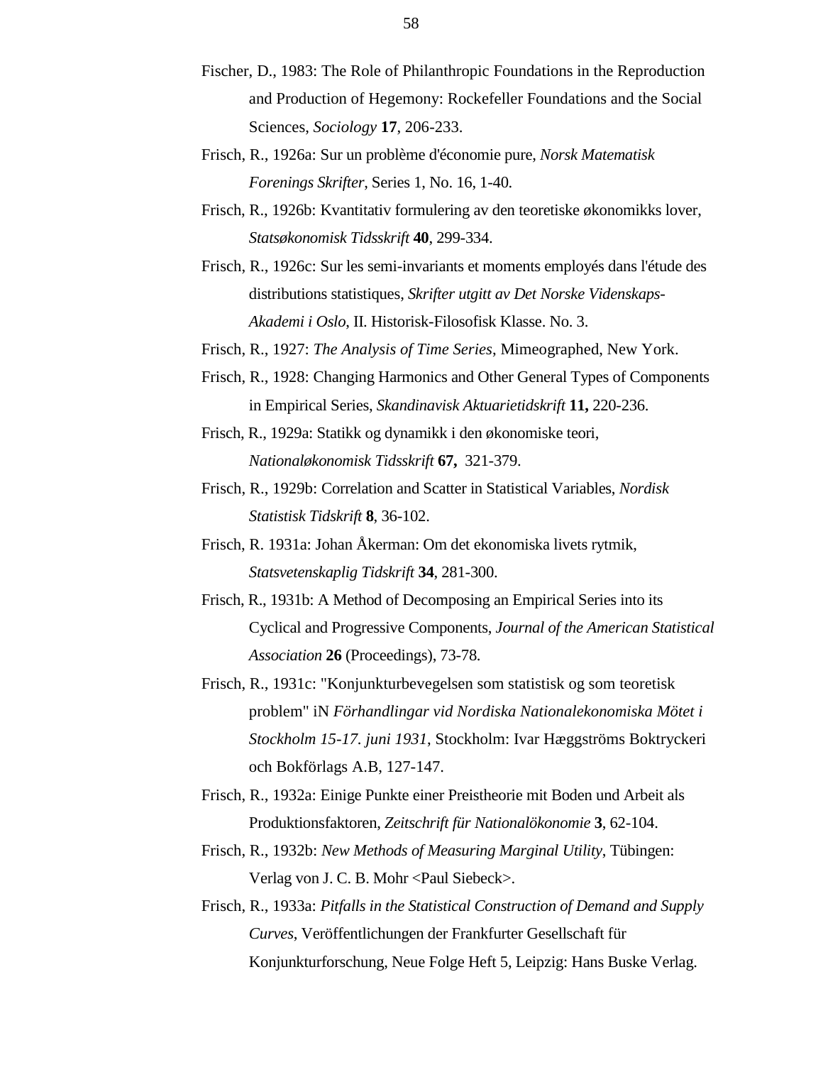Fischer, D., 1983: The Role of Philanthropic Foundations in the Reproduction and Production of Hegemony: Rockefeller Foundations and the Social Sciences, *Sociology* **17**, 206-233.

Frisch, R., 1926a: Sur un problème d'économie pure, *Norsk Matematisk Forenings Skrifter*, Series 1, No. 16, 1-40.

Frisch, R., 1926b: Kvantitativ formulering av den teoretiske økonomikks lover, *Statsøkonomisk Tidsskrift* **40**, 299-334.

Frisch, R., 1926c: Sur les semi-invariants et moments employés dans l'étude des distributions statistiques, *Skrifter utgitt av Det Norske Videnskaps-Akademi i Oslo*, II. Historisk-Filosofisk Klasse. No. 3.

Frisch, R., 1927: *The Analysis of Time Series*, Mimeographed, New York.

Frisch, R., 1928: Changing Harmonics and Other General Types of Components in Empirical Series, *Skandinavisk Aktuarietidskrift* **11,** 220-236.

Frisch, R., 1929a: Statikk og dynamikk i den økonomiske teori, *Nationaløkonomisk Tidsskrift* **67,** 321-379.

Frisch, R., 1929b: Correlation and Scatter in Statistical Variables, *Nordisk Statistisk Tidskrift* **8**, 36-102.

Frisch, R. 1931a: Johan Åkerman: Om det ekonomiska livets rytmik, *Statsvetenskaplig Tidskrift* **34**, 281-300.

Frisch, R., 1931b: A Method of Decomposing an Empirical Series into its Cyclical and Progressive Components, *Journal of the American Statistical Association* **26** (Proceedings), 73-78.

Frisch, R., 1931c: "Konjunkturbevegelsen som statistisk og som teoretisk problem" iN *Förhandlingar vid Nordiska Nationalekonomiska Mötet i Stockholm 15-17. juni 1931*, Stockholm: Ivar Hæggströms Boktryckeri och Bokförlags A.B, 127-147.

Frisch, R., 1932a: Einige Punkte einer Preistheorie mit Boden und Arbeit als Produktionsfaktoren, *Zeitschrift für Nationalökonomie* **3**, 62-104.

Frisch, R., 1932b: *New Methods of Measuring Marginal Utility*, Tübingen: Verlag von J. C. B. Mohr <Paul Siebeck>.

Frisch, R., 1933a: *Pitfalls in the Statistical Construction of Demand and Supply Curves*, Veröffentlichungen der Frankfurter Gesellschaft für Konjunkturforschung, Neue Folge Heft 5, Leipzig: Hans Buske Verlag.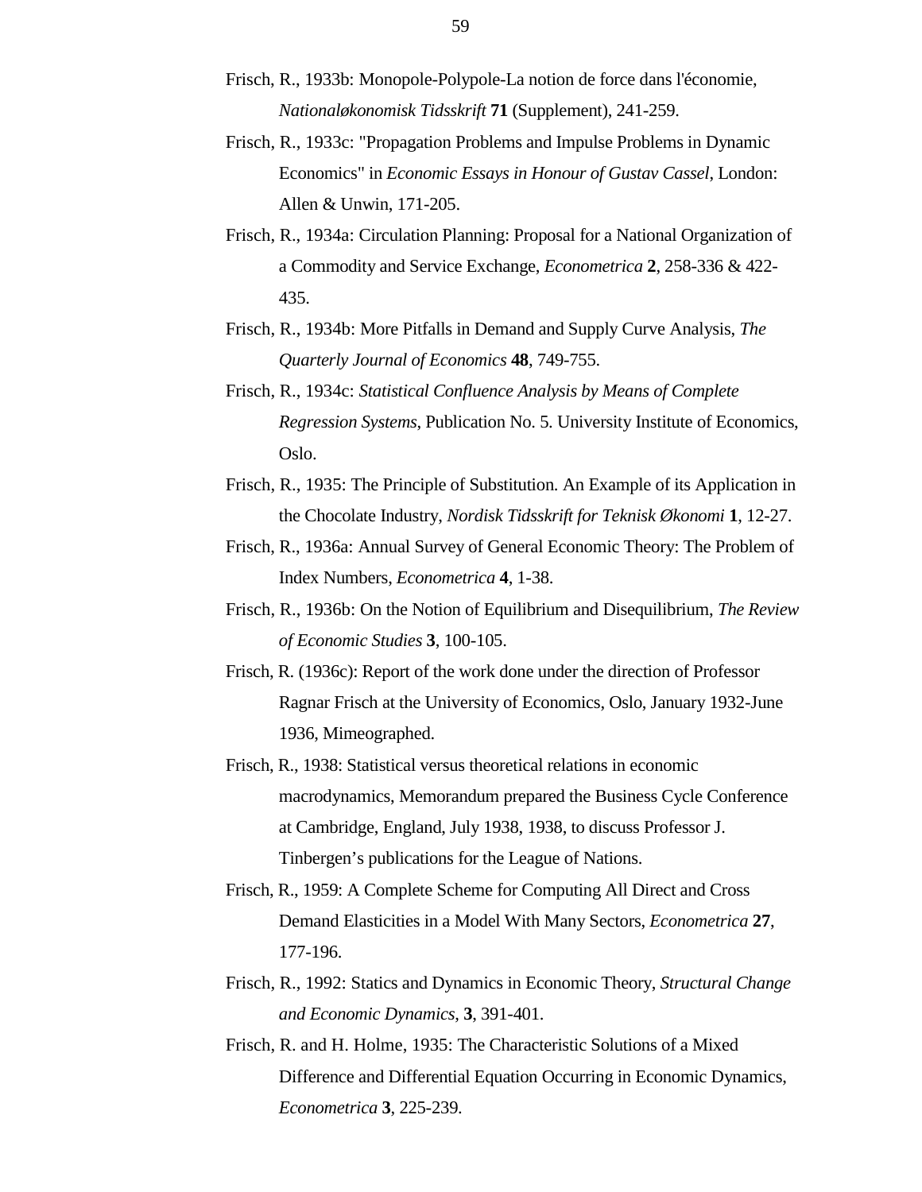Frisch, R., 1933b: Monopole-Polypole-La notion de force dans l'économie, *Nationaløkonomisk Tidsskrift* **71** (Supplement), 241-259.

Frisch, R., 1933c: "Propagation Problems and Impulse Problems in Dynamic Economics" in *Economic Essays in Honour of Gustav Cassel*, London: Allen & Unwin, 171-205.

Frisch, R., 1934a: Circulation Planning: Proposal for a National Organization of a Commodity and Service Exchange, *Econometrica* **2**, 258-336 & 422-435.

Frisch, R., 1934b: More Pitfalls in Demand and Supply Curve Analysis, *The Quarterly Journal of Economics* **48**, 749-755.

Frisch, R., 1934c: *Statistical Confluence Analysis by Means of Complete Regression Systems*, Publication No. 5. University Institute of Economics, Oslo.

Frisch, R., 1935: The Principle of Substitution. An Example of its Application in the Chocolate Industry, *Nordisk Tidsskrift for Teknisk Økonomi* **1**, 12-27.

Frisch, R., 1936a: Annual Survey of General Economic Theory: The Problem of Index Numbers, *Econometrica* **4**, 1-38.

Frisch, R., 1936b: On the Notion of Equilibrium and Disequilibrium, *The Review of Economic Studies* **3**, 100-105.

Frisch, R. (1936c): Report of the work done under the direction of Professor Ragnar Frisch at the University of Economics, Oslo, January 1932-June 1936, Mimeographed.

Frisch, R., 1938: Statistical versus theoretical relations in economic macrodynamics, Memorandum prepared the Business Cycle Conference at Cambridge, England, July 1938, 1938, to discuss Professor J. Tinbergen's publications for the League of Nations.

Frisch, R., 1959: A Complete Scheme for Computing All Direct and Cross Demand Elasticities in a Model With Many Sectors, *Econometrica* **27**, 177-196.

Frisch, R., 1992: Statics and Dynamics in Economic Theory, *Structural Change and Economic Dynamics*, **3**, 391-401.

Frisch, R. and H. Holme, 1935: The Characteristic Solutions of a Mixed Difference and Differential Equation Occurring in Economic Dynamics, *Econometrica* **3**, 225-239.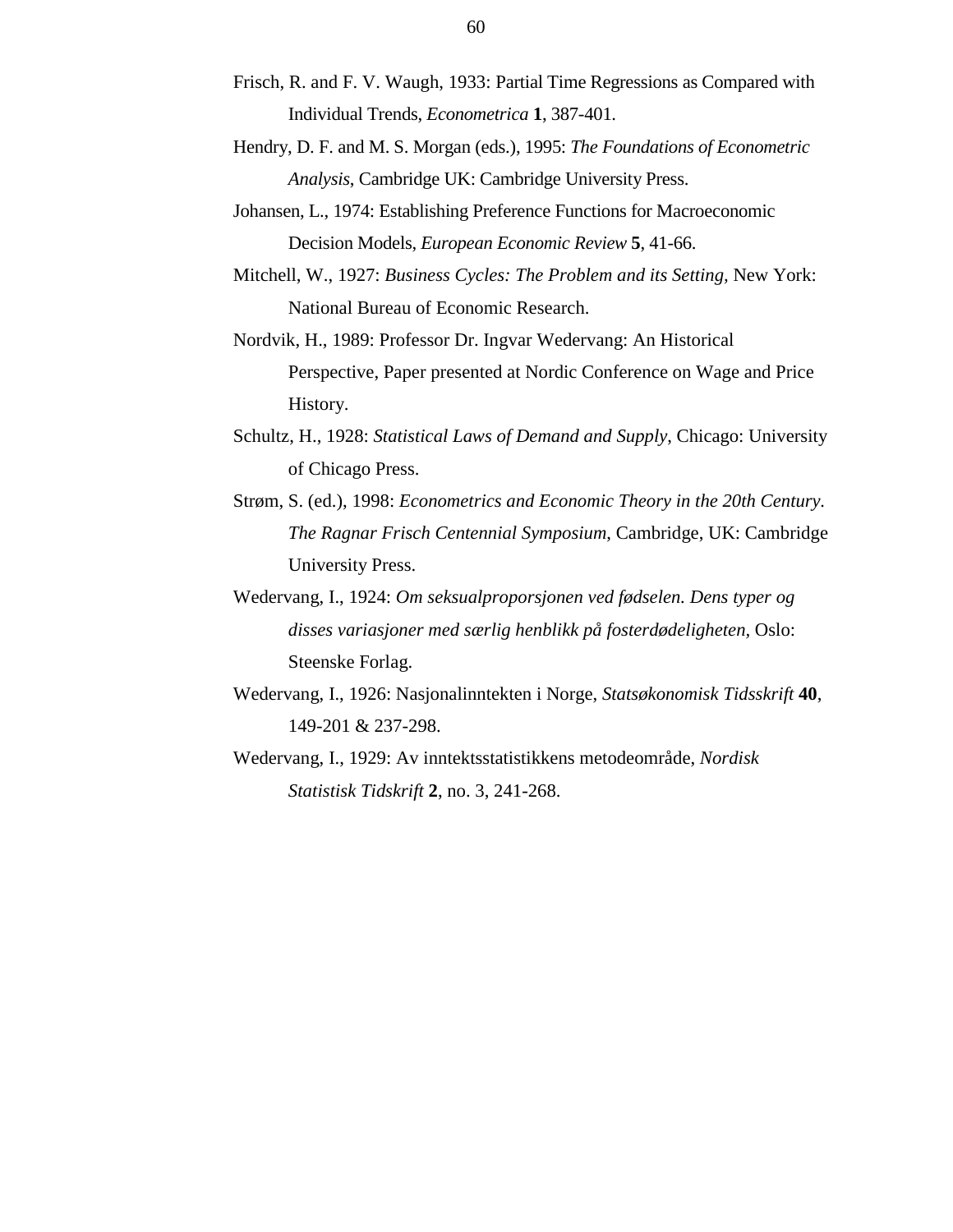Frisch, R. and F. V. Waugh, 1933: Partial Time Regressions as Compared with Individual Trends, *Econometrica* **1**, 387-401.

Hendry, D. F. and M. S. Morgan (eds.), 1995: *The Foundations of Econometric Analysis*, Cambridge UK: Cambridge University Press.

Johansen, L., 1974: Establishing Preference Functions for Macroeconomic Decision Models, *European Economic Review* **5**, 41-66.

Mitchell, W., 1927: *Business Cycles: The Problem and its Setting*, New York: National Bureau of Economic Research.

Nordvik, H., 1989: Professor Dr. Ingvar Wedervang: An Historical Perspective, Paper presented at Nordic Conference on Wage and Price History.

Schultz, H., 1928: *Statistical Laws of Demand and Supply*, Chicago: University of Chicago Press.

Strøm, S. (ed.), 1998: *Econometrics and Economic Theory in the 20th Century. The Ragnar Frisch Centennial Symposium*, Cambridge, UK: Cambridge University Press.

Wedervang, I., 1924: *Om seksualproporsjonen ved fødselen. Dens typer og disses variasjoner med særlig henblikk på fosterdødeligheten*, Oslo: Steenske Forlag.

Wedervang, I., 1926: Nasjonalinntekten i Norge, *Statsøkonomisk Tidsskrift* **40**, 149-201 & 237-298.

Wedervang, I., 1929: Av inntektsstatistikkens metodeområde, *Nordisk Statistisk Tidskrift* **2**, no. 3, 241-268.